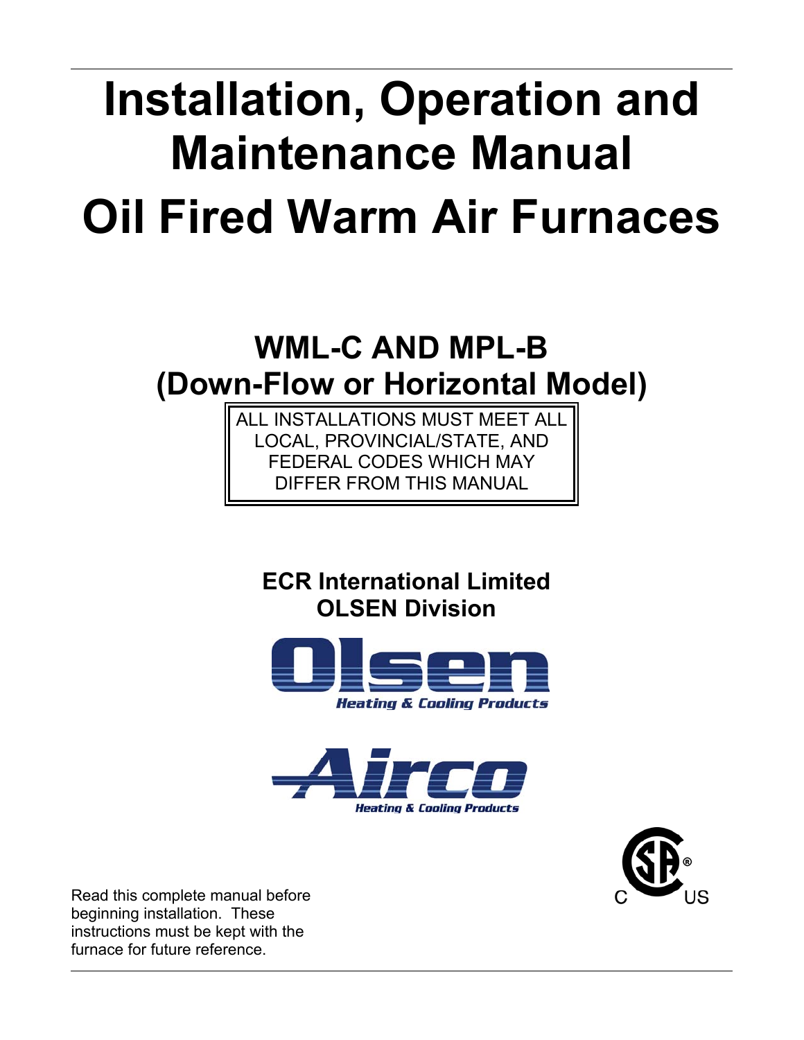# Installation, Operation and Maintenance Manual

# Oil Fired Warm Air Furnaces

## WML-C AND MPL-B
## (Down-Flow or Horizontal Model)

ALL INSTALLATIONS MUST MEET ALL LOCAL, PROVINCIAL/STATE, AND FEDERAL CODES WHICH MAY DIFFER FROM THIS MANUAL

**ECR International Limited**
**OLSEN Division**

Olsen
Heating & Cooling Products

Airco
Heating & Cooling Products

C US

Read this complete manual before beginning installation. These instructions must be kept with the furnace for future reference.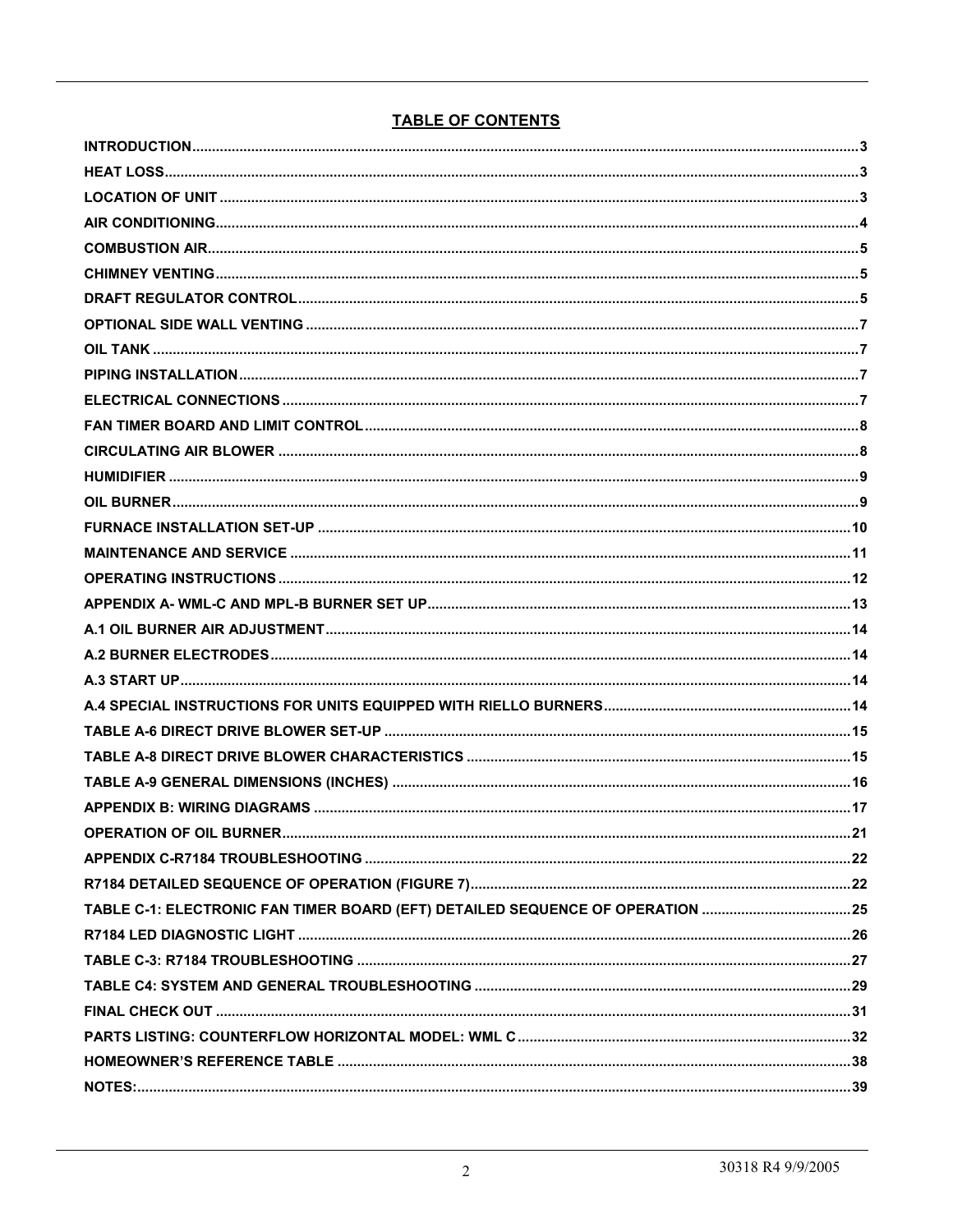## TABLE OF CONTENTS

| | |
|---|---|
| INTRODUCTION | 3 |
| HEAT LOSS | 3 |
| LOCATION OF UNIT | 3 |
| AIR CONDITIONING | 4 |
| COMBUSTION AIR | 5 |
| CHIMNEY VENTING | 5 |
| DRAFT REGULATOR CONTROL | 5 |
| OPTIONAL SIDE WALL VENTING | 7 |
| OIL TANK | 7 |
| PIPING INSTALLATION | 7 |
| ELECTRICAL CONNECTIONS | 7 |
| FAN TIMER BOARD AND LIMIT CONTROL | 8 |
| CIRCULATING AIR BLOWER | 8 |
| HUMIDIFIER | 9 |
| OIL BURNER | 9 |
| FURNACE INSTALLATION SET-UP | 10 |
| MAINTENANCE AND SERVICE | 11 |
| OPERATING INSTRUCTIONS | 12 |
| APPENDIX A- WML-C AND MPL-B BURNER SET UP | 13 |
| A.1 OIL BURNER AIR ADJUSTMENT | 14 |
| A.2 BURNER ELECTRODES | 14 |
| A.3 START UP | 14 |
| A.4 SPECIAL INSTRUCTIONS FOR UNITS EQUIPPED WITH RIELLO BURNERS | 14 |
| TABLE A-6 DIRECT DRIVE BLOWER SET-UP | 15 |
| TABLE A-8 DIRECT DRIVE BLOWER CHARACTERISTICS | 15 |
| TABLE A-9 GENERAL DIMENSIONS (INCHES) | 16 |
| APPENDIX B: WIRING DIAGRAMS | 17 |
| OPERATION OF OIL BURNER | 21 |
| APPENDIX C-R7184 TROUBLESHOOTING | 22 |
| R7184 DETAILED SEQUENCE OF OPERATION (FIGURE 7) | 22 |
| TABLE C-1: ELECTRONIC FAN TIMER BOARD (EFT) DETAILED SEQUENCE OF OPERATION | 25 |
| R7184 LED DIAGNOSTIC LIGHT | 26 |
| TABLE C-3: R7184 TROUBLESHOOTING | 27 |
| TABLE C4: SYSTEM AND GENERAL TROUBLESHOOTING | 29 |
| FINAL CHECK OUT | 31 |
| PARTS LISTING: COUNTERFLOW HORIZONTAL MODEL: WML C | 32 |
| HOMEOWNER'S REFERENCE TABLE | 38 |
| NOTES: | 39 |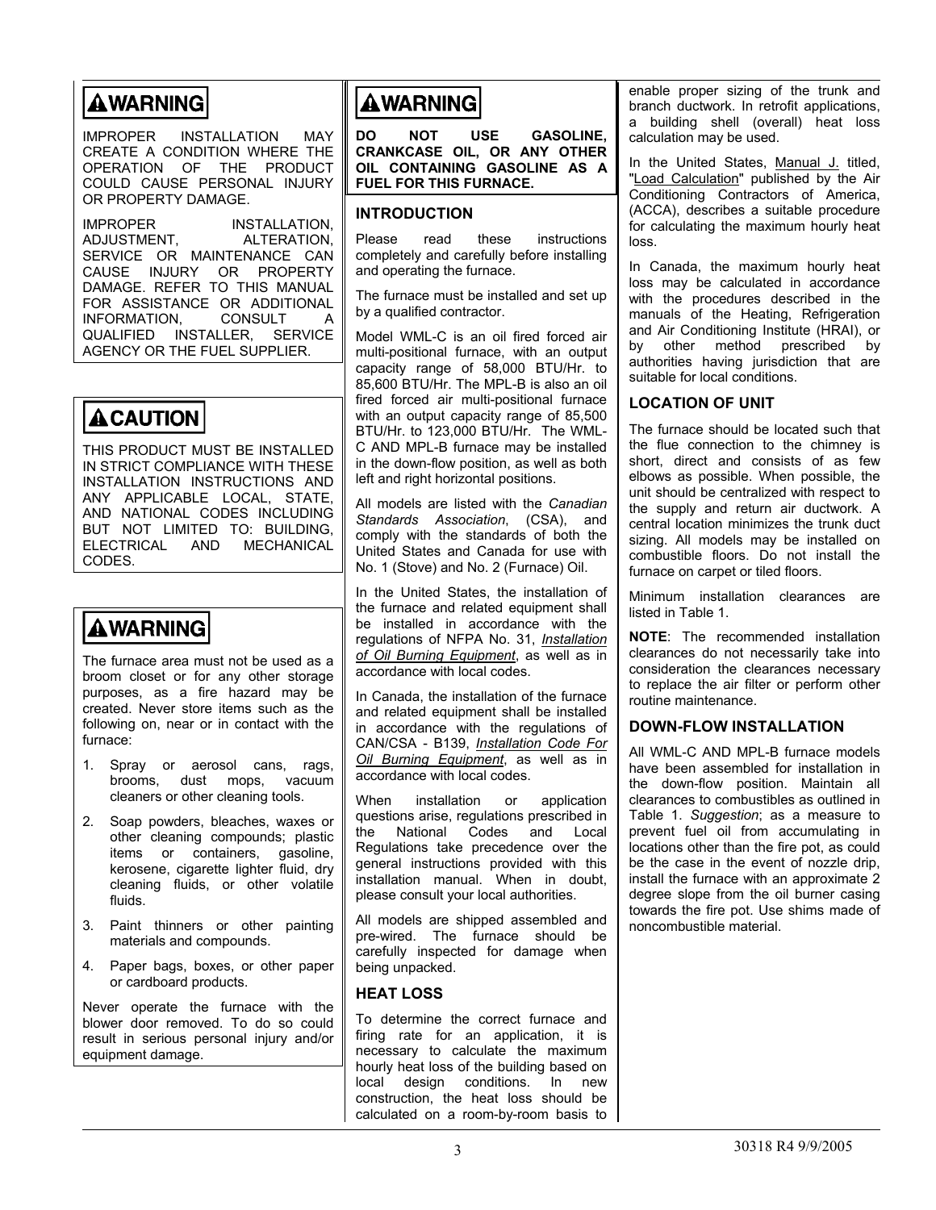**⚠WARNING**

IMPROPER INSTALLATION MAY CREATE A CONDITION WHERE THE OPERATION OF THE PRODUCT COULD CAUSE PERSONAL INJURY OR PROPERTY DAMAGE.

IMPROPER INSTALLATION, ADJUSTMENT, ALTERATION, SERVICE OR MAINTENANCE CAN CAUSE INJURY OR PROPERTY DAMAGE. REFER TO THIS MANUAL FOR ASSISTANCE OR ADDITIONAL INFORMATION, CONSULT A QUALIFIED INSTALLER, SERVICE AGENCY OR THE FUEL SUPPLIER.

**⚠CAUTION**

THIS PRODUCT MUST BE INSTALLED IN STRICT COMPLIANCE WITH THESE INSTALLATION INSTRUCTIONS AND ANY APPLICABLE LOCAL, STATE, AND NATIONAL CODES INCLUDING BUT NOT LIMITED TO: BUILDING, ELECTRICAL AND MECHANICAL CODES.

**⚠WARNING**

The furnace area must not be used as a broom closet or for any other storage purposes, as a fire hazard may be created. Never store items such as the following on, near or in contact with the furnace:

1. Spray or aerosol cans, rags, brooms, dust mops, vacuum cleaners or other cleaning tools.
2. Soap powders, bleaches, waxes or other cleaning compounds; plastic items or containers, gasoline, kerosene, cigarette lighter fluid, dry cleaning fluids, or other volatile fluids.
3. Paint thinners or other painting materials and compounds.
4. Paper bags, boxes, or other paper or cardboard products.

Never operate the furnace with the blower door removed. To do so could result in serious personal injury and/or equipment damage.

**⚠WARNING**

**DO NOT USE GASOLINE, CRANKCASE OIL, OR ANY OTHER OIL CONTAINING GASOLINE AS A FUEL FOR THIS FURNACE.**

## INTRODUCTION

Please read these instructions completely and carefully before installing and operating the furnace.

The furnace must be installed and set up by a qualified contractor.

Model WML-C is an oil fired forced air multi-positional furnace, with an output capacity range of 58,000 BTU/Hr. to 85,600 BTU/Hr. The MPL-B is also an oil fired forced air multi-positional furnace with an output capacity range of 85,500 BTU/Hr. to 123,000 BTU/Hr. The WML-C AND MPL-B furnace may be installed in the down-flow position, as well as both left and right horizontal positions.

All models are listed with the *Canadian Standards Association*, (CSA), and comply with the standards of both the United States and Canada for use with No. 1 (Stove) and No. 2 (Furnace) Oil.

In the United States, the installation of the furnace and related equipment shall be installed in accordance with the regulations of NFPA No. 31, *Installation of Oil Burning Equipment*, as well as in accordance with local codes.

In Canada, the installation of the furnace and related equipment shall be installed in accordance with the regulations of CAN/CSA - B139, *Installation Code For Oil Burning Equipment*, as well as in accordance with local codes.

When installation or application questions arise, regulations prescribed in the National Codes and Local Regulations take precedence over the general instructions provided with this installation manual. When in doubt, please consult your local authorities.

All models are shipped assembled and pre-wired. The furnace should be carefully inspected for damage when being unpacked.

## HEAT LOSS

To determine the correct furnace and firing rate for an application, it is necessary to calculate the maximum hourly heat loss of the building based on local design conditions. In new construction, the heat loss should be calculated on a room-by-room basis to enable proper sizing of the trunk and branch ductwork. In retrofit applications, a building shell (overall) heat loss calculation may be used.

In the United States, Manual J. titled, "Load Calculation" published by the Air Conditioning Contractors of America, (ACCA), describes a suitable procedure for calculating the maximum hourly heat loss.

In Canada, the maximum hourly heat loss may be calculated in accordance with the procedures described in the manuals of the Heating, Refrigeration and Air Conditioning Institute (HRAI), or by other method prescribed by authorities having jurisdiction that are suitable for local conditions.

## LOCATION OF UNIT

The furnace should be located such that the flue connection to the chimney is short, direct and consists of as few elbows as possible. When possible, the unit should be centralized with respect to the supply and return air ductwork. A central location minimizes the trunk duct sizing. All models may be installed on combustible floors. Do not install the furnace on carpet or tiled floors.

Minimum installation clearances are listed in Table 1.

**NOTE**: The recommended installation clearances do not necessarily take into consideration the clearances necessary to replace the air filter or perform other routine maintenance.

## DOWN-FLOW INSTALLATION

All WML-C AND MPL-B furnace models have been assembled for installation in the down-flow position. Maintain all clearances to combustibles as outlined in Table 1. *Suggestion*; as a measure to prevent fuel oil from accumulating in locations other than the fire pot, as could be the case in the event of nozzle drip, install the furnace with an approximate 2 degree slope from the oil burner casing towards the fire pot. Use shims made of noncombustible material.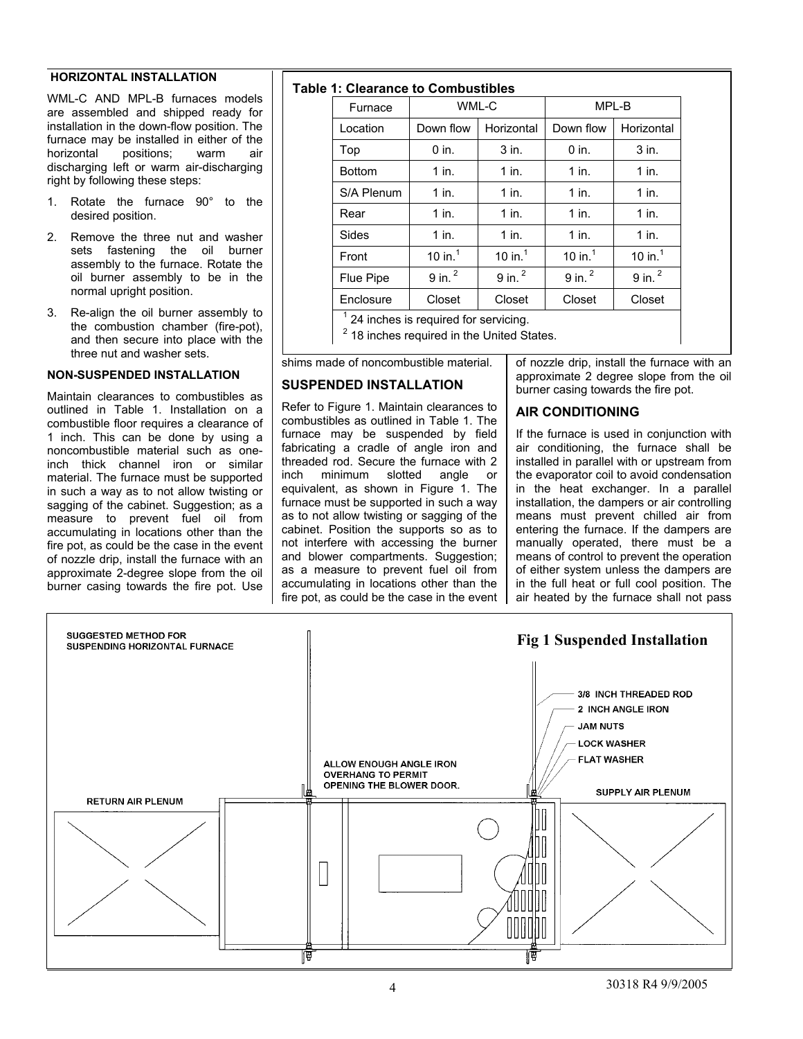## HORIZONTAL INSTALLATION

WML-C AND MPL-B furnaces models are assembled and shipped ready for installation in the down-flow position. The furnace may be installed in either of the horizontal positions; warm air discharging left or warm air-discharging right by following these steps:

1. Rotate the furnace 90° to the desired position.
2. Remove the three nut and washer sets fastening the oil burner assembly to the furnace. Rotate the oil burner assembly to be in the normal upright position.
3. Re-align the oil burner assembly to the combustion chamber (fire-pot), and then secure into place with the three nut and washer sets.

### NON-SUSPENDED INSTALLATION

Maintain clearances to combustibles as outlined in Table 1. Installation on a combustible floor requires a clearance of 1 inch. This can be done by using a noncombustible material such as one-inch thick channel iron or similar material. The furnace must be supported in such a way as to not allow twisting or sagging of the cabinet. Suggestion; as a measure to prevent fuel oil from accumulating in locations other than the fire pot, as could be the case in the event of nozzle drip, install the furnace with an approximate 2-degree slope from the oil burner casing towards the fire pot. Use shims made of noncombustible material.

**Table 1: Clearance to Combustibles**

| Furnace | WML-C | | MPL-B | |
|---|---|---|---|---|
| Location | Down flow | Horizontal | Down flow | Horizontal |
| Top | 0 in. | 3 in. | 0 in. | 3 in. |
| Bottom | 1 in. | 1 in. | 1 in. | 1 in. |
| S/A Plenum | 1 in. | 1 in. | 1 in. | 1 in. |
| Rear | 1 in. | 1 in. | 1 in. | 1 in. |
| Sides | 1 in. | 1 in. | 1 in. | 1 in. |
| Front | 10 in.[1] | 10 in.[1] | 10 in.[1] | 10 in.[1] |
| Flue Pipe | 9 in. [2] | 9 in. [2] | 9 in. [2] | 9 in. [2] |
| Enclosure | Closet | Closet | Closet | Closet |

[1] 24 inches is required for servicing.
[2] 18 inches required in the United States.

## SUSPENDED INSTALLATION

Refer to Figure 1. Maintain clearances to combustibles as outlined in Table 1. The furnace may be suspended by field fabricating a cradle of angle iron and threaded rod. Secure the furnace with 2 inch minimum slotted angle or equivalent, as shown in Figure 1. The furnace must be supported in such a way as to not allow twisting or sagging of the cabinet. Position the supports so as to not interfere with accessing the burner and blower compartments. Suggestion; as a measure to prevent fuel oil from accumulating in locations other than the fire pot, as could be the case in the event of nozzle drip, install the furnace with an approximate 2 degree slope from the oil burner casing towards the fire pot.

## AIR CONDITIONING

If the furnace is used in conjunction with air conditioning, the furnace shall be installed in parallel with or upstream from the evaporator coil to avoid condensation in the heat exchanger. In a parallel installation, the dampers or air controlling means must prevent chilled air from entering the furnace. If the dampers are manually operated, there must be a means of control to prevent the operation of either system unless the dampers are in the full heat or full cool position. The air heated by the furnace shall not pass

SUGGESTED METHOD FOR SUSPENDING HORIZONTAL FURNACE

RETURN AIR PLENUM

ALLOW ENOUGH ANGLE IRON OVERHANG TO PERMIT OPENING THE BLOWER DOOR.

3/8 INCH THREADED ROD
2 INCH ANGLE IRON
JAM NUTS
LOCK WASHER
FLAT WASHER

SUPPLY AIR PLENUM

**Fig 1 Suspended Installation**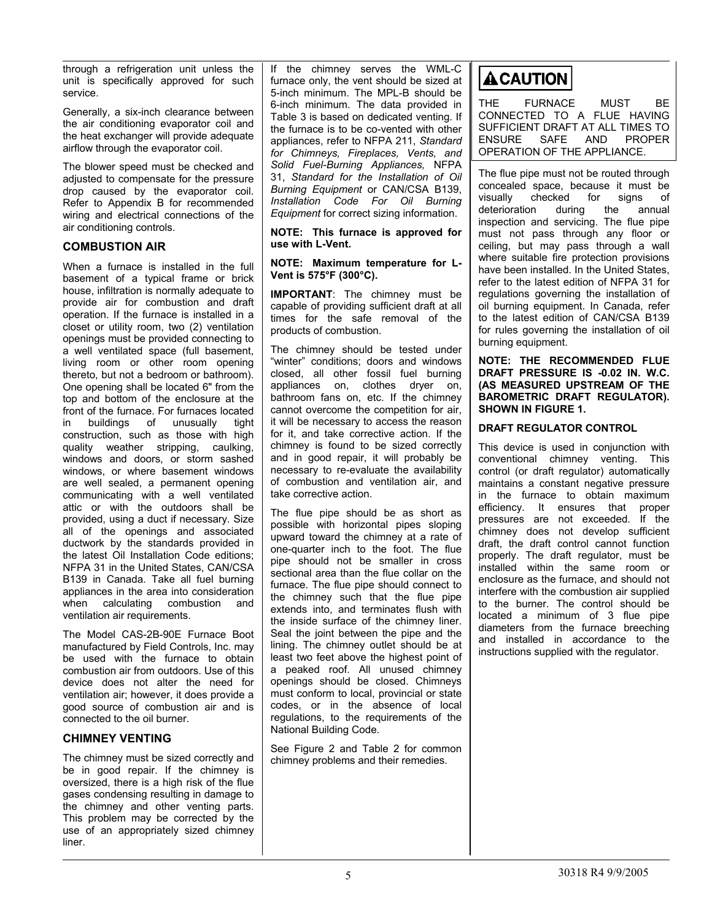through a refrigeration unit unless the unit is specifically approved for such service.

Generally, a six-inch clearance between the air conditioning evaporator coil and the heat exchanger will provide adequate airflow through the evaporator coil.

The blower speed must be checked and adjusted to compensate for the pressure drop caused by the evaporator coil. Refer to Appendix B for recommended wiring and electrical connections of the air conditioning controls.

### COMBUSTION AIR

When a furnace is installed in the full basement of a typical frame or brick house, infiltration is normally adequate to provide air for combustion and draft operation. If the furnace is installed in a closet or utility room, two (2) ventilation openings must be provided connecting to a well ventilated space (full basement, living room or other room opening thereto, but not a bedroom or bathroom). One opening shall be located 6" from the top and bottom of the enclosure at the front of the furnace. For furnaces located in buildings of unusually tight construction, such as those with high quality weather stripping, caulking, windows and doors, or storm sashed windows, or where basement windows are well sealed, a permanent opening communicating with a well ventilated attic or with the outdoors shall be provided, using a duct if necessary. Size all of the openings and associated ductwork by the standards provided in the latest Oil Installation Code editions; NFPA 31 in the United States, CAN/CSA B139 in Canada. Take all fuel burning appliances in the area into consideration when calculating combustion and ventilation air requirements.

The Model CAS-2B-90E Furnace Boot manufactured by Field Controls, Inc. may be used with the furnace to obtain combustion air from outdoors. Use of this device does not alter the need for ventilation air; however, it does provide a good source of combustion air and is connected to the oil burner.

### CHIMNEY VENTING

The chimney must be sized correctly and be in good repair. If the chimney is oversized, there is a high risk of the flue gases condensing resulting in damage to the chimney and other venting parts. This problem may be corrected by the use of an appropriately sized chimney liner.

If the chimney serves the WML-C furnace only, the vent should be sized at 5-inch minimum. The MPL-B should be 6-inch minimum. The data provided in Table 3 is based on dedicated venting. If the furnace is to be co-vented with other appliances, refer to NFPA 211, *Standard for Chimneys, Fireplaces, Vents, and Solid Fuel-Burning Appliances,* NFPA 31, *Standard for the Installation of Oil Burning Equipment* or CAN/CSA B139, *Installation Code For Oil Burning Equipment* for correct sizing information.

**NOTE: This furnace is approved for use with L-Vent.**

**NOTE: Maximum temperature for L-Vent is 575°F (300°C).**

**IMPORTANT**: The chimney must be capable of providing sufficient draft at all times for the safe removal of the products of combustion.

The chimney should be tested under "winter" conditions; doors and windows closed, all other fossil fuel burning appliances on, clothes dryer on, bathroom fans on, etc. If the chimney cannot overcome the competition for air, it will be necessary to access the reason for it, and take corrective action. If the chimney is found to be sized correctly and in good repair, it will probably be necessary to re-evaluate the availability of combustion and ventilation air, and take corrective action.

The flue pipe should be as short as possible with horizontal pipes sloping upward toward the chimney at a rate of one-quarter inch to the foot. The flue pipe should not be smaller in cross sectional area than the flue collar on the furnace. The flue pipe should connect to the chimney such that the flue pipe extends into, and terminates flush with the inside surface of the chimney liner. Seal the joint between the pipe and the lining. The chimney outlet should be at least two feet above the highest point of a peaked roof. All unused chimney openings should be closed. Chimneys must conform to local, provincial or state codes, or in the absence of local regulations, to the requirements of the National Building Code.

See Figure 2 and Table 2 for common chimney problems and their remedies.

> **⚠CAUTION**
>
> THE FURNACE MUST BE CONNECTED TO A FLUE HAVING SUFFICIENT DRAFT AT ALL TIMES TO ENSURE SAFE AND PROPER OPERATION OF THE APPLIANCE.

The flue pipe must not be routed through concealed space, because it must be visually checked for signs of deterioration during the annual inspection and servicing. The flue pipe must not pass through any floor or ceiling, but may pass through a wall where suitable fire protection provisions have been installed. In the United States, refer to the latest edition of NFPA 31 for regulations governing the installation of oil burning equipment. In Canada, refer to the latest edition of CAN/CSA B139 for rules governing the installation of oil burning equipment.

**NOTE: THE RECOMMENDED FLUE DRAFT PRESSURE IS -0.02 IN. W.C. (AS MEASURED UPSTREAM OF THE BAROMETRIC DRAFT REGULATOR). SHOWN IN FIGURE 1.**

### DRAFT REGULATOR CONTROL

This device is used in conjunction with conventional chimney venting. This control (or draft regulator) automatically maintains a constant negative pressure in the furnace to obtain maximum efficiency. It ensures that proper pressures are not exceeded. If the chimney does not develop sufficient draft, the draft control cannot function properly. The draft regulator, must be installed within the same room or enclosure as the furnace, and should not interfere with the combustion air supplied to the burner. The control should be located a minimum of 3 flue pipe diameters from the furnace breeching and installed in accordance to the instructions supplied with the regulator.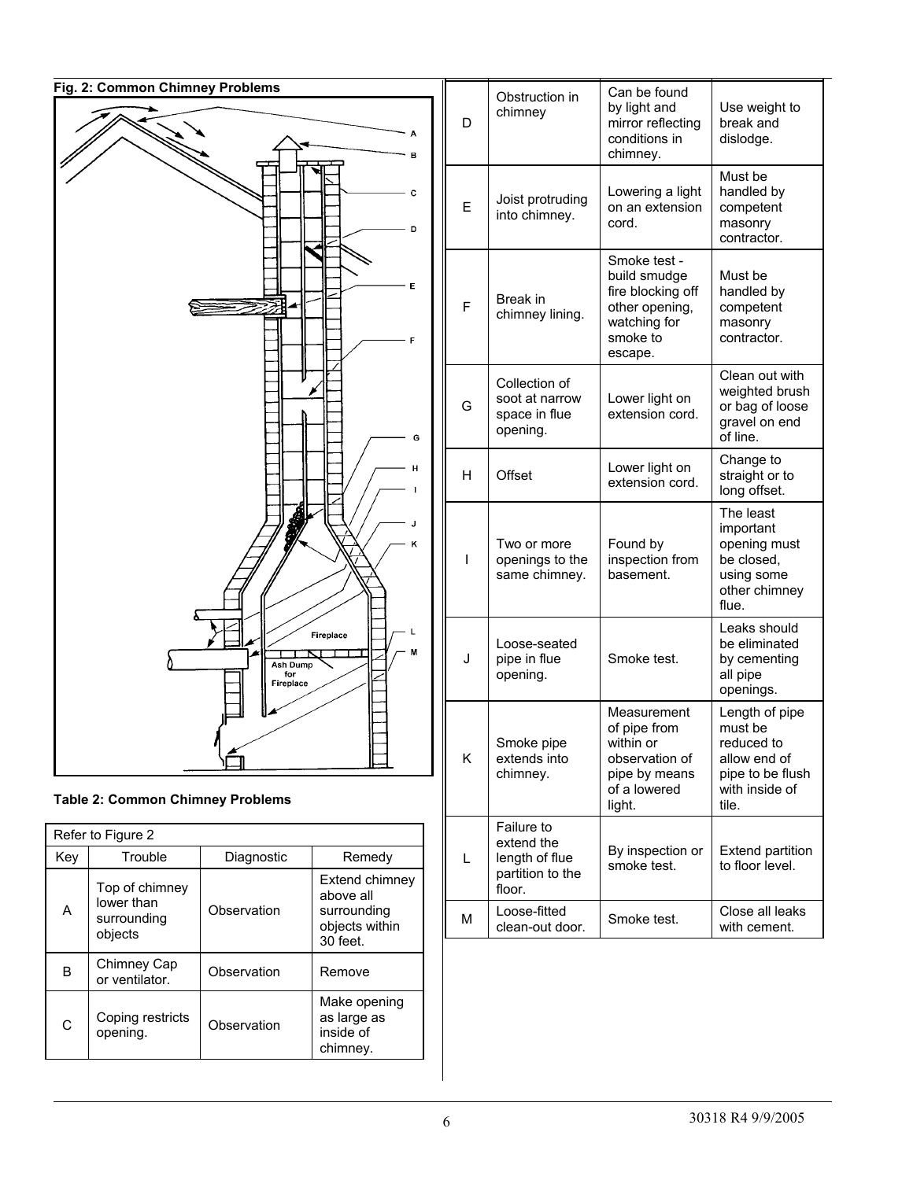**Fig. 2: Common Chimney Problems**

**Table 2: Common Chimney Problems**

| Refer to Figure 2 | | | |
|---|---|---|---|
| Key | Trouble | Diagnostic | Remedy |
| A | Top of chimney lower than surrounding objects | Observation | Extend chimney above all surrounding objects within 30 feet. |
| B | Chimney Cap or ventilator. | Observation | Remove |
| C | Coping restricts opening. | Observation | Make opening as large as inside of chimney. |
| D | Obstruction in chimney | Can be found by light and mirror reflecting conditions in chimney. | Use weight to break and dislodge. |
| E | Joist protruding into chimney. | Lowering a light on an extension cord. | Must be handled by competent masonry contractor. |
| F | Break in chimney lining. | Smoke test - build smudge fire blocking off other opening, watching for smoke to escape. | Must be handled by competent masonry contractor. |
| G | Collection of soot at narrow space in flue opening. | Lower light on extension cord. | Clean out with weighted brush or bag of loose gravel on end of line. |
| H | Offset | Lower light on extension cord. | Change to straight or to long offset. |
| I | Two or more openings to the same chimney. | Found by inspection from basement. | The least important opening must be closed, using some other chimney flue. |
| J | Loose-seated pipe in flue opening. | Smoke test. | Leaks should be eliminated by cementing all pipe openings. |
| K | Smoke pipe extends into chimney. | Measurement of pipe from within or observation of pipe by means of a lowered light. | Length of pipe must be reduced to allow end of pipe to be flush with inside of tile. |
| L | Failure to extend the length of flue partition to the floor. | By inspection or smoke test. | Extend partition to floor level. |
| M | Loose-fitted clean-out door. | Smoke test. | Close all leaks with cement. |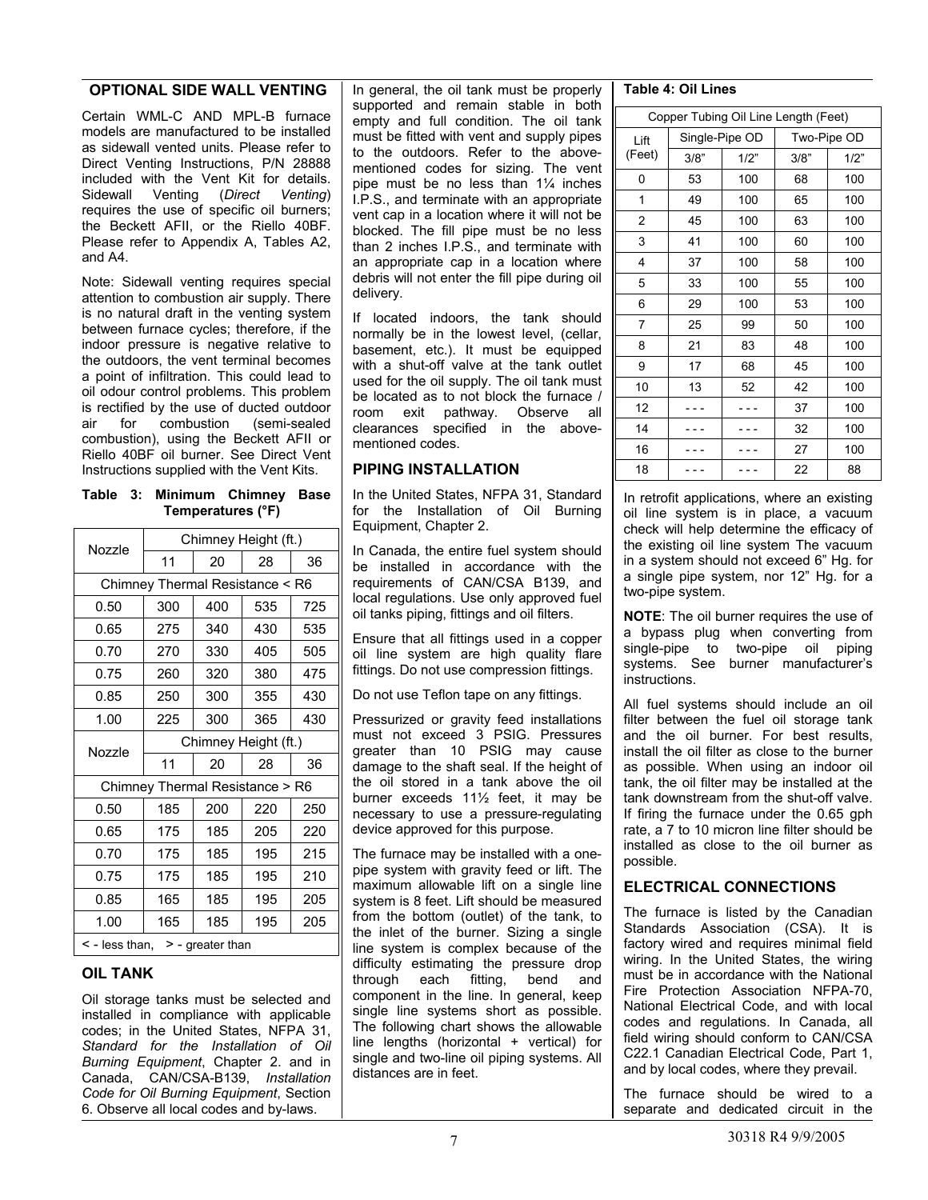## OPTIONAL SIDE WALL VENTING

Certain WML-C AND MPL-B furnace models are manufactured to be installed as sidewall vented units. Please refer to Direct Venting Instructions, P/N 28888 included with the Vent Kit for details. Sidewall Venting (*Direct Venting*) requires the use of specific oil burners; the Beckett AFII, or the Riello 40BF. Please refer to Appendix A, Tables A2, and A4.

Note: Sidewall venting requires special attention to combustion air supply. There is no natural draft in the venting system between furnace cycles; therefore, if the indoor pressure is negative relative to the outdoors, the vent terminal becomes a point of infiltration. This could lead to oil odour control problems. This problem is rectified by the use of ducted outdoor air for combustion (semi-sealed combustion), using the Beckett AFII or Riello 40BF oil burner. See Direct Vent Instructions supplied with the Vent Kits.

**Table 3: Minimum Chimney Base Temperatures (°F)**

| Nozzle | Chimney Height (ft.) | | | |
|---|---|---|---|---|
| | 11 | 20 | 28 | 36 |
| Chimney Thermal Resistance < R6 | | | | |
| 0.50 | 300 | 400 | 535 | 725 |
| 0.65 | 275 | 340 | 430 | 535 |
| 0.70 | 270 | 330 | 405 | 505 |
| 0.75 | 260 | 320 | 380 | 475 |
| 0.85 | 250 | 300 | 355 | 430 |
| 1.00 | 225 | 300 | 365 | 430 |
| Nozzle | Chimney Height (ft.) | | | |
| | 11 | 20 | 28 | 36 |
| Chimney Thermal Resistance > R6 | | | | |
| 0.50 | 185 | 200 | 220 | 250 |
| 0.65 | 175 | 185 | 205 | 220 |
| 0.70 | 175 | 185 | 195 | 215 |
| 0.75 | 175 | 185 | 195 | 210 |
| 0.85 | 165 | 185 | 195 | 205 |
| 1.00 | 165 | 185 | 195 | 205 |

< - less than, > - greater than

## OIL TANK

Oil storage tanks must be selected and installed in compliance with applicable codes; in the United States, NFPA 31, *Standard for the Installation of Oil Burning Equipment*, Chapter 2. and in Canada, CAN/CSA-B139, *Installation Code for Oil Burning Equipment*, Section 6. Observe all local codes and by-laws.

In general, the oil tank must be properly supported and remain stable in both empty and full condition. The oil tank must be fitted with vent and supply pipes to the outdoors. Refer to the above-mentioned codes for sizing. The vent pipe must be no less than 1¼ inches I.P.S., and terminate with an appropriate vent cap in a location where it will not be blocked. The fill pipe must be no less than 2 inches I.P.S., and terminate with an appropriate cap in a location where debris will not enter the fill pipe during oil delivery.

If located indoors, the tank should normally be in the lowest level, (cellar, basement, etc.). It must be equipped with a shut-off valve at the tank outlet used for the oil supply. The oil tank must be located as to not block the furnace / room exit pathway. Observe all clearances specified in the above-mentioned codes.

## PIPING INSTALLATION

In the United States, NFPA 31, Standard for the Installation of Oil Burning Equipment, Chapter 2.

In Canada, the entire fuel system should be installed in accordance with the requirements of CAN/CSA B139, and local regulations. Use only approved fuel oil tanks piping, fittings and oil filters.

Ensure that all fittings used in a copper oil line system are high quality flare fittings. Do not use compression fittings.

Do not use Teflon tape on any fittings.

Pressurized or gravity feed installations must not exceed 3 PSIG. Pressures greater than 10 PSIG may cause damage to the shaft seal. If the height of the oil stored in a tank above the oil burner exceeds 11½ feet, it may be necessary to use a pressure-regulating device approved for this purpose.

The furnace may be installed with a one-pipe system with gravity feed or lift. The maximum allowable lift on a single line system is 8 feet. Lift should be measured from the bottom (outlet) of the tank, to the inlet of the burner. Sizing a single line system is complex because of the difficulty estimating the pressure drop through each fitting, bend and component in the line. In general, keep single line systems short as possible. The following chart shows the allowable line lengths (horizontal + vertical) for single and two-line oil piping systems. All distances are in feet.

**Table 4: Oil Lines**

| Copper Tubing Oil Line Length (Feet) | | | | |
|---|---|---|---|---|
| Lift (Feet) | Single-Pipe OD | | Two-Pipe OD | |
| | 3/8" | 1/2" | 3/8" | 1/2" |
| 0 | 53 | 100 | 68 | 100 |
| 1 | 49 | 100 | 65 | 100 |
| 2 | 45 | 100 | 63 | 100 |
| 3 | 41 | 100 | 60 | 100 |
| 4 | 37 | 100 | 58 | 100 |
| 5 | 33 | 100 | 55 | 100 |
| 6 | 29 | 100 | 53 | 100 |
| 7 | 25 | 99 | 50 | 100 |
| 8 | 21 | 83 | 48 | 100 |
| 9 | 17 | 68 | 45 | 100 |
| 10 | 13 | 52 | 42 | 100 |
| 12 | - - - | - - - | 37 | 100 |
| 14 | - - - | - - - | 32 | 100 |
| 16 | - - - | - - - | 27 | 100 |
| 18 | - - - | - - - | 22 | 88 |

In retrofit applications, where an existing oil line system is in place, a vacuum check will help determine the efficacy of the existing oil line system The vacuum in a system should not exceed 6" Hg. for a single pipe system, nor 12" Hg. for a two-pipe system.

**NOTE**: The oil burner requires the use of a bypass plug when converting from single-pipe to two-pipe oil piping systems. See burner manufacturer's instructions.

All fuel systems should include an oil filter between the fuel oil storage tank and the oil burner. For best results, install the oil filter as close to the burner as possible. When using an indoor oil tank, the oil filter may be installed at the tank downstream from the shut-off valve. If firing the furnace under the 0.65 gph rate, a 7 to 10 micron line filter should be installed as close to the oil burner as possible.

## ELECTRICAL CONNECTIONS

The furnace is listed by the Canadian Standards Association (CSA). It is factory wired and requires minimal field wiring. In the United States, the wiring must be in accordance with the National Fire Protection Association NFPA-70, National Electrical Code, and with local codes and regulations. In Canada, all field wiring should conform to CAN/CSA C22.1 Canadian Electrical Code, Part 1, and by local codes, where they prevail.

The furnace should be wired to a separate and dedicated circuit in the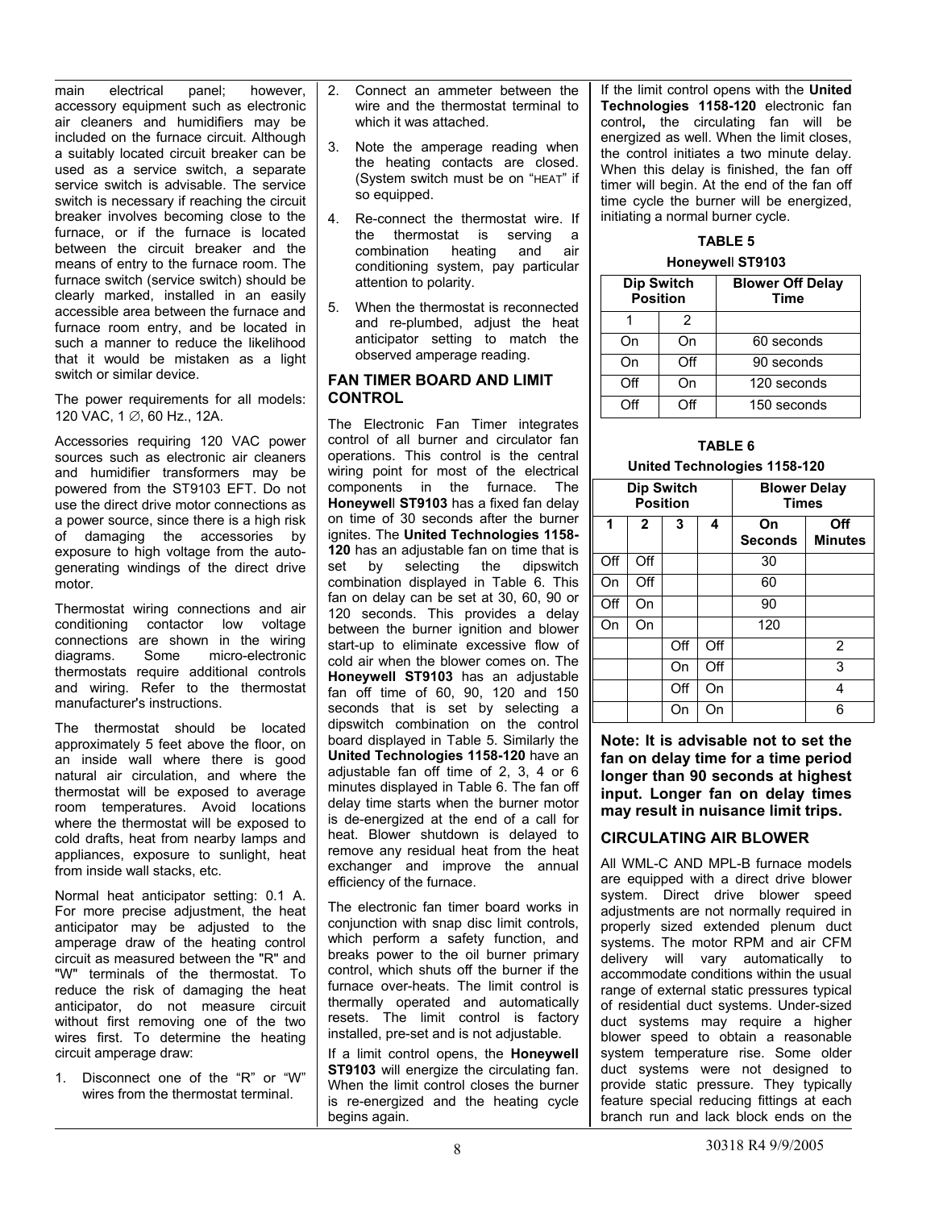main electrical panel; however, accessory equipment such as electronic air cleaners and humidifiers may be included on the furnace circuit. Although a suitably located circuit breaker can be used as a service switch, a separate service switch is advisable. The service switch is necessary if reaching the circuit breaker involves becoming close to the furnace, or if the furnace is located between the circuit breaker and the means of entry to the furnace room. The furnace switch (service switch) should be clearly marked, installed in an easily accessible area between the furnace and furnace room entry, and be located in such a manner to reduce the likelihood that it would be mistaken as a light switch or similar device.

The power requirements for all models: 120 VAC, 1 ∅, 60 Hz., 12A.

Accessories requiring 120 VAC power sources such as electronic air cleaners and humidifier transformers may be powered from the ST9103 EFT. Do not use the direct drive motor connections as a power source, since there is a high risk of damaging the accessories by exposure to high voltage from the auto-generating windings of the direct drive motor.

Thermostat wiring connections and air conditioning contactor low voltage connections are shown in the wiring diagrams. Some micro-electronic thermostats require additional controls and wiring. Refer to the thermostat manufacturer's instructions.

The thermostat should be located approximately 5 feet above the floor, on an inside wall where there is good natural air circulation, and where the thermostat will be exposed to average room temperatures. Avoid locations where the thermostat will be exposed to cold drafts, heat from nearby lamps and appliances, exposure to sunlight, heat from inside wall stacks, etc.

Normal heat anticipator setting: 0.1 A. For more precise adjustment, the heat anticipator may be adjusted to the amperage draw of the heating control circuit as measured between the "R" and "W" terminals of the thermostat. To reduce the risk of damaging the heat anticipator, do not measure circuit without first removing one of the two wires first. To determine the heating circuit amperage draw:

1. Disconnect one of the “R” or “W” wires from the thermostat terminal.
2. Connect an ammeter between the wire and the thermostat terminal to which it was attached.
3. Note the amperage reading when the heating contacts are closed. (System switch must be on “HEAT” if so equipped.
4. Re-connect the thermostat wire. If the thermostat is serving a combination heating and air conditioning system, pay particular attention to polarity.
5. When the thermostat is reconnected and re-plumbed, adjust the heat anticipator setting to match the observed amperage reading.

## FAN TIMER BOARD AND LIMIT CONTROL

The Electronic Fan Timer integrates control of all burner and circulator fan operations. This control is the central wiring point for most of the electrical components in the furnace. The **Honeywell ST9103** has a fixed fan delay on time of 30 seconds after the burner ignites. The **United Technologies 1158-120** has an adjustable fan on time that is set by selecting the dipswitch combination displayed in Table 6. This fan on delay can be set at 30, 60, 90 or 120 seconds. This provides a delay between the burner ignition and blower start-up to eliminate excessive flow of cold air when the blower comes on. The **Honeywell ST9103** has an adjustable fan off time of 60, 90, 120 and 150 seconds that is set by selecting a dipswitch combination on the control board displayed in Table 5. Similarly the **United Technologies 1158-120** have an adjustable fan off time of 2, 3, 4 or 6 minutes displayed in Table 6. The fan off delay time starts when the burner motor is de-energized at the end of a call for heat. Blower shutdown is delayed to remove any residual heat from the heat exchanger and improve the annual efficiency of the furnace.

The electronic fan timer board works in conjunction with snap disc limit controls, which perform a safety function, and breaks power to the oil burner primary control, which shuts off the burner if the furnace over-heats. The limit control is thermally operated and automatically resets. The limit control is factory installed, pre-set and is not adjustable.

If a limit control opens, the **Honeywell ST9103** will energize the circulating fan. When the limit control closes the burner is re-energized and the heating cycle begins again.

If the limit control opens with the **United Technologies 1158-120** electronic fan control**,** the circulating fan will be energized as well. When the limit closes, the control initiates a two minute delay. When this delay is finished, the fan off timer will begin. At the end of the fan off time cycle the burner will be energized, initiating a normal burner cycle.

**TABLE 5**

**Honeywell ST9103**

| Dip Switch Position | | Blower Off Delay Time |
|---|---|---|
| 1 | 2 | |
| On | On | 60 seconds |
| On | Off | 90 seconds |
| Off | On | 120 seconds |
| Off | Off | 150 seconds |

**TABLE 6**

**United Technologies 1158-120**

| Dip Switch Position | | | | Blower Delay Times | |
|---|---|---|---|---|---|
| 1 | 2 | 3 | 4 | On Seconds | Off Minutes |
| Off | Off | | | 30 | |
| On | Off | | | 60 | |
| Off | On | | | 90 | |
| On | On | | | 120 | |
| | | Off | Off | | 2 |
| | | On | Off | | 3 |
| | | Off | On | | 4 |
| | | On | On | | 6 |

**Note: It is advisable not to set the fan on delay time for a time period longer than 90 seconds at highest input. Longer fan on delay times may result in nuisance limit trips.**

## CIRCULATING AIR BLOWER

All WML-C AND MPL-B furnace models are equipped with a direct drive blower system. Direct drive blower speed adjustments are not normally required in properly sized extended plenum duct systems. The motor RPM and air CFM delivery will vary automatically to accommodate conditions within the usual range of external static pressures typical of residential duct systems. Under-sized duct systems may require a higher blower speed to obtain a reasonable system temperature rise. Some older duct systems were not designed to provide static pressure. They typically feature special reducing fittings at each branch run and lack block ends on the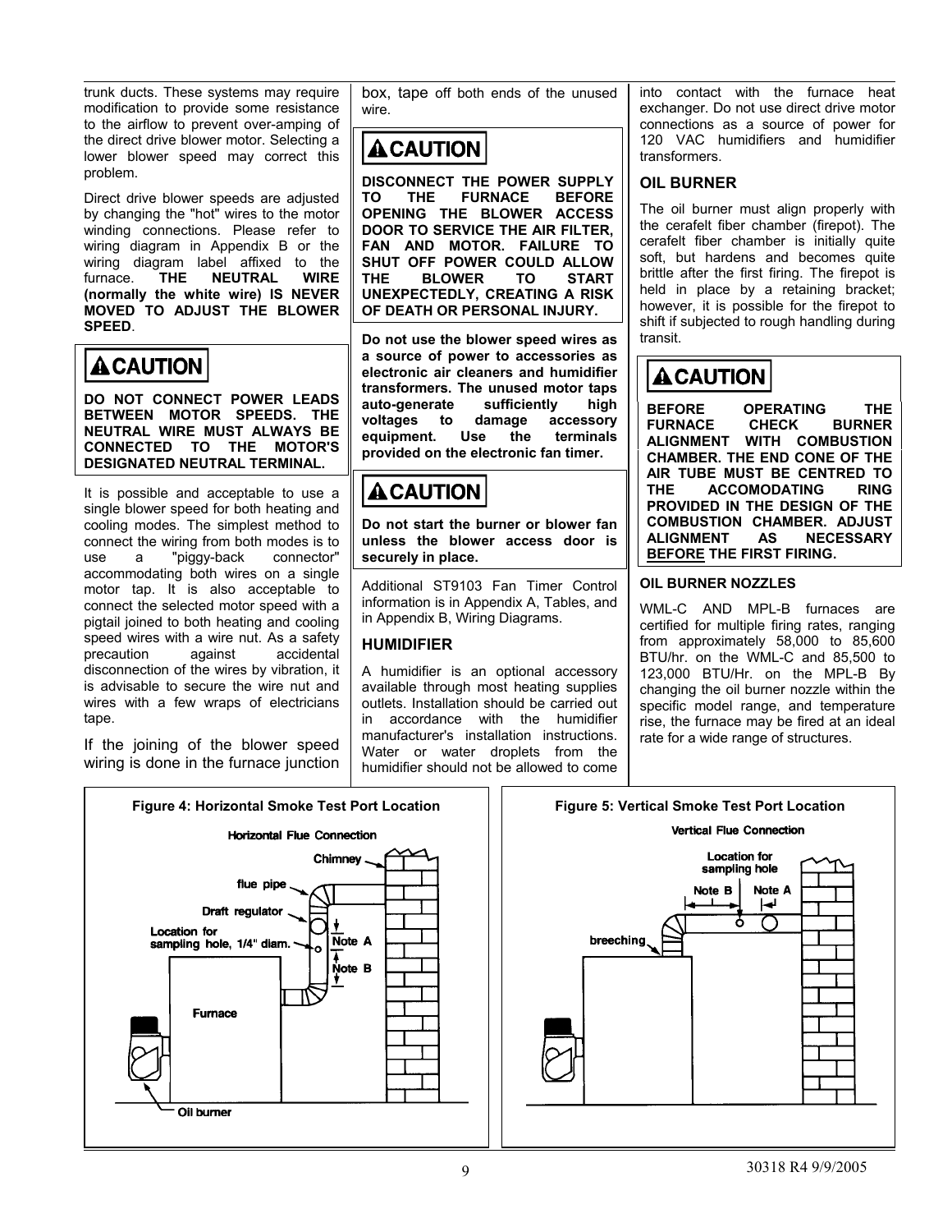trunk ducts. These systems may require modification to provide some resistance to the airflow to prevent over-amping of the direct drive blower motor. Selecting a lower blower speed may correct this problem.

Direct drive blower speeds are adjusted by changing the "hot" wires to the motor winding connections. Please refer to wiring diagram in Appendix B or the wiring diagram label affixed to the furnace. **THE NEUTRAL WIRE (normally the white wire) IS NEVER MOVED TO ADJUST THE BLOWER SPEED**.

> **⚠CAUTION**
>
> **DO NOT CONNECT POWER LEADS BETWEEN MOTOR SPEEDS. THE NEUTRAL WIRE MUST ALWAYS BE CONNECTED TO THE MOTOR'S DESIGNATED NEUTRAL TERMINAL.**

It is possible and acceptable to use a single blower speed for both heating and cooling modes. The simplest method to connect the wiring from both modes is to use a "piggy-back connector" accommodating both wires on a single motor tap. It is also acceptable to connect the selected motor speed with a pigtail joined to both heating and cooling speed wires with a wire nut. As a safety precaution against accidental disconnection of the wires by vibration, it is advisable to secure the wire nut and wires with a few wraps of electricians tape.

If the joining of the blower speed wiring is done in the furnace junction box, tape off both ends of the unused wire.

> **⚠CAUTION**
>
> **DISCONNECT THE POWER SUPPLY TO THE FURNACE BEFORE OPENING THE BLOWER ACCESS DOOR TO SERVICE THE AIR FILTER, FAN AND MOTOR. FAILURE TO SHUT OFF POWER COULD ALLOW THE BLOWER TO START UNEXPECTEDLY, CREATING A RISK OF DEATH OR PERSONAL INJURY.**

**Do not use the blower speed wires as a source of power to accessories as electronic air cleaners and humidifier transformers. The unused motor taps auto-generate sufficiently high voltages to damage accessory equipment. Use the terminals provided on the electronic fan timer.**

> **⚠CAUTION**
>
> **Do not start the burner or blower fan unless the blower access door is securely in place.**

Additional ST9103 Fan Timer Control information is in Appendix A, Tables, and in Appendix B, Wiring Diagrams.

## HUMIDIFIER

A humidifier is an optional accessory available through most heating supplies outlets. Installation should be carried out in accordance with the humidifier manufacturer's installation instructions. Water or water droplets from the humidifier should not be allowed to come into contact with the furnace heat exchanger. Do not use direct drive motor connections as a source of power for 120 VAC humidifiers and humidifier transformers.

## OIL BURNER

The oil burner must align properly with the cerafelt fiber chamber (firepot). The cerafelt fiber chamber is initially quite soft, but hardens and becomes quite brittle after the first firing. The firepot is held in place by a retaining bracket; however, it is possible for the firepot to shift if subjected to rough handling during transit.

> **⚠CAUTION**
>
> **BEFORE OPERATING THE FURNACE CHECK BURNER ALIGNMENT WITH COMBUSTION CHAMBER. THE END CONE OF THE AIR TUBE MUST BE CENTRED TO THE ACCOMODATING RING PROVIDED IN THE DESIGN OF THE COMBUSTION CHAMBER. ADJUST ALIGNMENT AS NECESSARY <u>BEFORE</u> THE FIRST FIRING.**

### OIL BURNER NOZZLES

WML-C AND MPL-B furnaces are certified for multiple firing rates, ranging from approximately 58,000 to 85,600 BTU/hr. on the WML-C and 85,500 to 123,000 BTU/Hr. on the MPL-B By changing the oil burner nozzle within the specific model range, and temperature rise, the furnace may be fired at an ideal rate for a wide range of structures.

**Figure 4: Horizontal Smoke Test Port Location**

Horizontal Flue Connection — Chimney; flue pipe; Draft regulator; Location for sampling hole, 1/4" diam.; Note A; Note B; Furnace; Oil burner

**Figure 5: Vertical Smoke Test Port Location**

Vertical Flue Connection — Location for sampling hole; Note B; Note A; breeching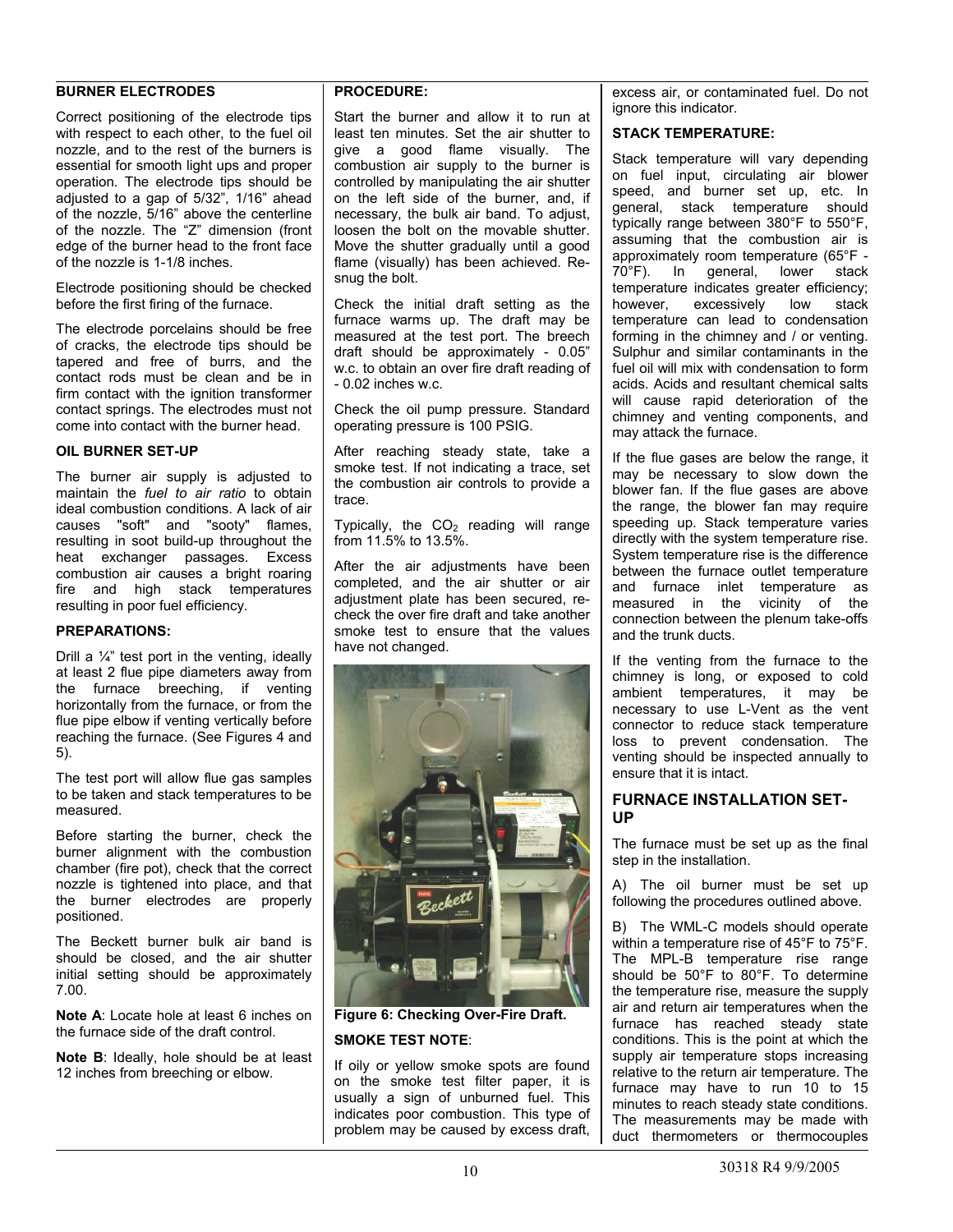### BURNER ELECTRODES

Correct positioning of the electrode tips with respect to each other, to the fuel oil nozzle, and to the rest of the burners is essential for smooth light ups and proper operation. The electrode tips should be adjusted to a gap of 5/32", 1/16" ahead of the nozzle, 5/16" above the centerline of the nozzle. The "Z" dimension (front edge of the burner head to the front face of the nozzle is 1-1/8 inches.

Electrode positioning should be checked before the first firing of the furnace.

The electrode porcelains should be free of cracks, the electrode tips should be tapered and free of burrs, and the contact rods must be clean and be in firm contact with the ignition transformer contact springs. The electrodes must not come into contact with the burner head.

### OIL BURNER SET-UP

The burner air supply is adjusted to maintain the *fuel to air ratio* to obtain ideal combustion conditions. A lack of air causes "soft" and "sooty" flames, resulting in soot build-up throughout the heat exchanger passages. Excess combustion air causes a bright roaring fire and high stack temperatures resulting in poor fuel efficiency.

### PREPARATIONS:

Drill a ¼" test port in the venting, ideally at least 2 flue pipe diameters away from the furnace breeching, if venting horizontally from the furnace, or from the flue pipe elbow if venting vertically before reaching the furnace. (See Figures 4 and 5).

The test port will allow flue gas samples to be taken and stack temperatures to be measured.

Before starting the burner, check the burner alignment with the combustion chamber (fire pot), check that the correct nozzle is tightened into place, and that the burner electrodes are properly positioned.

The Beckett burner bulk air band is should be closed, and the air shutter initial setting should be approximately 7.00.

**Note A**: Locate hole at least 6 inches on the furnace side of the draft control.

**Note B**: Ideally, hole should be at least 12 inches from breeching or elbow.

### PROCEDURE:

Start the burner and allow it to run at least ten minutes. Set the air shutter to give a good flame visually. The combustion air supply to the burner is controlled by manipulating the air shutter on the left side of the burner, and, if necessary, the bulk air band. To adjust, loosen the bolt on the movable shutter. Move the shutter gradually until a good flame (visually) has been achieved. Re-snug the bolt.

Check the initial draft setting as the furnace warms up. The draft may be measured at the test port. The breech draft should be approximately - 0.05" w.c. to obtain an over fire draft reading of - 0.02 inches w.c.

Check the oil pump pressure. Standard operating pressure is 100 PSIG.

After reaching steady state, take a smoke test. If not indicating a trace, set the combustion air controls to provide a trace.

Typically, the $CO_2$ reading will range from 11.5% to 13.5%.

After the air adjustments have been completed, and the air shutter or air adjustment plate has been secured, re-check the over fire draft and take another smoke test to ensure that the values have not changed.

**Figure 6: Checking Over-Fire Draft.**

### SMOKE TEST NOTE:

If oily or yellow smoke spots are found on the smoke test filter paper, it is usually a sign of unburned fuel. This indicates poor combustion. This type of problem may be caused by excess draft, excess air, or contaminated fuel. Do not ignore this indicator.

### STACK TEMPERATURE:

Stack temperature will vary depending on fuel input, circulating air blower speed, and burner set up, etc. In general, stack temperature should typically range between 380°F to 550°F, assuming that the combustion air is approximately room temperature (65°F - 70°F). In general, lower stack temperature indicates greater efficiency; however, excessively low stack temperature can lead to condensation forming in the chimney and / or venting. Sulphur and similar contaminants in the fuel oil will mix with condensation to form acids. Acids and resultant chemical salts will cause rapid deterioration of the chimney and venting components, and may attack the furnace.

If the flue gases are below the range, it may be necessary to slow down the blower fan. If the flue gases are above the range, the blower fan may require speeding up. Stack temperature varies directly with the system temperature rise. System temperature rise is the difference between the furnace outlet temperature and furnace inlet temperature as measured in the vicinity of the connection between the plenum take-offs and the trunk ducts.

If the venting from the furnace to the chimney is long, or exposed to cold ambient temperatures, it may be necessary to use L-Vent as the vent connector to reduce stack temperature loss to prevent condensation. The venting should be inspected annually to ensure that it is intact.

## FURNACE INSTALLATION SET-UP

The furnace must be set up as the final step in the installation.

A) The oil burner must be set up following the procedures outlined above.

B) The WML-C models should operate within a temperature rise of 45°F to 75°F. The MPL-B temperature rise range should be 50°F to 80°F. To determine the temperature rise, measure the supply air and return air temperatures when the furnace has reached steady state conditions. This is the point at which the supply air temperature stops increasing relative to the return air temperature. The furnace may have to run 10 to 15 minutes to reach steady state conditions. The measurements may be made with duct thermometers or thermocouples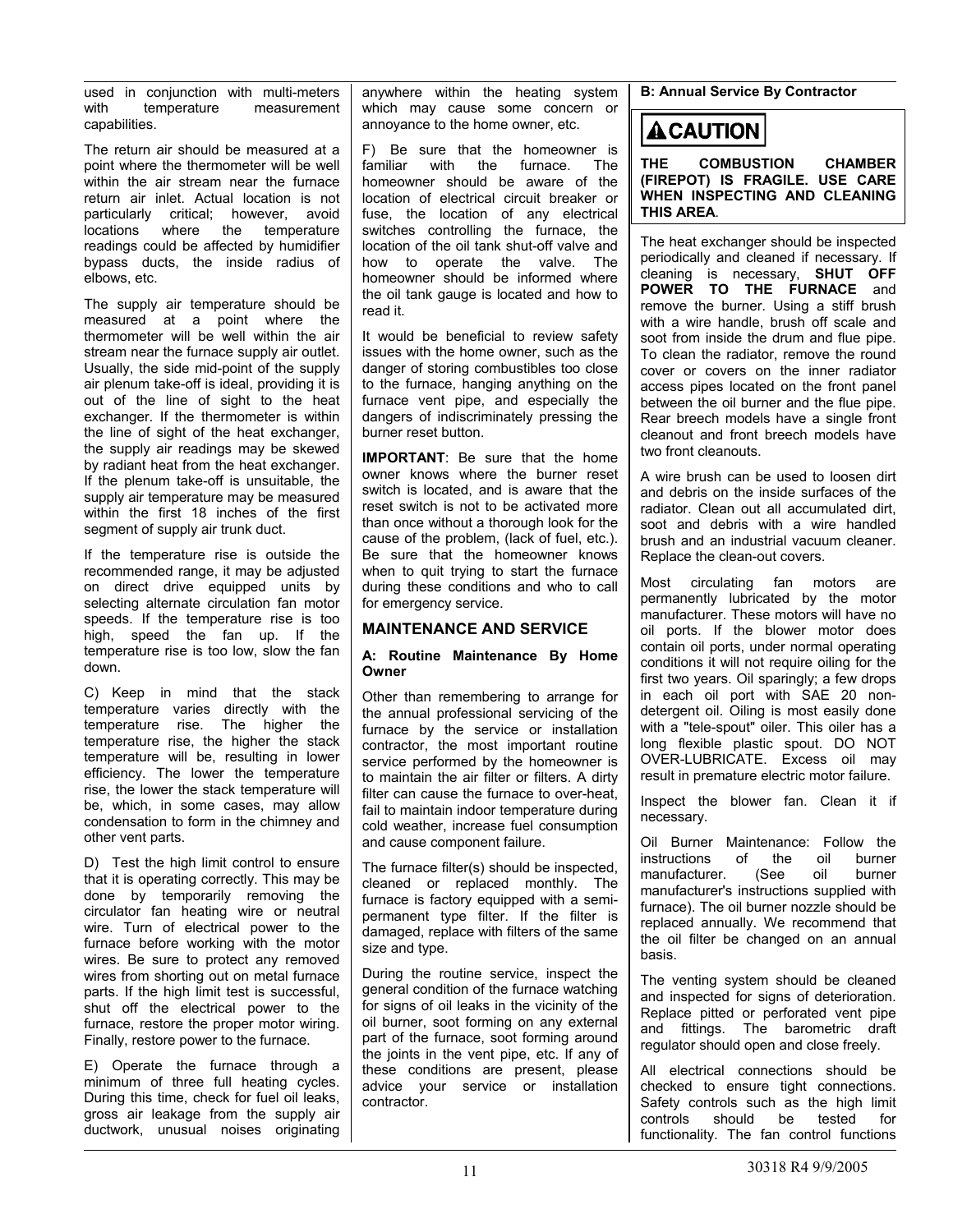used in conjunction with multi-meters with temperature measurement capabilities.

The return air should be measured at a point where the thermometer will be well within the air stream near the furnace return air inlet. Actual location is not particularly critical; however, avoid locations where the temperature readings could be affected by humidifier bypass ducts, the inside radius of elbows, etc.

The supply air temperature should be measured at a point where the thermometer will be well within the air stream near the furnace supply air outlet. Usually, the side mid-point of the supply air plenum take-off is ideal, providing it is out of the line of sight to the heat exchanger. If the thermometer is within the line of sight of the heat exchanger, the supply air readings may be skewed by radiant heat from the heat exchanger. If the plenum take-off is unsuitable, the supply air temperature may be measured within the first 18 inches of the first segment of supply air trunk duct.

If the temperature rise is outside the recommended range, it may be adjusted on direct drive equipped units by selecting alternate circulation fan motor speeds. If the temperature rise is too high, speed the fan up. If the temperature rise is too low, slow the fan down.

C) Keep in mind that the stack temperature varies directly with the temperature rise. The higher the temperature rise, the higher the stack temperature will be, resulting in lower efficiency. The lower the temperature rise, the lower the stack temperature will be, which, in some cases, may allow condensation to form in the chimney and other vent parts.

D) Test the high limit control to ensure that it is operating correctly. This may be done by temporarily removing the circulator fan heating wire or neutral wire. Turn of electrical power to the furnace before working with the motor wires. Be sure to protect any removed wires from shorting out on metal furnace parts. If the high limit test is successful, shut off the electrical power to the furnace, restore the proper motor wiring. Finally, restore power to the furnace.

E) Operate the furnace through a minimum of three full heating cycles. During this time, check for fuel oil leaks, gross air leakage from the supply air ductwork, unusual noises originating anywhere within the heating system which may cause some concern or annoyance to the home owner, etc.

F) Be sure that the homeowner is familiar with the furnace. The homeowner should be aware of the location of electrical circuit breaker or fuse, the location of any electrical switches controlling the furnace, the location of the oil tank shut-off valve and how to operate the valve. The homeowner should be informed where the oil tank gauge is located and how to read it.

It would be beneficial to review safety issues with the home owner, such as the danger of storing combustibles too close to the furnace, hanging anything on the furnace vent pipe, and especially the dangers of indiscriminately pressing the burner reset button.

**IMPORTANT**: Be sure that the home owner knows where the burner reset switch is located, and is aware that the reset switch is not to be activated more than once without a thorough look for the cause of the problem, (lack of fuel, etc.). Be sure that the homeowner knows when to quit trying to start the furnace during these conditions and who to call for emergency service.

## MAINTENANCE AND SERVICE

### A: Routine Maintenance By Home Owner

Other than remembering to arrange for the annual professional servicing of the furnace by the service or installation contractor, the most important routine service performed by the homeowner is to maintain the air filter or filters. A dirty filter can cause the furnace to over-heat, fail to maintain indoor temperature during cold weather, increase fuel consumption and cause component failure.

The furnace filter(s) should be inspected, cleaned or replaced monthly. The furnace is factory equipped with a semi-permanent type filter. If the filter is damaged, replace with filters of the same size and type.

During the routine service, inspect the general condition of the furnace watching for signs of oil leaks in the vicinity of the oil burner, soot forming on any external part of the furnace, soot forming around the joints in the vent pipe, etc. If any of these conditions are present, please advice your service or installation contractor.

### B: Annual Service By Contractor

**⚠CAUTION**

**THE COMBUSTION CHAMBER (FIREPOT) IS FRAGILE. USE CARE WHEN INSPECTING AND CLEANING THIS AREA.**

The heat exchanger should be inspected periodically and cleaned if necessary. If cleaning is necessary, **SHUT OFF POWER TO THE FURNACE** and remove the burner. Using a stiff brush with a wire handle, brush off scale and soot from inside the drum and flue pipe. To clean the radiator, remove the round cover or covers on the inner radiator access pipes located on the front panel between the oil burner and the flue pipe. Rear breech models have a single front cleanout and front breech models have two front cleanouts.

A wire brush can be used to loosen dirt and debris on the inside surfaces of the radiator. Clean out all accumulated dirt, soot and debris with a wire handled brush and an industrial vacuum cleaner. Replace the clean-out covers.

Most circulating fan motors are permanently lubricated by the motor manufacturer. These motors will have no oil ports. If the blower motor does contain oil ports, under normal operating conditions it will not require oiling for the first two years. Oil sparingly; a few drops in each oil port with SAE 20 non-detergent oil. Oiling is most easily done with a "tele-spout" oiler. This oiler has a long flexible plastic spout. DO NOT OVER-LUBRICATE. Excess oil may result in premature electric motor failure.

Inspect the blower fan. Clean it if necessary.

Oil Burner Maintenance: Follow the instructions of the oil burner manufacturer. (See oil burner manufacturer's instructions supplied with furnace). The oil burner nozzle should be replaced annually. We recommend that the oil filter be changed on an annual basis.

The venting system should be cleaned and inspected for signs of deterioration. Replace pitted or perforated vent pipe and fittings. The barometric draft regulator should open and close freely.

All electrical connections should be checked to ensure tight connections. Safety controls such as the high limit controls should be tested for functionality. The fan control functions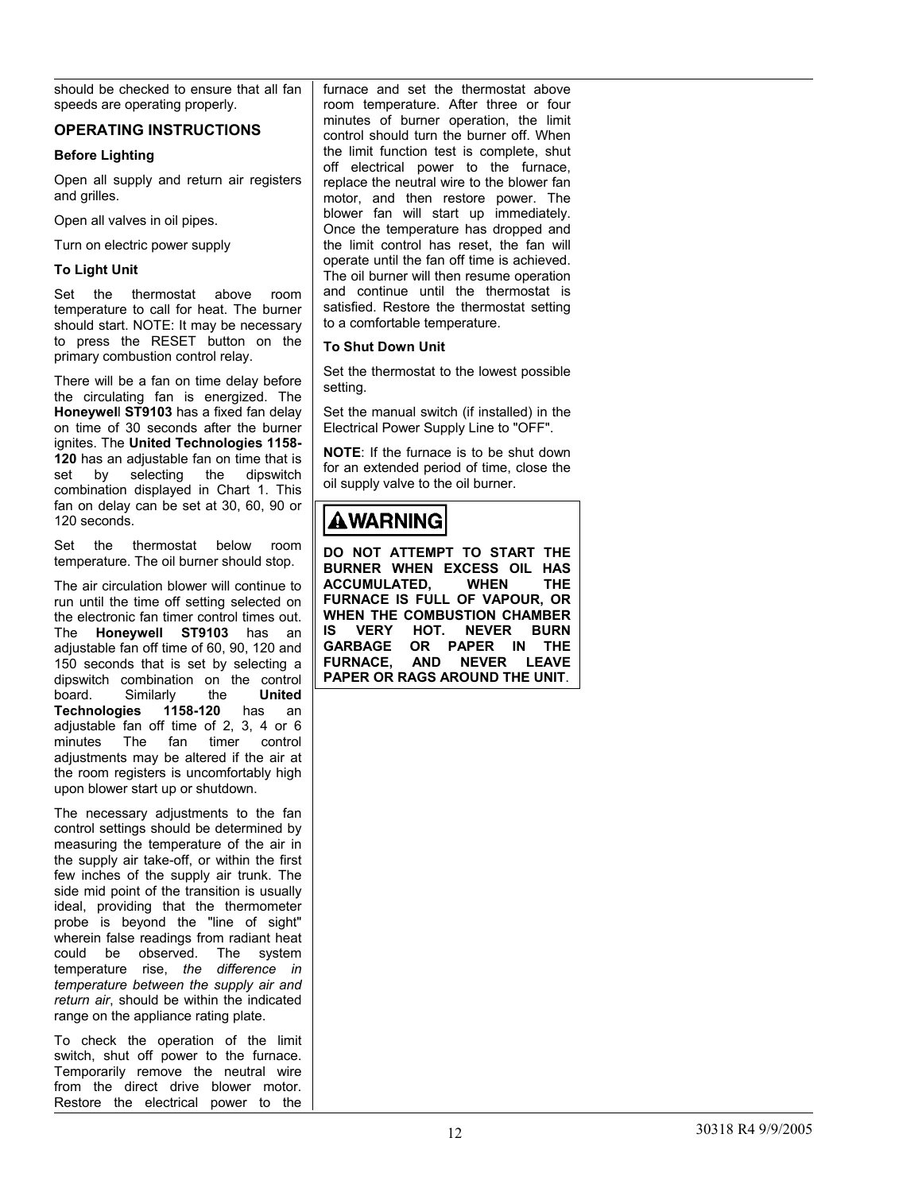should be checked to ensure that all fan speeds are operating properly.

## OPERATING INSTRUCTIONS

### Before Lighting

Open all supply and return air registers and grilles.

Open all valves in oil pipes.

Turn on electric power supply

### To Light Unit

Set the thermostat above room temperature to call for heat. The burner should start. NOTE: It may be necessary to press the RESET button on the primary combustion control relay.

There will be a fan on time delay before the circulating fan is energized. The **Honeywell ST9103** has a fixed fan delay on time of 30 seconds after the burner ignites. The **United Technologies 1158-120** has an adjustable fan on time that is set by selecting the dipswitch combination displayed in Chart 1. This fan on delay can be set at 30, 60, 90 or 120 seconds.

Set the thermostat below room temperature. The oil burner should stop.

The air circulation blower will continue to run until the time off setting selected on the electronic fan timer control times out. The **Honeywell ST9103** has an adjustable fan off time of 60, 90, 120 and 150 seconds that is set by selecting a dipswitch combination on the control board. Similarly the **United Technologies 1158-120** has an adjustable fan off time of 2, 3, 4 or 6 minutes The fan timer control adjustments may be altered if the air at the room registers is uncomfortably high upon blower start up or shutdown.

The necessary adjustments to the fan control settings should be determined by measuring the temperature of the air in the supply air take-off, or within the first few inches of the supply air trunk. The side mid point of the transition is usually ideal, providing that the thermometer probe is beyond the "line of sight" wherein false readings from radiant heat could be observed. The system temperature rise, *the difference in temperature between the supply air and return air*, should be within the indicated range on the appliance rating plate.

To check the operation of the limit switch, shut off power to the furnace. Temporarily remove the neutral wire from the direct drive blower motor. Restore the electrical power to the furnace and set the thermostat above room temperature. After three or four minutes of burner operation, the limit control should turn the burner off. When the limit function test is complete, shut off electrical power to the furnace, replace the neutral wire to the blower fan motor, and then restore power. The blower fan will start up immediately. Once the temperature has dropped and the limit control has reset, the fan will operate until the fan off time is achieved. The oil burner will then resume operation and continue until the thermostat is satisfied. Restore the thermostat setting to a comfortable temperature.

### To Shut Down Unit

Set the thermostat to the lowest possible setting.

Set the manual switch (if installed) in the Electrical Power Supply Line to "OFF".

**NOTE**: If the furnace is to be shut down for an extended period of time, close the oil supply valve to the oil burner.

> **⚠WARNING**
>
> **DO NOT ATTEMPT TO START THE BURNER WHEN EXCESS OIL HAS ACCUMULATED, WHEN THE FURNACE IS FULL OF VAPOUR, OR WHEN THE COMBUSTION CHAMBER IS VERY HOT. NEVER BURN GARBAGE OR PAPER IN THE FURNACE, AND NEVER LEAVE PAPER OR RAGS AROUND THE UNIT**.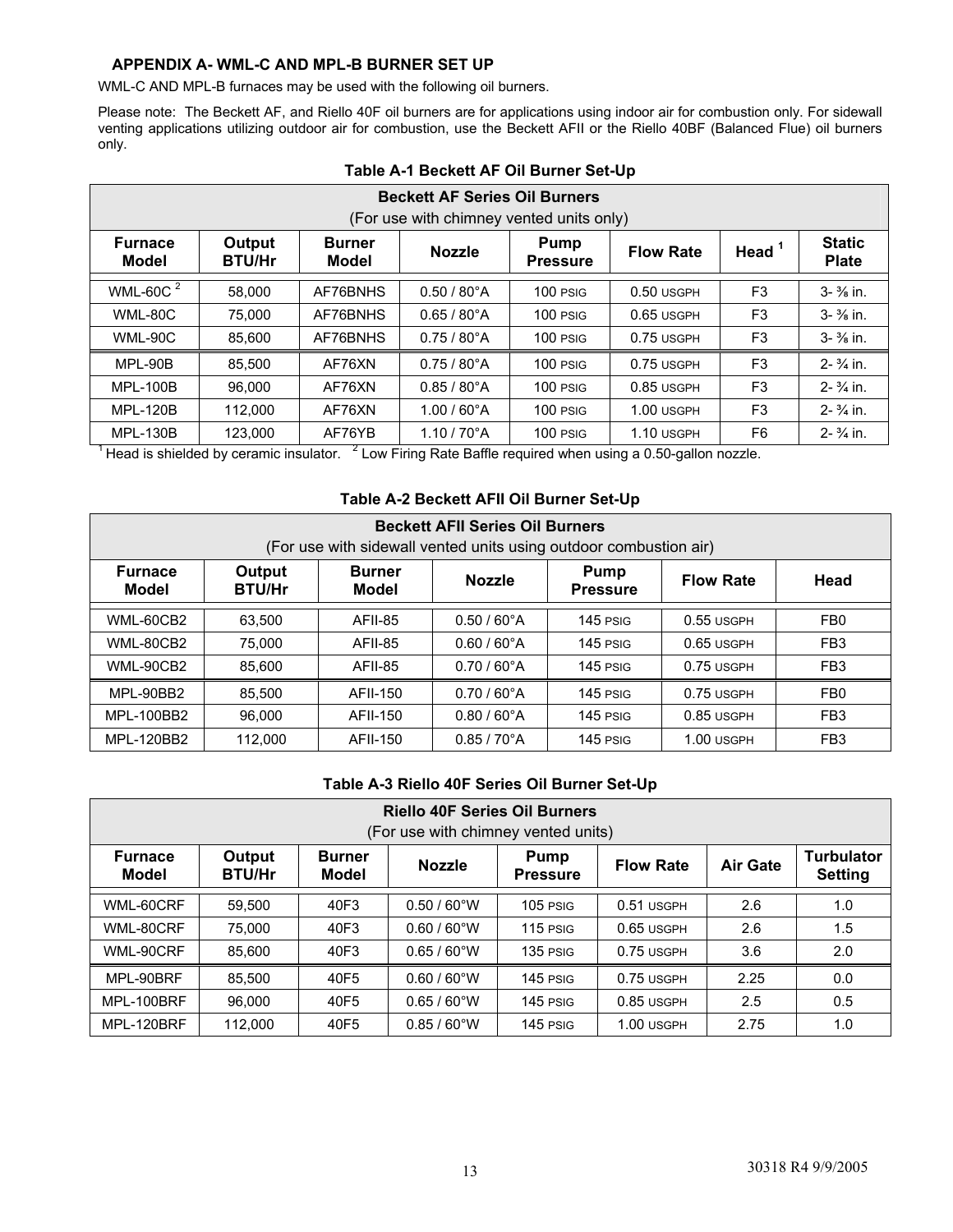## APPENDIX A- WML-C AND MPL-B BURNER SET UP

WML-C AND MPL-B furnaces may be used with the following oil burners.

Please note: The Beckett AF, and Riello 40F oil burners are for applications using indoor air for combustion only. For sidewall venting applications utilizing outdoor air for combustion, use the Beckett AFII or the Riello 40BF (Balanced Flue) oil burners only.

**Table A-1 Beckett AF Oil Burner Set-Up**

| Beckett AF Series Oil Burners (For use with chimney vented units only) | | | | | | | |
|---|---|---|---|---|---|---|---|
| **Furnace Model** | **Output BTU/Hr** | **Burner Model** | **Nozzle** | **Pump Pressure** | **Flow Rate** | **Head [1]** | **Static Plate** |
| WML-60C [2] | 58,000 | AF76BNHS | 0.50 / 80°A | 100 PSIG | 0.50 USGPH | F3 | 3- ⅜ in. |
| WML-80C | 75,000 | AF76BNHS | 0.65 / 80°A | 100 PSIG | 0.65 USGPH | F3 | 3- ⅜ in. |
| WML-90C | 85,600 | AF76BNHS | 0.75 / 80°A | 100 PSIG | 0.75 USGPH | F3 | 3- ⅜ in. |
| MPL-90B | 85,500 | AF76XN | 0.75 / 80°A | 100 PSIG | 0.75 USGPH | F3 | 2- ¾ in. |
| MPL-100B | 96,000 | AF76XN | 0.85 / 80°A | 100 PSIG | 0.85 USGPH | F3 | 2- ¾ in. |
| MPL-120B | 112,000 | AF76XN | 1.00 / 60°A | 100 PSIG | 1.00 USGPH | F3 | 2- ¾ in. |
| MPL-130B | 123,000 | AF76YB | 1.10 / 70°A | 100 PSIG | 1.10 USGPH | F6 | 2- ¾ in. |

[1] Head is shielded by ceramic insulator. [2] Low Firing Rate Baffle required when using a 0.50-gallon nozzle.

**Table A-2 Beckett AFII Oil Burner Set-Up**

| Beckett AFII Series Oil Burners (For use with sidewall vented units using outdoor combustion air) | | | | | | |
|---|---|---|---|---|---|---|
| **Furnace Model** | **Output BTU/Hr** | **Burner Model** | **Nozzle** | **Pump Pressure** | **Flow Rate** | **Head** |
| WML-60CB2 | 63,500 | AFII-85 | 0.50 / 60°A | 145 PSIG | 0.55 USGPH | FB0 |
| WML-80CB2 | 75,000 | AFII-85 | 0.60 / 60°A | 145 PSIG | 0.65 USGPH | FB3 |
| WML-90CB2 | 85,600 | AFII-85 | 0.70 / 60°A | 145 PSIG | 0.75 USGPH | FB3 |
| MPL-90BB2 | 85,500 | AFII-150 | 0.70 / 60°A | 145 PSIG | 0.75 USGPH | FB0 |
| MPL-100BB2 | 96,000 | AFII-150 | 0.80 / 60°A | 145 PSIG | 0.85 USGPH | FB3 |
| MPL-120BB2 | 112,000 | AFII-150 | 0.85 / 70°A | 145 PSIG | 1.00 USGPH | FB3 |

**Table A-3 Riello 40F Series Oil Burner Set-Up**

| Riello 40F Series Oil Burners (For use with chimney vented units) | | | | | | | |
|---|---|---|---|---|---|---|---|
| **Furnace Model** | **Output BTU/Hr** | **Burner Model** | **Nozzle** | **Pump Pressure** | **Flow Rate** | **Air Gate** | **Turbulator Setting** |
| WML-60CRF | 59,500 | 40F3 | 0.50 / 60°W | 105 PSIG | 0.51 USGPH | 2.6 | 1.0 |
| WML-80CRF | 75,000 | 40F3 | 0.60 / 60°W | 115 PSIG | 0.65 USGPH | 2.6 | 1.5 |
| WML-90CRF | 85,600 | 40F3 | 0.65 / 60°W | 135 PSIG | 0.75 USGPH | 3.6 | 2.0 |
| MPL-90BRF | 85,500 | 40F5 | 0.60 / 60°W | 145 PSIG | 0.75 USGPH | 2.25 | 0.0 |
| MPL-100BRF | 96,000 | 40F5 | 0.65 / 60°W | 145 PSIG | 0.85 USGPH | 2.5 | 0.5 |
| MPL-120BRF | 112,000 | 40F5 | 0.85 / 60°W | 145 PSIG | 1.00 USGPH | 2.75 | 1.0 |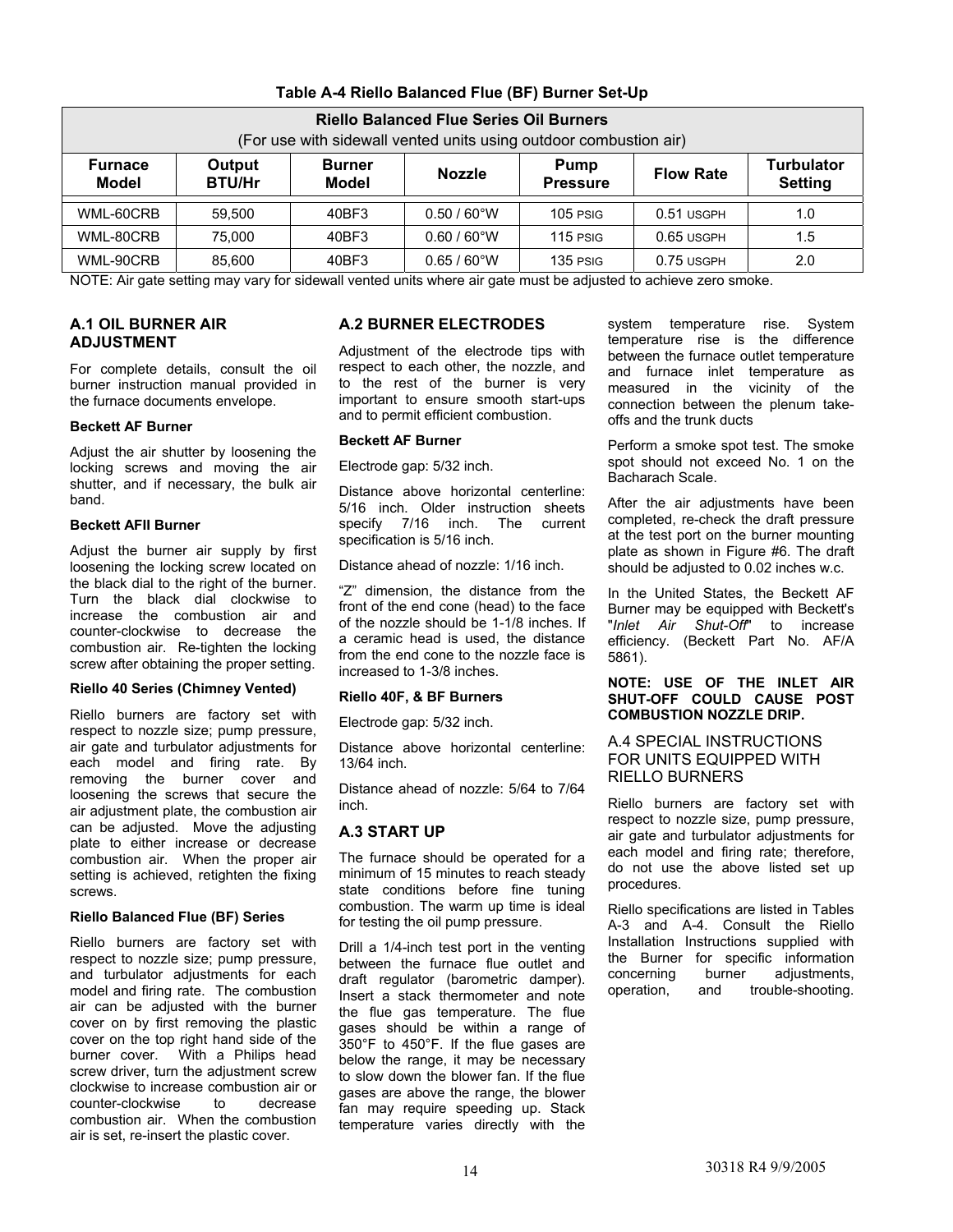**Table A-4 Riello Balanced Flue (BF) Burner Set-Up**

| Riello Balanced Flue Series Oil Burners (For use with sidewall vented units using outdoor combustion air) | | | | | | |
|---|---|---|---|---|---|---|
| **Furnace Model** | **Output BTU/Hr** | **Burner Model** | **Nozzle** | **Pump Pressure** | **Flow Rate** | **Turbulator Setting** |
| WML-60CRB | 59,500 | 40BF3 | 0.50 / 60°W | 105 PSIG | 0.51 USGPH | 1.0 |
| WML-80CRB | 75,000 | 40BF3 | 0.60 / 60°W | 115 PSIG | 0.65 USGPH | 1.5 |
| WML-90CRB | 85,600 | 40BF3 | 0.65 / 60°W | 135 PSIG | 0.75 USGPH | 2.0 |

NOTE: Air gate setting may vary for sidewall vented units where air gate must be adjusted to achieve zero smoke.

## A.1 OIL BURNER AIR ADJUSTMENT

For complete details, consult the oil burner instruction manual provided in the furnace documents envelope.

**Beckett AF Burner**

Adjust the air shutter by loosening the locking screws and moving the air shutter, and if necessary, the bulk air band.

**Beckett AFII Burner**

Adjust the burner air supply by first loosening the locking screw located on the black dial to the right of the burner. Turn the black dial clockwise to increase the combustion air and counter-clockwise to decrease the combustion air. Re-tighten the locking screw after obtaining the proper setting.

**Riello 40 Series (Chimney Vented)**

Riello burners are factory set with respect to nozzle size; pump pressure, air gate and turbulator adjustments for each model and firing rate. By removing the burner cover and loosening the screws that secure the air adjustment plate, the combustion air can be adjusted. Move the adjusting plate to either increase or decrease combustion air. When the proper air setting is achieved, retighten the fixing screws.

**Riello Balanced Flue (BF) Series**

Riello burners are factory set with respect to nozzle size; pump pressure, and turbulator adjustments for each model and firing rate. The combustion air can be adjusted with the burner cover on by first removing the plastic cover on the top right hand side of the burner cover. With a Philips head screw driver, turn the adjustment screw clockwise to increase combustion air or counter-clockwise to decrease combustion air. When the combustion air is set, re-insert the plastic cover.

## A.2 BURNER ELECTRODES

Adjustment of the electrode tips with respect to each other, the nozzle, and to the rest of the burner is very important to ensure smooth start-ups and to permit efficient combustion.

**Beckett AF Burner**

Electrode gap: 5/32 inch.

Distance above horizontal centerline: 5/16 inch. Older instruction sheets specify 7/16 inch. The current specification is 5/16 inch.

Distance ahead of nozzle: 1/16 inch.

"Z" dimension, the distance from the front of the end cone (head) to the face of the nozzle should be 1-1/8 inches. If a ceramic head is used, the distance from the end cone to the nozzle face is increased to 1-3/8 inches.

**Riello 40F, & BF Burners**

Electrode gap: 5/32 inch.

Distance above horizontal centerline: 13/64 inch.

Distance ahead of nozzle: 5/64 to 7/64 inch.

## A.3 START UP

The furnace should be operated for a minimum of 15 minutes to reach steady state conditions before fine tuning combustion. The warm up time is ideal for testing the oil pump pressure.

Drill a 1/4-inch test port in the venting between the furnace flue outlet and draft regulator (barometric damper). Insert a stack thermometer and note the flue gas temperature. The flue gases should be within a range of 350°F to 450°F. If the flue gases are below the range, it may be necessary to slow down the blower fan. If the flue gases are above the range, the blower fan may require speeding up. Stack temperature varies directly with the system temperature rise. System temperature rise is the difference between the furnace outlet temperature and furnace inlet temperature as measured in the vicinity of the connection between the plenum take-offs and the trunk ducts

Perform a smoke spot test. The smoke spot should not exceed No. 1 on the Bacharach Scale.

After the air adjustments have been completed, re-check the draft pressure at the test port on the burner mounting plate as shown in Figure #6. The draft should be adjusted to 0.02 inches w.c.

In the United States, the Beckett AF Burner may be equipped with Beckett's "*Inlet Air Shut-Off*" to increase efficiency. (Beckett Part No. AF/A 5861).

**NOTE: USE OF THE INLET AIR SHUT-OFF COULD CAUSE POST COMBUSTION NOZZLE DRIP.**

## A.4 SPECIAL INSTRUCTIONS FOR UNITS EQUIPPED WITH RIELLO BURNERS

Riello burners are factory set with respect to nozzle size, pump pressure, air gate and turbulator adjustments for each model and firing rate; therefore, do not use the above listed set up procedures.

Riello specifications are listed in Tables A-3 and A-4. Consult the Riello Installation Instructions supplied with the Burner for specific information concerning burner adjustments, operation, and trouble-shooting.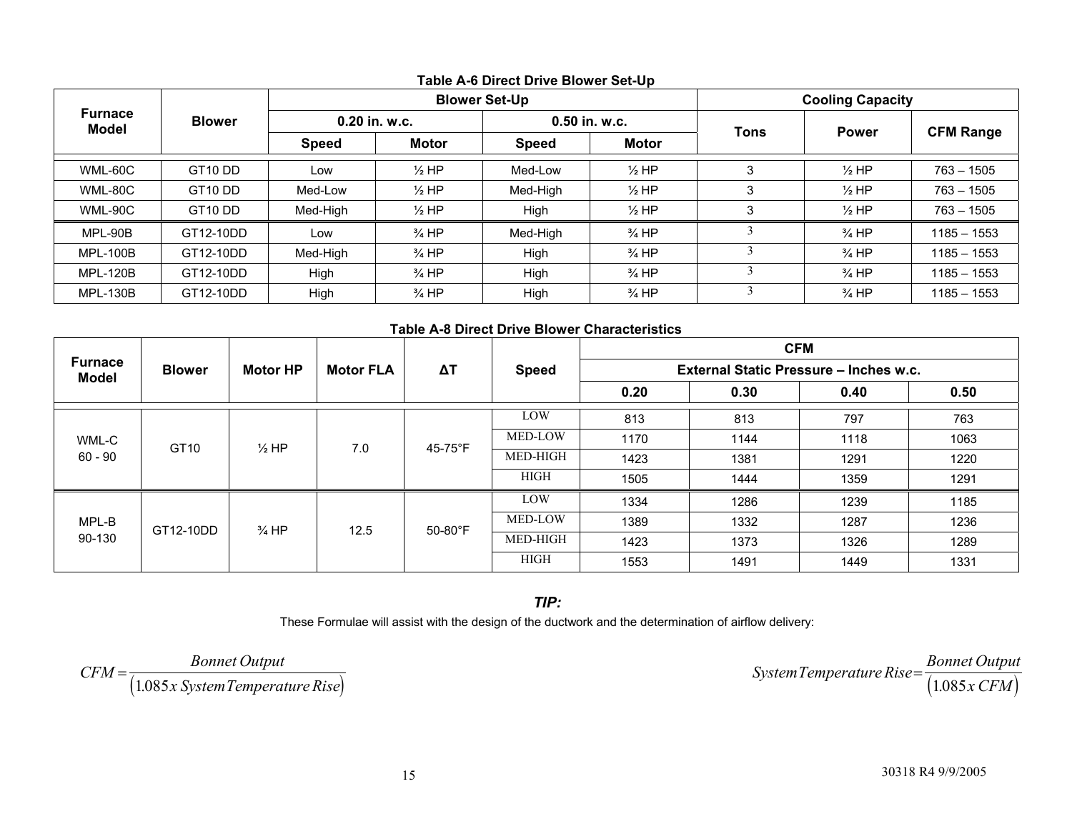**Table A-6 Direct Drive Blower Set-Up**

| Furnace Model | Blower | Blower Set-Up | | | | Cooling Capacity | | |
|---|---|---|---|---|---|---|---|---|
| | | 0.20 in. w.c. | | 0.50 in. w.c. | | Tons | Power | CFM Range |
| | | Speed | Motor | Speed | Motor | | | |
| WML-60C | GT10 DD | Low | ½ HP | Med-Low | ½ HP | 3 | ½ HP | 763 – 1505 |
| WML-80C | GT10 DD | Med-Low | ½ HP | Med-High | ½ HP | 3 | ½ HP | 763 – 1505 |
| WML-90C | GT10 DD | Med-High | ½ HP | High | ½ HP | 3 | ½ HP | 763 – 1505 |
| MPL-90B | GT12-10DD | Low | ¾ HP | Med-High | ¾ HP | 3 | ¾ HP | 1185 – 1553 |
| MPL-100B | GT12-10DD | Med-High | ¾ HP | High | ¾ HP | 3 | ¾ HP | 1185 – 1553 |
| MPL-120B | GT12-10DD | High | ¾ HP | High | ¾ HP | 3 | ¾ HP | 1185 – 1553 |
| MPL-130B | GT12-10DD | High | ¾ HP | High | ¾ HP | 3 | ¾ HP | 1185 – 1553 |

**Table A-8 Direct Drive Blower Characteristics**

| Furnace Model | Blower | Motor HP | Motor FLA | ΔT | Speed | CFM | | | |
|---|---|---|---|---|---|---|---|---|---|
| | | | | | | External Static Pressure – Inches w.c. | | | |
| | | | | | | 0.20 | 0.30 | 0.40 | 0.50 |
| WML-C 60 - 90 | GT10 | ½ HP | 7.0 | 45-75°F | LOW | 813 | 813 | 797 | 763 |
| | | | | | MED-LOW | 1170 | 1144 | 1118 | 1063 |
| | | | | | MED-HIGH | 1423 | 1381 | 1291 | 1220 |
| | | | | | HIGH | 1505 | 1444 | 1359 | 1291 |
| MPL-B 90-130 | GT12-10DD | ¾ HP | 12.5 | 50-80°F | LOW | 1334 | 1286 | 1239 | 1185 |
| | | | | | MED-LOW | 1389 | 1332 | 1287 | 1236 |
| | | | | | MED-HIGH | 1423 | 1373 | 1326 | 1289 |
| | | | | | HIGH | 1553 | 1491 | 1449 | 1331 |

***TIP:***

These Formulae will assist with the design of the ductwork and the determination of airflow delivery:

$$CFM = \frac{Bonnet\ Output}{\left(1.085 x\ System\ Temperature\ Rise\right)}$$

$$System\ Temperature\ Rise = \frac{Bonnet\ Output}{\left(1.085 x\ CFM\right)}$$

30318 R4 9/9/2005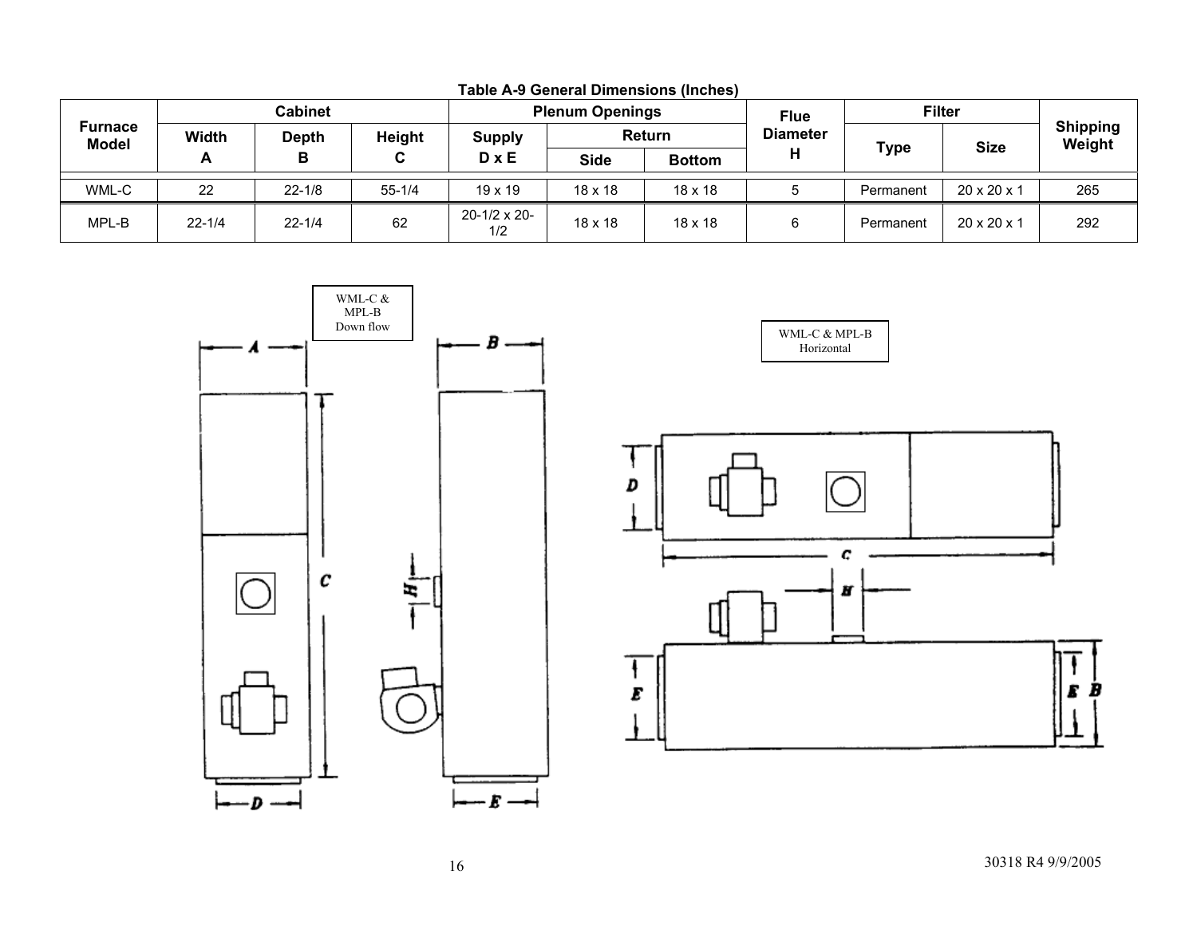**Table A-9 General Dimensions (Inches)**

| Furnace Model | Cabinet | | | Plenum Openings | | | Flue Diameter H | Filter | | Shipping Weight |
|---|---|---|---|---|---|---|---|---|---|---|
| | Width A | Depth B | Height C | Supply D x E | Return | | | Type | Size | |
| | | | | | Side | Bottom | | | | |
| WML-C | 22 | 22-1/8 | 55-1/4 | 19 x 19 | 18 x 18 | 18 x 18 | 5 | Permanent | 20 x 20 x 1 | 265 |
| MPL-B | 22-1/4 | 22-1/4 | 62 | 20-1/2 x 20-1/2 | 18 x 18 | 18 x 18 | 6 | Permanent | 20 x 20 x 1 | 292 |

WML-C & MPL-B Down flow

WML-C & MPL-B Horizontal

30318 R4 9/9/2005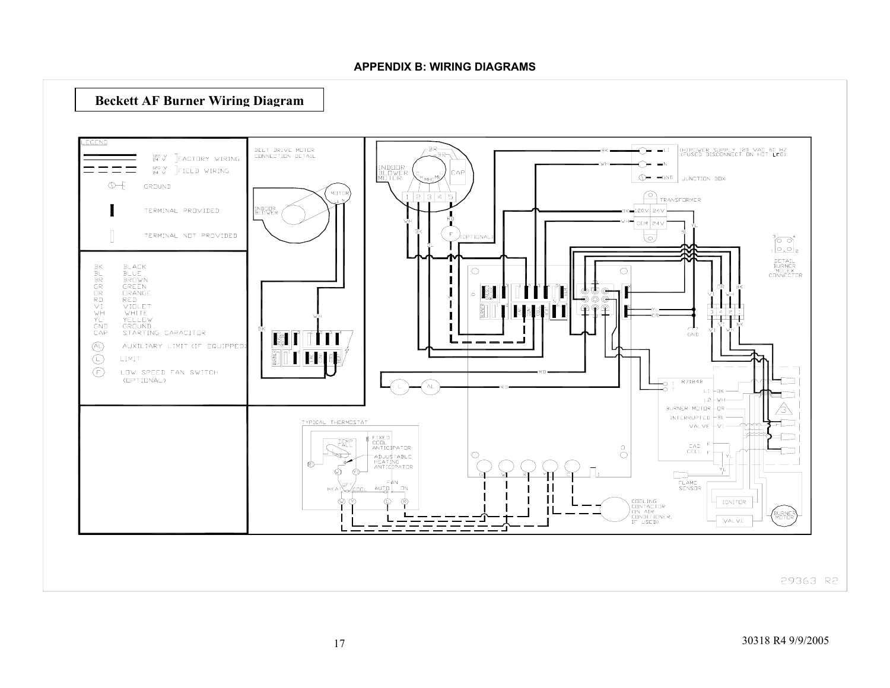## APPENDIX B: WIRING DIAGRAMS

**Beckett AF Burner Wiring Diagram**

LEGEND

| Symbol | Description |
|---|---|
| Solid line | 120 V / 24 V FACTORY WIRING |
| Dashed line | 120 V / 24 V FIELD WIRING |
| Ground symbol | GROUND |
| Filled terminal | TERMINAL PROVIDED |
| Open terminal | TERMINAL NOT PROVIDED |

| Code | Color |
|---|---|
| BK | BLACK |
| BL | BLUE |
| BR | BROWN |
| GR | GREEN |
| OR | ORANGE |
| RD | RED |
| VI | VIOLET |
| WH | WHITE |
| YL | YELLOW |
| GND | GROUND |
| CAP | STARTING CAPACITOR |
| AL | AUXILIARY LIMIT (IF EQUIPPED) |
| L | LIMIT |
| F | LOW SPEED FAN SWITCH (OPTIONAL) |

BELT DRIVE MOTOR CONNECTION DETAIL

INDOOR BLOWER MOTOR

120 VAC 60 HZ POWER SUPPLY (FUSED DISCONNECT ON HOT LEG)

JUNCTION BOX

TRANSFORMER

DETAIL BURNER MOLEX CONNECTOR

R7184B

TYPICAL THERMOSTAT

FIXED COOL ANTICIPATOR

ADJUSTABLE HEATING ANTICIPATOR

COOLING CONTACTOR (IN AIR CONDITIONER, IF USED)

FLAME SENSOR

IGNITOR

VALVE

BURNER MOTOR

29363 R2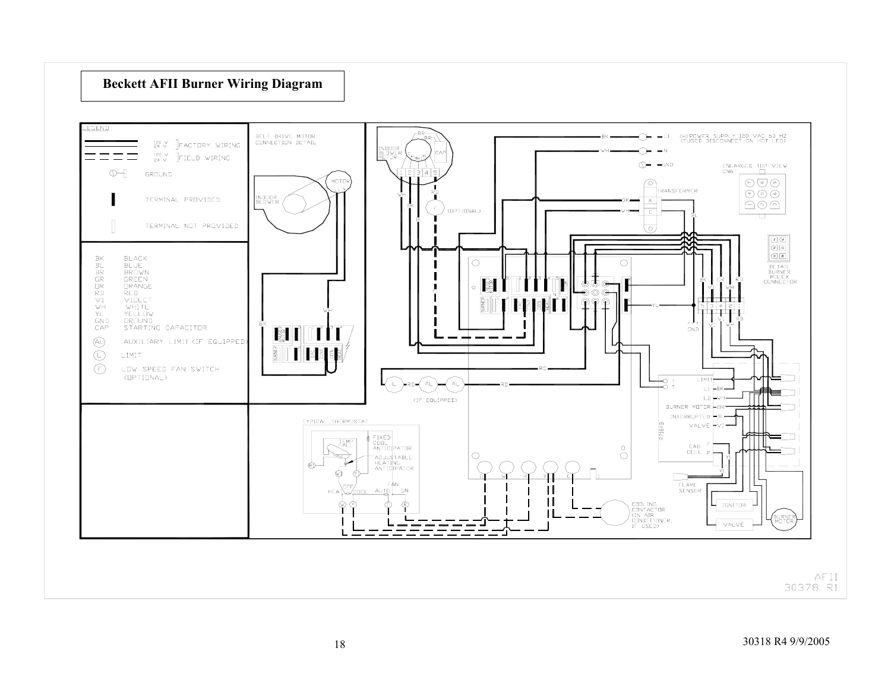# Beckett AFII Burner Wiring Diagram

LEGEND

| | | |
|---|---|---|
| ——— | 120 V / 24 V | FACTORY WIRING |
| – – – | 120 V / 24 V | FIELD WIRING |
| | | GROUND |
| | | TERMINAL PROVIDED |
| | | TERMINAL NOT PROVIDED |

| | |
|---|---|
| BK | BLACK |
| BL | BLUE |
| BR | BROWN |
| GR | GREEN |
| OR | ORANGE |
| RD | RED |
| VI | VIOLET |
| WH | WHITE |
| YL | YELLOW |
| GND | GROUND |
| CAP | STARTING CAPACITOR |
| AL | AUXILIARY LIMIT (IF EQUIPPED) |
| L | LIMIT |
| F | LOW SPEED FAN SWITCH (OPTIONAL) |

BELT DRIVE MOTOR CONNECTION DETAIL

INDOOR BLOWER

MOTOR

INDOOR BLOWER MOTOR

CAP

(OPTIONAL)

(H) POWER SUPPLY 120 VAC 60 HZ (FUSED DISCONNECT ON HOT LEG)

L1

N

GND

TRANSFORMER

ENLARGED TOP VIEW CN6

DETAIL BURNER MOLEX CONNECTOR

(IF EQUIPPED)

TYPICAL THERMOSTAT

FIXED COOL ANTICIPATOR

ADJUSTABLE HEATING ANTICIPATOR

TEMP FALL

HEAT OFF COOL

FAN AUTO ON

LIMIT

L1

L2

BURNER MOTOR

INTERRUPTED

VALVE

CAD CELL

R7184B

FLAME SENSOR

IGNITOR

VALVE

BURNER MOTOR

COOLING CONTACTOR (IN AIR CONDITIONER, IF USED)

AFII
30378 R1

30318 R4 9/9/2005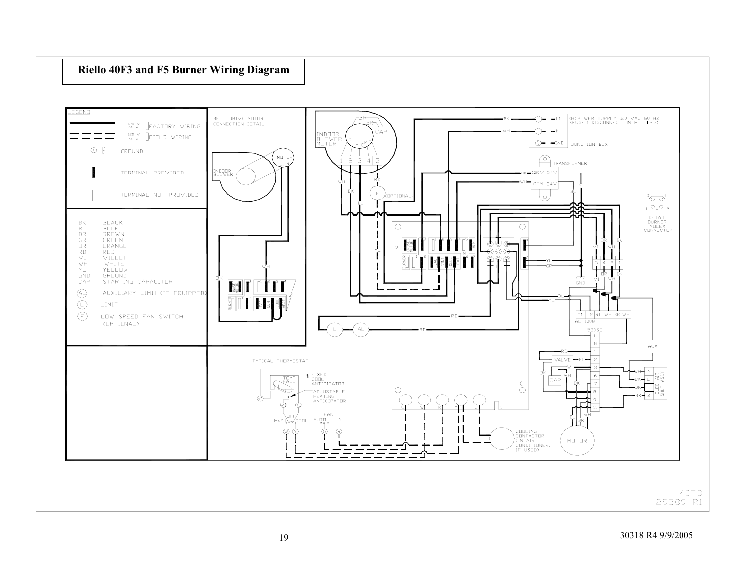# Riello 40F3 and F5 Burner Wiring Diagram

LEGEND

| | | |
|---|---|---|
| 120 V / 24 V | FACTORY WIRING | |
| 120 V / 24 V | FIELD WIRING | |
| | GROUND | |
| | TERMINAL PROVIDED | |
| | TERMINAL NOT PROVIDED | |

| | |
|---|---|
| BK | BLACK |
| BL | BLUE |
| BR | BROWN |
| GR | GREEN |
| OR | ORANGE |
| RD | RED |
| VI | VIOLET |
| WH | WHITE |
| YL | YELLOW |
| GND | GROUND |
| CAP | STARTING CAPACITOR |
| AL | AUXILIARY LIMIT (IF EQUIPPED) |
| L | LIMIT |
| F | LOW SPEED FAN SWITCH (OPTIONAL) |

BELT DRIVE MOTOR CONNECTION DETAIL

INDOOR BLOWER

INDOOR BLOWER MOTOR

(H) POWER SUPPLY 120 VAC 60 HZ (FUSED DISCONNECT ON HOT LEG)

JUNCTION BOX

TRANSFORMER

DETAIL BURNER MOLEX CONNECTOR

TYPICAL THERMOSTAT

FIXED COOL ANTICIPATOR

ADJUSTABLE HEATING ANTICIPATOR

COOLING CONTACTOR (IN AIR CONDITIONER, IF USED)

ELEC AIR SHUT ASSY

AC 100B

530SE

VALVE

MOTOR

AUX

40F3
29589 R1

30318 R4 9/9/2005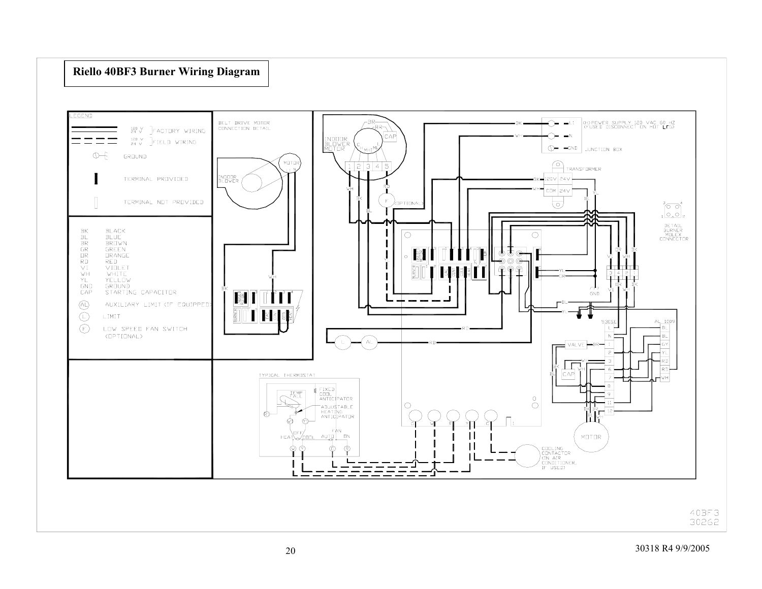# Riello 40BF3 Burner Wiring Diagram

LEGEND

| | | |
|---|---|---|
| (solid lines) | 120 V / 24 V | FACTORY WIRING |
| (dashed lines) | 120 V / 24 V | FIELD WIRING |
| | | GROUND |
| | | TERMINAL PROVIDED |
| | | TERMINAL NOT PROVIDED |

| | |
|---|---|
| BK | BLACK |
| BL | BLUE |
| BR | BROWN |
| GR | GREEN |
| OR | ORANGE |
| RD | RED |
| VI | VIOLET |
| WH | WHITE |
| YL | YELLOW |
| GND | GROUND |
| CAP | STARTING CAPACITOR |
| AL | AUXILIARY LIMIT (IF EQUIPPED) |
| L | LIMIT |
| F | LOW SPEED FAN SWITCH (OPTIONAL) |

BELT DRIVE MOTOR CONNECTION DETAIL

INDOOR BLOWER

MOTOR

INDOOR BLOWER MOTOR

(H)POWER SUPPLY 120 VAC 60 HZ (FUSED DISCONNECT ON HOT LEG)

JUNCTION BOX

TRANSFORMER

120V 24V

COM 24V

(OPTIONAL)

DETAIL BURNER MOLEX CONNECTOR

530SE

AL 1009

VALVE

CAP

MOTOR

TYPICAL THERMOSTAT

TEMP FALL

FIXED COOL ANTICIPATOR

ADJUSTABLE HEATING ANTICIPATOR

OFF

HEAT COOL

FAN

AUTO ON

COOLING CONTACTOR (IN AIR CONDITIONER, IF USED)

40BF3
30262

30318 R4 9/9/2005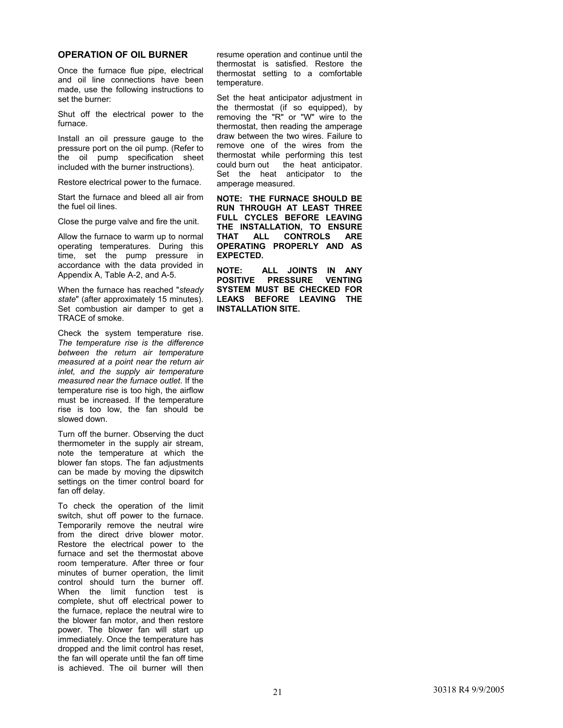## OPERATION OF OIL BURNER

Once the furnace flue pipe, electrical and oil line connections have been made, use the following instructions to set the burner:

Shut off the electrical power to the furnace.

Install an oil pressure gauge to the pressure port on the oil pump. (Refer to the oil pump specification sheet included with the burner instructions).

Restore electrical power to the furnace.

Start the furnace and bleed all air from the fuel oil lines.

Close the purge valve and fire the unit.

Allow the furnace to warm up to normal operating temperatures. During this time, set the pump pressure in accordance with the data provided in Appendix A, Table A-2, and A-5.

When the furnace has reached "*steady state*" (after approximately 15 minutes). Set combustion air damper to get a TRACE of smoke.

Check the system temperature rise. *The temperature rise is the difference between the return air temperature measured at a point near the return air inlet, and the supply air temperature measured near the furnace outlet*. If the temperature rise is too high, the airflow must be increased. If the temperature rise is too low, the fan should be slowed down.

Turn off the burner. Observing the duct thermometer in the supply air stream, note the temperature at which the blower fan stops. The fan adjustments can be made by moving the dipswitch settings on the timer control board for fan off delay.

To check the operation of the limit switch, shut off power to the furnace. Temporarily remove the neutral wire from the direct drive blower motor. Restore the electrical power to the furnace and set the thermostat above room temperature. After three or four minutes of burner operation, the limit control should turn the burner off. When the limit function test is complete, shut off electrical power to the furnace, replace the neutral wire to the blower fan motor, and then restore power. The blower fan will start up immediately. Once the temperature has dropped and the limit control has reset, the fan will operate until the fan off time is achieved. The oil burner will then resume operation and continue until the thermostat is satisfied. Restore the thermostat setting to a comfortable temperature.

Set the heat anticipator adjustment in the thermostat (if so equipped), by removing the "R" or "W" wire to the thermostat, then reading the amperage draw between the two wires. Failure to remove one of the wires from the thermostat while performing this test could burn out the heat anticipator. Set the heat anticipator to the amperage measured.

**NOTE: THE FURNACE SHOULD BE RUN THROUGH AT LEAST THREE FULL CYCLES BEFORE LEAVING THE INSTALLATION, TO ENSURE THAT ALL CONTROLS ARE OPERATING PROPERLY AND AS EXPECTED.**

**NOTE: ALL JOINTS IN ANY POSITIVE PRESSURE VENTING SYSTEM MUST BE CHECKED FOR LEAKS BEFORE LEAVING THE INSTALLATION SITE.**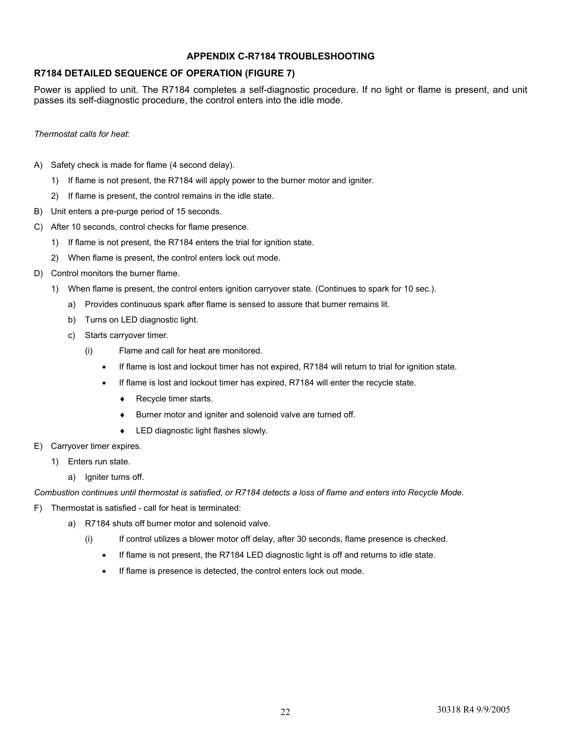## APPENDIX C-R7184 TROUBLESHOOTING

### R7184 DETAILED SEQUENCE OF OPERATION (FIGURE 7)

Power is applied to unit. The R7184 completes a self-diagnostic procedure. If no light or flame is present, and unit passes its self-diagnostic procedure, the control enters into the idle mode.

*Thermostat calls for heat*:

A) Safety check is made for flame (4 second delay).
   1) If flame is not present, the R7184 will apply power to the burner motor and igniter.
   2) If flame is present, the control remains in the idle state.

B) Unit enters a pre-purge period of 15 seconds.

C) After 10 seconds, control checks for flame presence.
   1) If flame is not present, the R7184 enters the trial for ignition state.
   2) When flame is present, the control enters lock out mode.

D) Control monitors the burner flame.
   1) When flame is present, the control enters ignition carryover state. (Continues to spark for 10 sec.).
      a) Provides continuous spark after flame is sensed to assure that burner remains lit.
      b) Turns on LED diagnostic light.
      c) Starts carryover timer.
         (i) Flame and call for heat are monitored.
            - If flame is lost and lockout timer has not expired, R7184 will return to trial for ignition state.
            - If flame is lost and lockout timer has expired, R7184 will enter the recycle state.
               - ♦ Recycle timer starts.
               - ♦ Burner motor and igniter and solenoid valve are turned off.
               - ♦ LED diagnostic light flashes slowly.

E) Carryover timer expires.
   1) Enters run state.
      a) Igniter turns off.

*Combustion continues until thermostat is satisfied, or R7184 detects a loss of flame and enters into Recycle Mode.*

F) Thermostat is satisfied - call for heat is terminated:
   a) R7184 shuts off burner motor and solenoid valve.
      (i) If control utilizes a blower motor off delay, after 30 seconds, flame presence is checked.
         - If flame is not present, the R7184 LED diagnostic light is off and returns to idle state.
         - If flame is presence is detected, the control enters lock out mode.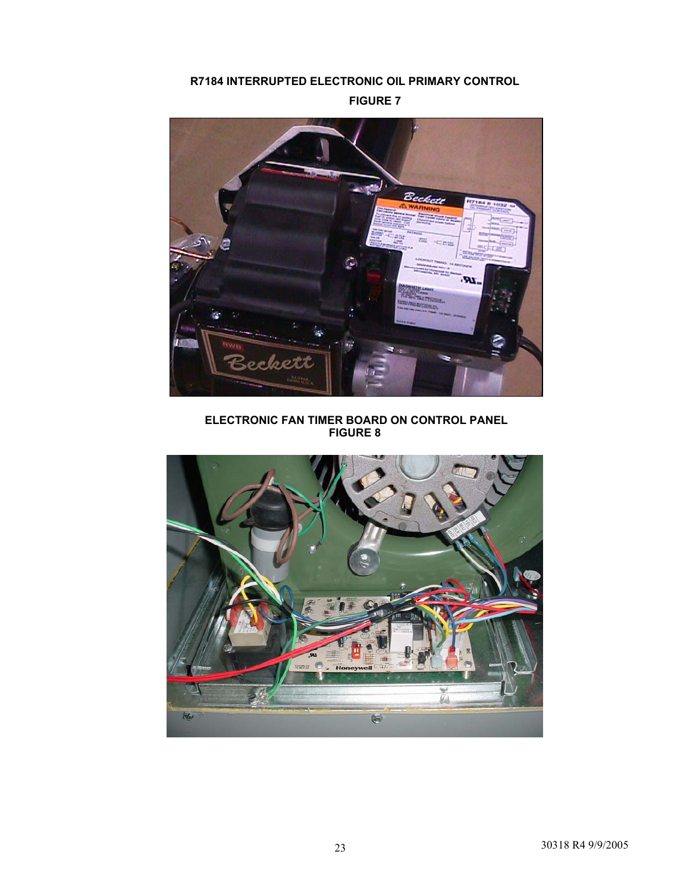**R7184 INTERRUPTED ELECTRONIC OIL PRIMARY CONTROL**

**FIGURE 7**

**ELECTRONIC FAN TIMER BOARD ON CONTROL PANEL**
**FIGURE 8**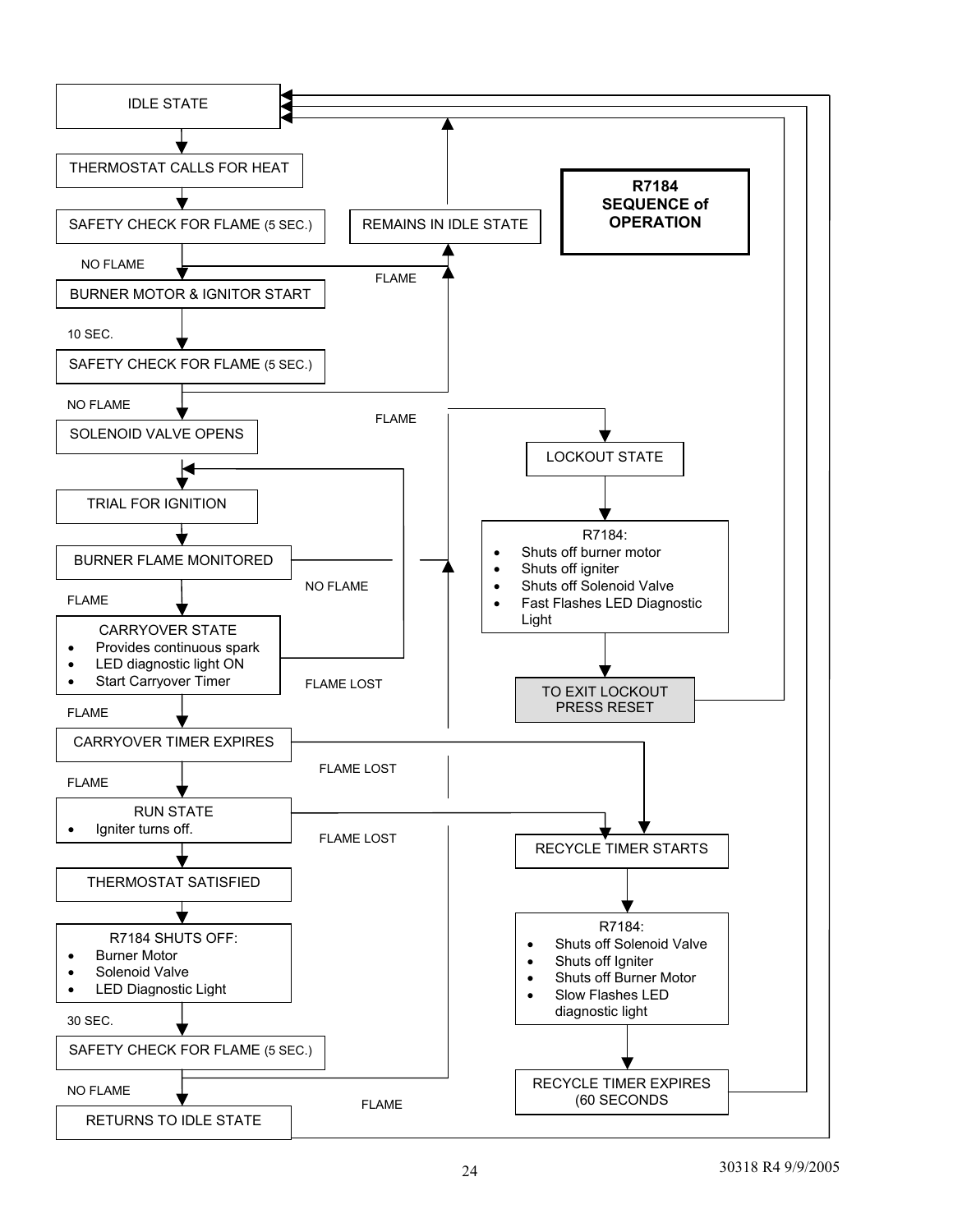# R7184 SEQUENCE of OPERATION

IDLE STATE

THERMOSTAT CALLS FOR HEAT

SAFETY CHECK FOR FLAME (5 SEC.)

- FLAME → REMAINS IN IDLE STATE → IDLE STATE
- NO FLAME ↓

BURNER MOTOR & IGNITOR START

10 SEC.

SAFETY CHECK FOR FLAME (5 SEC.)

- FLAME → REMAINS IN IDLE STATE
- NO FLAME ↓

SOLENOID VALVE OPENS

TRIAL FOR IGNITION

BURNER FLAME MONITORED

- NO FLAME → LOCKOUT STATE
- FLAME ↓

CARRYOVER STATE
- Provides continuous spark
- LED diagnostic light ON
- Start Carryover Timer

- FLAME LOST → TRIAL FOR IGNITION
- FLAME ↓

CARRYOVER TIMER EXPIRES

- FLAME LOST → RECYCLE TIMER STARTS
- FLAME ↓

RUN STATE
- Igniter turns off.

- FLAME LOST → RECYCLE TIMER STARTS

THERMOSTAT SATISFIED

R7184 SHUTS OFF:
- Burner Motor
- Solenoid Valve
- LED Diagnostic Light

30 SEC.

SAFETY CHECK FOR FLAME (5 SEC.)

- FLAME → LOCKOUT STATE
- NO FLAME ↓

RETURNS TO IDLE STATE → IDLE STATE

LOCKOUT STATE

R7184:
- Shuts off burner motor
- Shuts off igniter
- Shuts off Solenoid Valve
- Fast Flashes LED Diagnostic Light

TO EXIT LOCKOUT PRESS RESET → IDLE STATE

RECYCLE TIMER STARTS

R7184:
- Shuts off Solenoid Valve
- Shuts off Igniter
- Shuts off Burner Motor
- Slow Flashes LED diagnostic light

RECYCLE TIMER EXPIRES (60 SECONDS → IDLE STATE

30318 R4 9/9/2005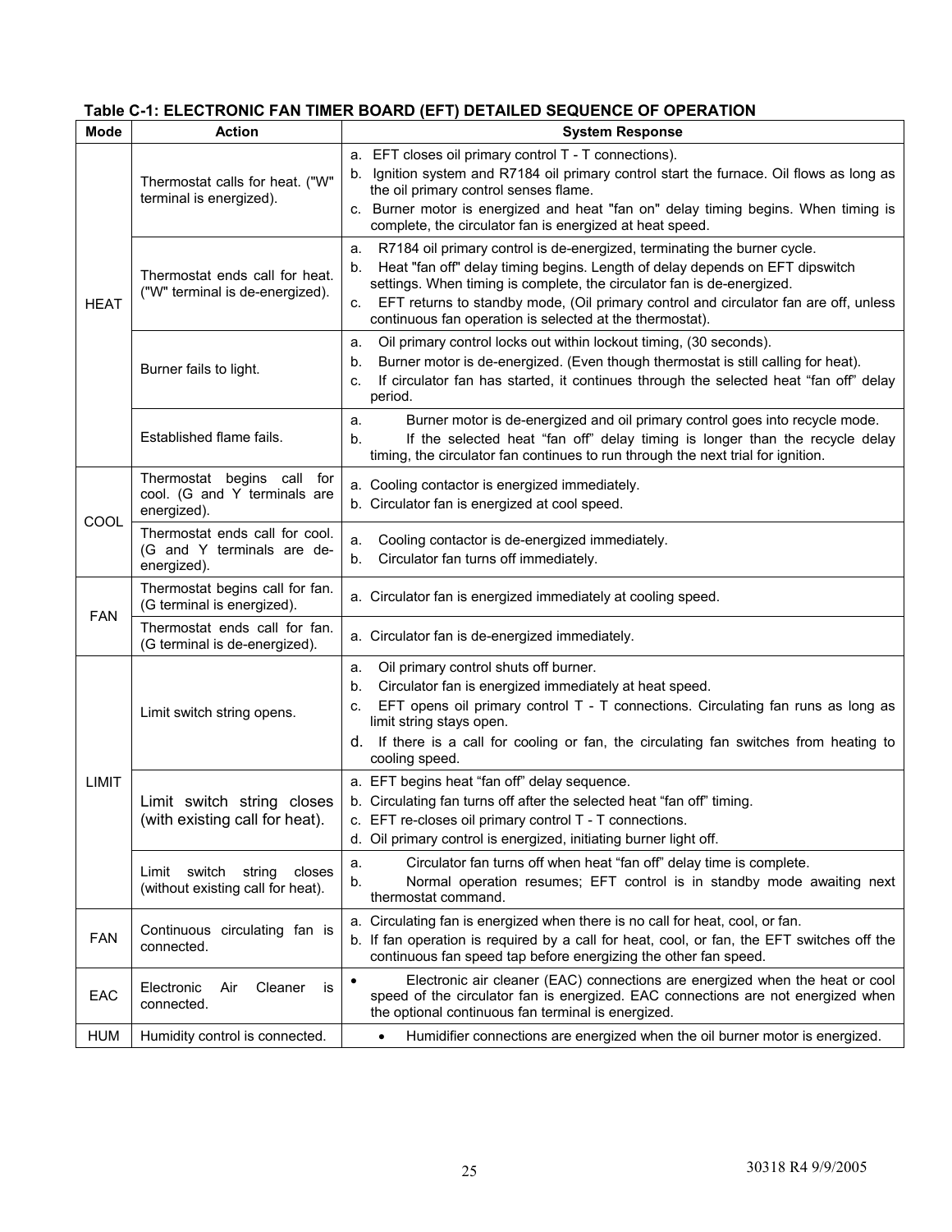**Table C-1: ELECTRONIC FAN TIMER BOARD (EFT) DETAILED SEQUENCE OF OPERATION**

| Mode | Action | System Response |
|---|---|---|
| HEAT | Thermostat calls for heat. ("W" terminal is energized). | a. EFT closes oil primary control T - T connections).<br>b. Ignition system and R7184 oil primary control start the furnace. Oil flows as long as the oil primary control senses flame.<br>c. Burner motor is energized and heat "fan on" delay timing begins. When timing is complete, the circulator fan is energized at heat speed. |
| | Thermostat ends call for heat. ("W" terminal is de-energized). | a. R7184 oil primary control is de-energized, terminating the burner cycle.<br>b. Heat "fan off" delay timing begins. Length of delay depends on EFT dipswitch settings. When timing is complete, the circulator fan is de-energized.<br>c. EFT returns to standby mode, (Oil primary control and circulator fan are off, unless continuous fan operation is selected at the thermostat). |
| | Burner fails to light. | a. Oil primary control locks out within lockout timing, (30 seconds).<br>b. Burner motor is de-energized. (Even though thermostat is still calling for heat).<br>c. If circulator fan has started, it continues through the selected heat "fan off" delay period. |
| | Established flame fails. | a. Burner motor is de-energized and oil primary control goes into recycle mode.<br>b. If the selected heat "fan off" delay timing is longer than the recycle delay timing, the circulator fan continues to run through the next trial for ignition. |
| COOL | Thermostat begins call for cool. (G and Y terminals are energized). | a. Cooling contactor is energized immediately.<br>b. Circulator fan is energized at cool speed. |
| | Thermostat ends call for cool. (G and Y terminals are de-energized). | a. Cooling contactor is de-energized immediately.<br>b. Circulator fan turns off immediately. |
| FAN | Thermostat begins call for fan. (G terminal is energized). | a. Circulator fan is energized immediately at cooling speed. |
| | Thermostat ends call for fan. (G terminal is de-energized). | a. Circulator fan is de-energized immediately. |
| LIMIT | Limit switch string opens. | a. Oil primary control shuts off burner.<br>b. Circulator fan is energized immediately at heat speed.<br>c. EFT opens oil primary control T - T connections. Circulating fan runs as long as limit string stays open.<br>d. If there is a call for cooling or fan, the circulating fan switches from heating to cooling speed. |
| | Limit switch string closes (with existing call for heat). | a. EFT begins heat "fan off" delay sequence.<br>b. Circulating fan turns off after the selected heat "fan off" timing.<br>c. EFT re-closes oil primary control T - T connections.<br>d. Oil primary control is energized, initiating burner light off. |
| | Limit switch string closes (without existing call for heat). | a. Circulator fan turns off when heat "fan off" delay time is complete.<br>b. Normal operation resumes; EFT control is in standby mode awaiting next thermostat command. |
| FAN | Continuous circulating fan is connected. | a. Circulating fan is energized when there is no call for heat, cool, or fan.<br>b. If fan operation is required by a call for heat, cool, or fan, the EFT switches off the continuous fan speed tap before energizing the other fan speed. |
| EAC | Electronic Air Cleaner is connected. | • Electronic air cleaner (EAC) connections are energized when the heat or cool speed of the circulator fan is energized. EAC connections are not energized when the optional continuous fan terminal is energized. |
| HUM | Humidity control is connected. | • Humidifier connections are energized when the oil burner motor is energized. |

30318 R4 9/9/2005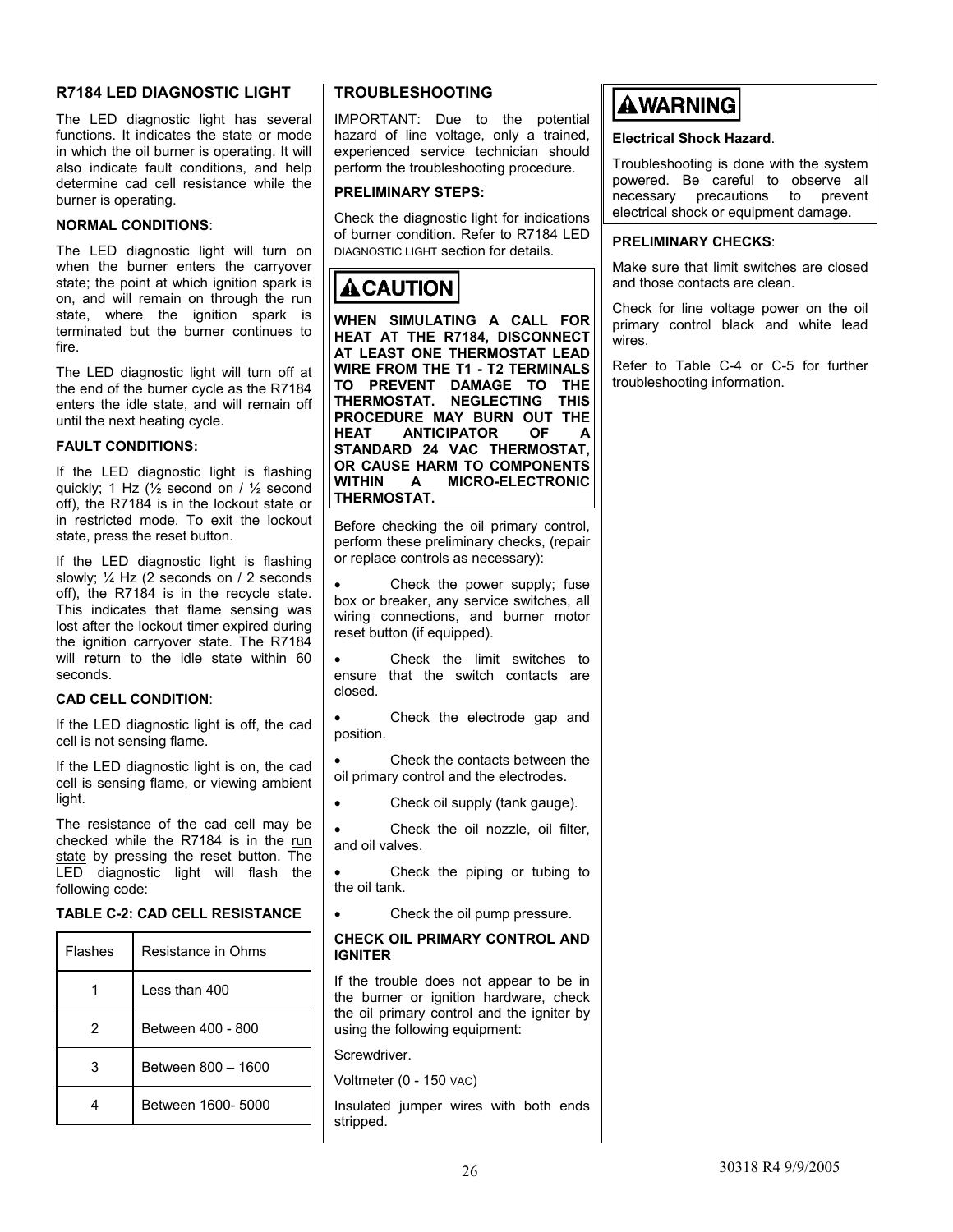## R7184 LED DIAGNOSTIC LIGHT

The LED diagnostic light has several functions. It indicates the state or mode in which the oil burner is operating. It will also indicate fault conditions, and help determine cad cell resistance while the burner is operating.

**NORMAL CONDITIONS**:

The LED diagnostic light will turn on when the burner enters the carryover state; the point at which ignition spark is on, and will remain on through the run state, where the ignition spark is terminated but the burner continues to fire.

The LED diagnostic light will turn off at the end of the burner cycle as the R7184 enters the idle state, and will remain off until the next heating cycle.

**FAULT CONDITIONS:**

If the LED diagnostic light is flashing quickly; 1 Hz (½ second on / ½ second off), the R7184 is in the lockout state or in restricted mode. To exit the lockout state, press the reset button.

If the LED diagnostic light is flashing slowly; ¼ Hz (2 seconds on / 2 seconds off), the R7184 is in the recycle state. This indicates that flame sensing was lost after the lockout timer expired during the ignition carryover state. The R7184 will return to the idle state within 60 seconds.

**CAD CELL CONDITION**:

If the LED diagnostic light is off, the cad cell is not sensing flame.

If the LED diagnostic light is on, the cad cell is sensing flame, or viewing ambient light.

The resistance of the cad cell may be checked while the R7184 is in the run state by pressing the reset button. The LED diagnostic light will flash the following code:

**TABLE C-2: CAD CELL RESISTANCE**

| Flashes | Resistance in Ohms |
|---|---|
| 1 | Less than 400 |
| 2 | Between 400 - 800 |
| 3 | Between 800 – 1600 |
| 4 | Between 1600- 5000 |

## TROUBLESHOOTING

IMPORTANT: Due to the potential hazard of line voltage, only a trained, experienced service technician should perform the troubleshooting procedure.

**PRELIMINARY STEPS:**

Check the diagnostic light for indications of burner condition. Refer to R7184 LED DIAGNOSTIC LIGHT section for details.

> **⚠CAUTION**
>
> **WHEN SIMULATING A CALL FOR HEAT AT THE R7184, DISCONNECT AT LEAST ONE THERMOSTAT LEAD WIRE FROM THE T1 - T2 TERMINALS TO PREVENT DAMAGE TO THE THERMOSTAT. NEGLECTING THIS PROCEDURE MAY BURN OUT THE HEAT ANTICIPATOR OF A STANDARD 24 VAC THERMOSTAT, OR CAUSE HARM TO COMPONENTS WITHIN A MICRO-ELECTRONIC THERMOSTAT.**

Before checking the oil primary control, perform these preliminary checks, (repair or replace controls as necessary):

- Check the power supply; fuse box or breaker, any service switches, all wiring connections, and burner motor reset button (if equipped).
- Check the limit switches to ensure that the switch contacts are closed.
- Check the electrode gap and position.
- Check the contacts between the oil primary control and the electrodes.
- Check oil supply (tank gauge).
- Check the oil nozzle, oil filter, and oil valves.
- Check the piping or tubing to the oil tank.
- Check the oil pump pressure.

**CHECK OIL PRIMARY CONTROL AND IGNITER**

If the trouble does not appear to be in the burner or ignition hardware, check the oil primary control and the igniter by using the following equipment:

Screwdriver.

Voltmeter (0 - 150 VAC)

Insulated jumper wires with both ends stripped.

> **⚠WARNING**
>
> **Electrical Shock Hazard**.
>
> Troubleshooting is done with the system powered. Be careful to observe all necessary precautions to prevent electrical shock or equipment damage.

**PRELIMINARY CHECKS**:

Make sure that limit switches are closed and those contacts are clean.

Check for line voltage power on the oil primary control black and white lead wires.

Refer to Table C-4 or C-5 for further troubleshooting information.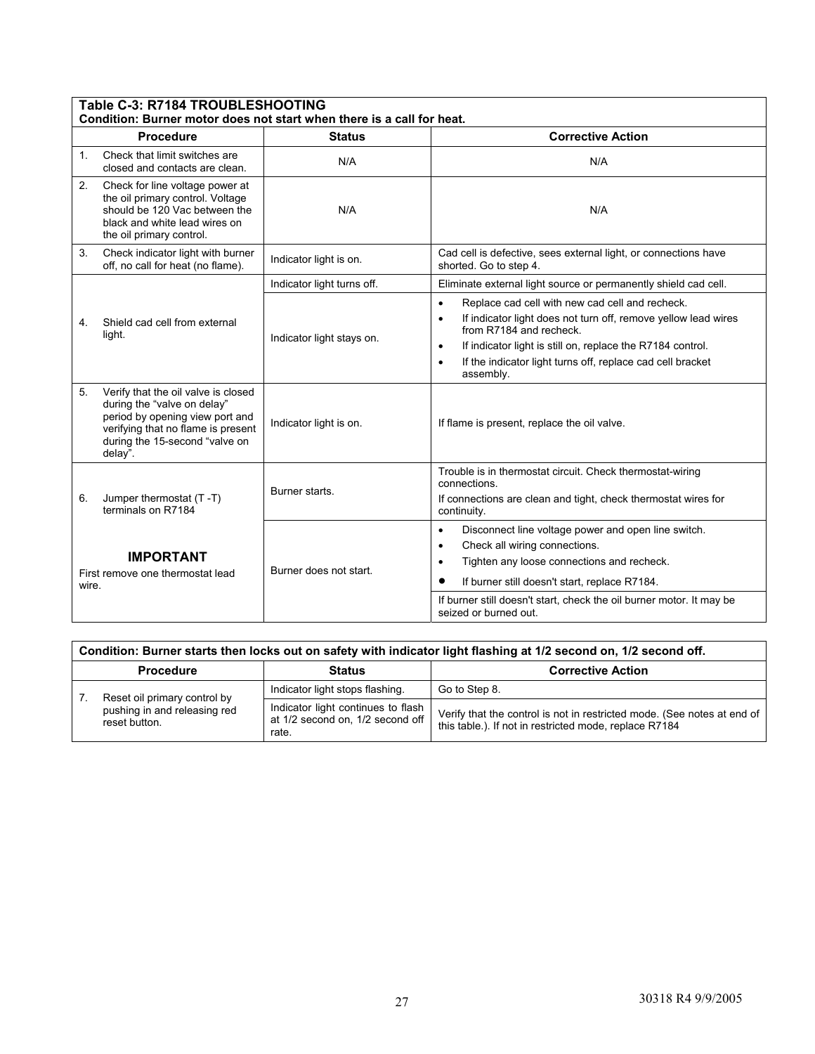**Table C-3: R7184 TROUBLESHOOTING**
**Condition: Burner motor does not start when there is a call for heat.**

| Procedure | Status | Corrective Action |
|---|---|---|
| 1. Check that limit switches are closed and contacts are clean. | N/A | N/A |
| 2. Check for line voltage power at the oil primary control. Voltage should be 120 Vac between the black and white lead wires on the oil primary control. | N/A | N/A |
| 3. Check indicator light with burner off, no call for heat (no flame). | Indicator light is on. | Cad cell is defective, sees external light, or connections have shorted. Go to step 4. |
| 4. Shield cad cell from external light. | Indicator light turns off. | Eliminate external light source or permanently shield cad cell. |
| | Indicator light stays on. | • Replace cad cell with new cad cell and recheck.<br>• If indicator light does not turn off, remove yellow lead wires from R7184 and recheck.<br>• If indicator light is still on, replace the R7184 control.<br>• If the indicator light turns off, replace cad cell bracket assembly. |
| 5. Verify that the oil valve is closed during the "valve on delay" period by opening view port and verifying that no flame is present during the 15-second "valve on delay". | Indicator light is on. | If flame is present, replace the oil valve. |
| 6. Jumper thermostat (T -T) terminals on R7184<br><br>**IMPORTANT**<br>First remove one thermostat lead wire. | Burner starts. | Trouble is in thermostat circuit. Check thermostat-wiring connections.<br>If connections are clean and tight, check thermostat wires for continuity. |
| | Burner does not start. | • Disconnect line voltage power and open line switch.<br>• Check all wiring connections.<br>• Tighten any loose connections and recheck.<br>• If burner still doesn't start, replace R7184. |
| | | If burner still doesn't start, check the oil burner motor. It may be seized or burned out. |

**Condition: Burner starts then locks out on safety with indicator light flashing at 1/2 second on, 1/2 second off.**

| Procedure | Status | Corrective Action |
|---|---|---|
| 7. Reset oil primary control by pushing in and releasing red reset button. | Indicator light stops flashing. | Go to Step 8. |
| | Indicator light continues to flash at 1/2 second on, 1/2 second off rate. | Verify that the control is not in restricted mode. (See notes at end of this table.). If not in restricted mode, replace R7184 |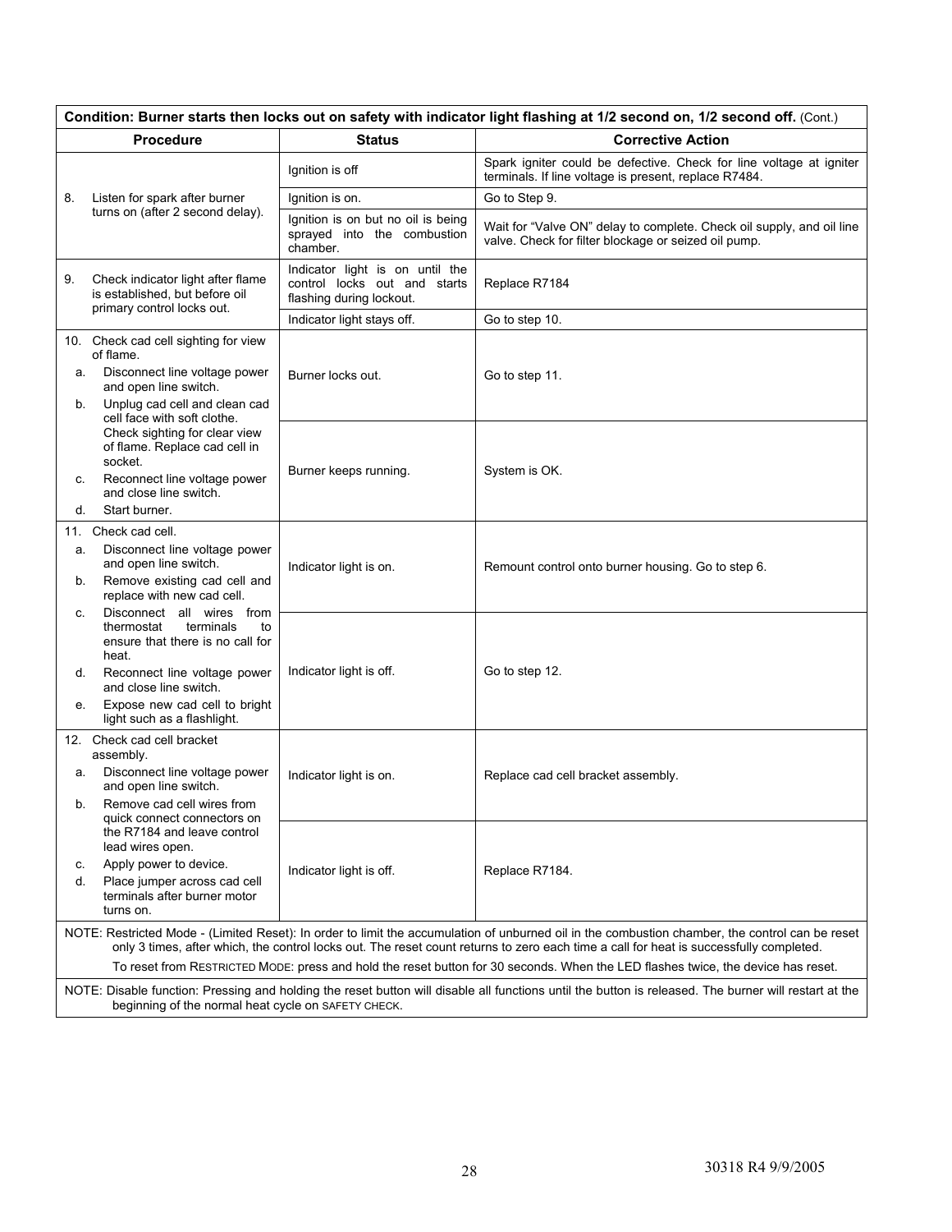| Condition: Burner starts then locks out on safety with indicator light flashing at 1/2 second on, 1/2 second off. (Cont.) | | |
|---|---|---|
| **Procedure** | **Status** | **Corrective Action** |
| 8. Listen for spark after burner turns on (after 2 second delay). | Ignition is off | Spark igniter could be defective. Check for line voltage at igniter terminals. If line voltage is present, replace R7484. |
| | Ignition is on. | Go to Step 9. |
| | Ignition is on but no oil is being sprayed into the combustion chamber. | Wait for "Valve ON" delay to complete. Check oil supply, and oil line valve. Check for filter blockage or seized oil pump. |
| 9. Check indicator light after flame is established, but before oil primary control locks out. | Indicator light is on until the control locks out and starts flashing during lockout. | Replace R7184 |
| | Indicator light stays off. | Go to step 10. |
| 10. Check cad cell sighting for view of flame.<br>a. Disconnect line voltage power and open line switch.<br>b. Unplug cad cell and clean cad cell face with soft clothe. Check sighting for clear view of flame. Replace cad cell in socket.<br>c. Reconnect line voltage power and close line switch.<br>d. Start burner. | Burner locks out. | Go to step 11. |
| | Burner keeps running. | System is OK. |
| 11. Check cad cell.<br>a. Disconnect line voltage power and open line switch.<br>b. Remove existing cad cell and replace with new cad cell.<br>c. Disconnect all wires from thermostat terminals to ensure that there is no call for heat.<br>d. Reconnect line voltage power and close line switch.<br>e. Expose new cad cell to bright light such as a flashlight. | Indicator light is on. | Remount control onto burner housing. Go to step 6. |
| | Indicator light is off. | Go to step 12. |
| 12. Check cad cell bracket assembly.<br>a. Disconnect line voltage power and open line switch.<br>b. Remove cad cell wires from quick connect connectors on the R7184 and leave control lead wires open.<br>c. Apply power to device.<br>d. Place jumper across cad cell terminals after burner motor turns on. | Indicator light is on. | Replace cad cell bracket assembly. |
| | Indicator light is off. | Replace R7184. |

NOTE: Restricted Mode - (Limited Reset): In order to limit the accumulation of unburned oil in the combustion chamber, the control can be reset only 3 times, after which, the control locks out. The reset count returns to zero each time a call for heat is successfully completed.

To reset from RESTRICTED MODE: press and hold the reset button for 30 seconds. When the LED flashes twice, the device has reset.

NOTE: Disable function: Pressing and holding the reset button will disable all functions until the button is released. The burner will restart at the beginning of the normal heat cycle on SAFETY CHECK.

30318 R4 9/9/2005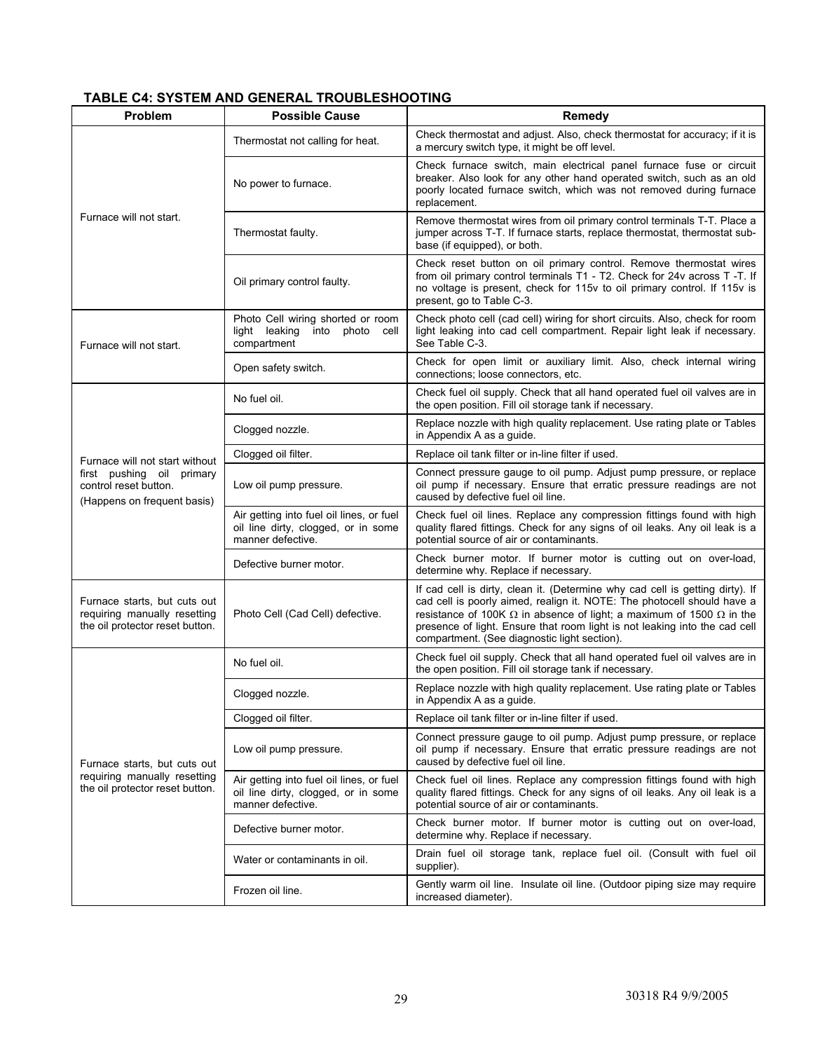## TABLE C4: SYSTEM AND GENERAL TROUBLESHOOTING

| Problem | Possible Cause | Remedy |
|---|---|---|
| Furnace will not start. | Thermostat not calling for heat. | Check thermostat and adjust. Also, check thermostat for accuracy; if it is a mercury switch type, it might be off level. |
| | No power to furnace. | Check furnace switch, main electrical panel furnace fuse or circuit breaker. Also look for any other hand operated switch, such as an old poorly located furnace switch, which was not removed during furnace replacement. |
| | Thermostat faulty. | Remove thermostat wires from oil primary control terminals T-T. Place a jumper across T-T. If furnace starts, replace thermostat, thermostat sub-base (if equipped), or both. |
| | Oil primary control faulty. | Check reset button on oil primary control. Remove thermostat wires from oil primary control terminals T1 - T2. Check for 24v across T -T. If no voltage is present, check for 115v to oil primary control. If 115v is present, go to Table C-3. |
| Furnace will not start. | Photo Cell wiring shorted or room light leaking into photo cell compartment | Check photo cell (cad cell) wiring for short circuits. Also, check for room light leaking into cad cell compartment. Repair light leak if necessary. See Table C-3. |
| | Open safety switch. | Check for open limit or auxiliary limit. Also, check internal wiring connections; loose connectors, etc. |
| Furnace will not start without first pushing oil primary control reset button. (Happens on frequent basis) | No fuel oil. | Check fuel oil supply. Check that all hand operated fuel oil valves are in the open position. Fill oil storage tank if necessary. |
| | Clogged nozzle. | Replace nozzle with high quality replacement. Use rating plate or Tables in Appendix A as a guide. |
| | Clogged oil filter. | Replace oil tank filter or in-line filter if used. |
| | Low oil pump pressure. | Connect pressure gauge to oil pump. Adjust pump pressure, or replace oil pump if necessary. Ensure that erratic pressure readings are not caused by defective fuel oil line. |
| | Air getting into fuel oil lines, or fuel oil line dirty, clogged, or in some manner defective. | Check fuel oil lines. Replace any compression fittings found with high quality flared fittings. Check for any signs of oil leaks. Any oil leak is a potential source of air or contaminants. |
| | Defective burner motor. | Check burner motor. If burner motor is cutting out on over-load, determine why. Replace if necessary. |
| Furnace starts, but cuts out requiring manually resetting the oil protector reset button. | Photo Cell (Cad Cell) defective. | If cad cell is dirty, clean it. (Determine why cad cell is getting dirty). If cad cell is poorly aimed, realign it. NOTE: The photocell should have a resistance of 100K Ω in absence of light; a maximum of 1500 Ω in the presence of light. Ensure that room light is not leaking into the cad cell compartment. (See diagnostic light section). |
| Furnace starts, but cuts out requiring manually resetting the oil protector reset button. | No fuel oil. | Check fuel oil supply. Check that all hand operated fuel oil valves are in the open position. Fill oil storage tank if necessary. |
| | Clogged nozzle. | Replace nozzle with high quality replacement. Use rating plate or Tables in Appendix A as a guide. |
| | Clogged oil filter. | Replace oil tank filter or in-line filter if used. |
| | Low oil pump pressure. | Connect pressure gauge to oil pump. Adjust pump pressure, or replace oil pump if necessary. Ensure that erratic pressure readings are not caused by defective fuel oil line. |
| | Air getting into fuel oil lines, or fuel oil line dirty, clogged, or in some manner defective. | Check fuel oil lines. Replace any compression fittings found with high quality flared fittings. Check for any signs of oil leaks. Any oil leak is a potential source of air or contaminants. |
| | Defective burner motor. | Check burner motor. If burner motor is cutting out on over-load, determine why. Replace if necessary. |
| | Water or contaminants in oil. | Drain fuel oil storage tank, replace fuel oil. (Consult with fuel oil supplier). |
| | Frozen oil line. | Gently warm oil line. Insulate oil line. (Outdoor piping size may require increased diameter). |

30318 R4 9/9/2005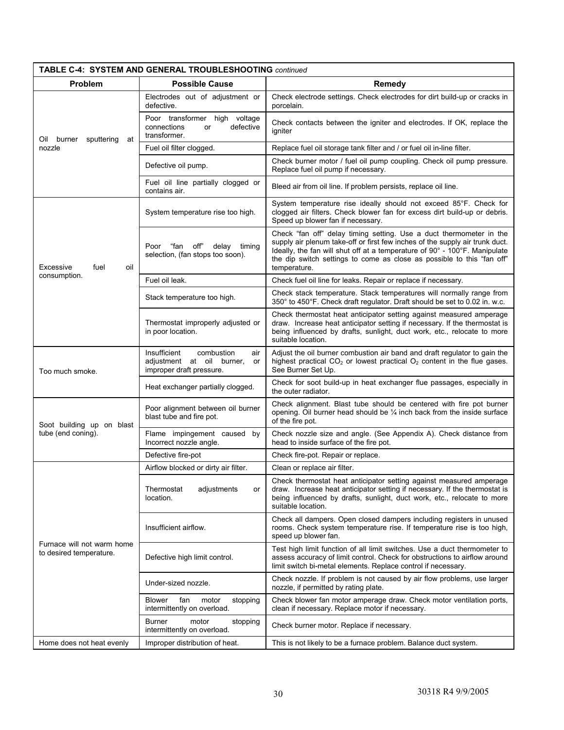| **TABLE C-4: SYSTEM AND GENERAL TROUBLESHOOTING** *continued* | | |
|---|---|---|
| **Problem** | **Possible Cause** | **Remedy** |
| Oil burner sputtering at nozzle | Electrodes out of adjustment or defective. | Check electrode settings. Check electrodes for dirt build-up or cracks in porcelain. |
| | Poor transformer high voltage connections or defective transformer. | Check contacts between the igniter and electrodes. If OK, replace the igniter |
| | Fuel oil filter clogged. | Replace fuel oil storage tank filter and / or fuel oil in-line filter. |
| | Defective oil pump. | Check burner motor / fuel oil pump coupling. Check oil pump pressure. Replace fuel oil pump if necessary. |
| | Fuel oil line partially clogged or contains air. | Bleed air from oil line. If problem persists, replace oil line. |
| Excessive fuel oil consumption. | System temperature rise too high. | System temperature rise ideally should not exceed 85°F. Check for clogged air filters. Check blower fan for excess dirt build-up or debris. Speed up blower fan if necessary. |
| | Poor "fan off" delay timing selection, (fan stops too soon). | Check "fan off" delay timing setting. Use a duct thermometer in the supply air plenum take-off or first few inches of the supply air trunk duct. Ideally, the fan will shut off at a temperature of 90° - 100°F. Manipulate the dip switch settings to come as close as possible to this "fan off" temperature. |
| | Fuel oil leak. | Check fuel oil line for leaks. Repair or replace if necessary. |
| | Stack temperature too high. | Check stack temperature. Stack temperatures will normally range from 350° to 450°F. Check draft regulator. Draft should be set to 0.02 in. w.c. |
| | Thermostat improperly adjusted or in poor location. | Check thermostat heat anticipator setting against measured amperage draw. Increase heat anticipator setting if necessary. If the thermostat is being influenced by drafts, sunlight, duct work, etc., relocate to more suitable location. |
| Too much smoke. | Insufficient combustion air adjustment at oil burner, or improper draft pressure. | Adjust the oil burner combustion air band and draft regulator to gain the highest practical $CO_2$ or lowest practical $O_2$ content in the flue gases. See Burner Set Up. |
| | Heat exchanger partially clogged. | Check for soot build-up in heat exchanger flue passages, especially in the outer radiator. |
| Soot building up on blast tube (end coning). | Poor alignment between oil burner blast tube and fire pot. | Check alignment. Blast tube should be centered with fire pot burner opening. Oil burner head should be ¼ inch back from the inside surface of the fire pot. |
| | Flame impingement caused by Incorrect nozzle angle. | Check nozzle size and angle. (See Appendix A). Check distance from head to inside surface of the fire pot. |
| | Defective fire-pot | Check fire-pot. Repair or replace. |
| Furnace will not warm home to desired temperature. | Airflow blocked or dirty air filter. | Clean or replace air filter. |
| | Thermostat adjustments or location. | Check thermostat heat anticipator setting against measured amperage draw. Increase heat anticipator setting if necessary. If the thermostat is being influenced by drafts, sunlight, duct work, etc., relocate to more suitable location. |
| | Insufficient airflow. | Check all dampers. Open closed dampers including registers in unused rooms. Check system temperature rise. If temperature rise is too high, speed up blower fan. |
| | Defective high limit control. | Test high limit function of all limit switches. Use a duct thermometer to assess accuracy of limit control. Check for obstructions to airflow around limit switch bi-metal elements. Replace control if necessary. |
| | Under-sized nozzle. | Check nozzle. If problem is not caused by air flow problems, use larger nozzle, if permitted by rating plate. |
| | Blower fan motor stopping intermittently on overload. | Check blower fan motor amperage draw. Check motor ventilation ports, clean if necessary. Replace motor if necessary. |
| | Burner motor stopping intermittently on overload. | Check burner motor. Replace if necessary. |
| Home does not heat evenly | Improper distribution of heat. | This is not likely to be a furnace problem. Balance duct system. |

30318 R4 9/9/2005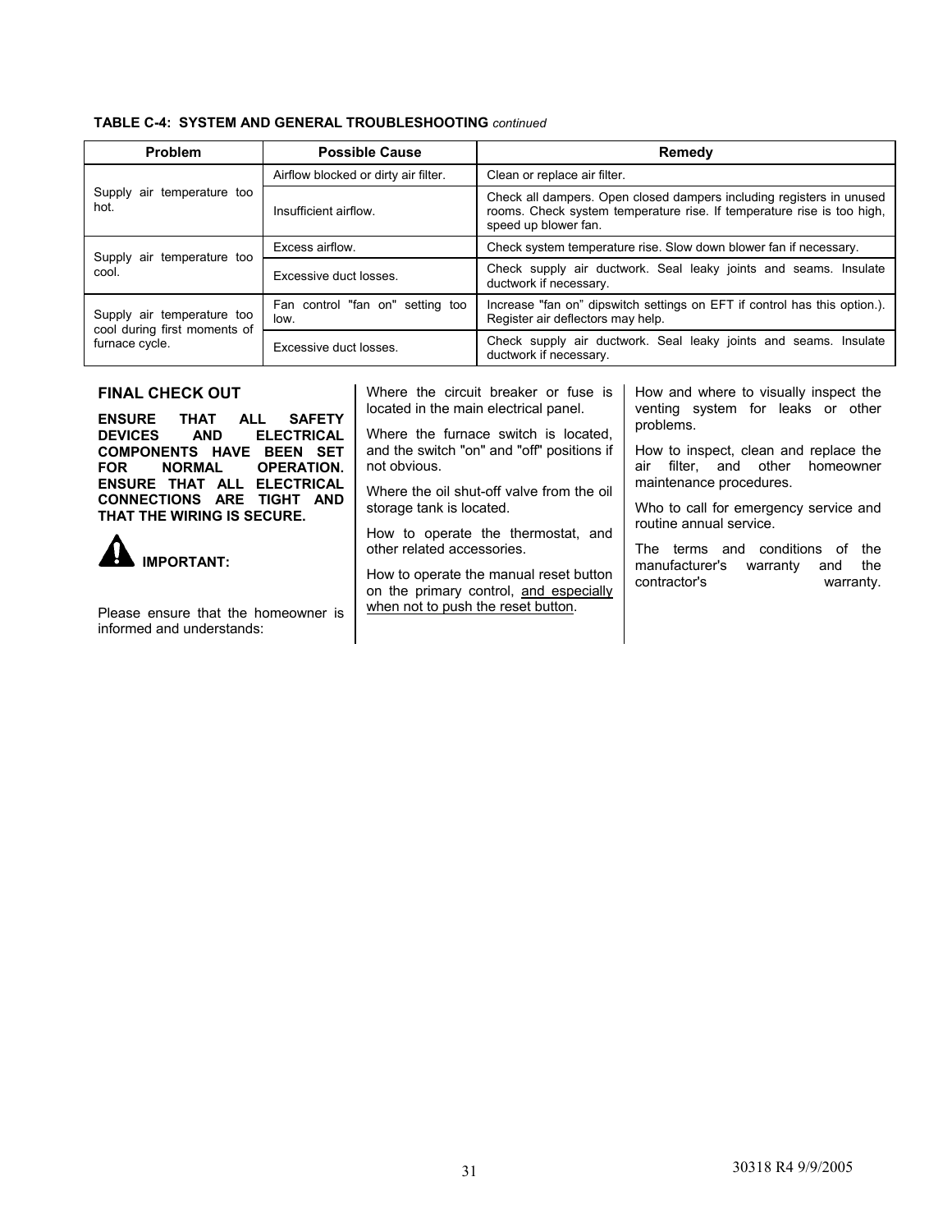**TABLE C-4: SYSTEM AND GENERAL TROUBLESHOOTING** *continued*

| Problem | Possible Cause | Remedy |
|---|---|---|
| Supply air temperature too hot. | Airflow blocked or dirty air filter. | Clean or replace air filter. |
| | Insufficient airflow. | Check all dampers. Open closed dampers including registers in unused rooms. Check system temperature rise. If temperature rise is too high, speed up blower fan. |
| Supply air temperature too cool. | Excess airflow. | Check system temperature rise. Slow down blower fan if necessary. |
| | Excessive duct losses. | Check supply air ductwork. Seal leaky joints and seams. Insulate ductwork if necessary. |
| Supply air temperature too cool during first moments of furnace cycle. | Fan control "fan on" setting too low. | Increase "fan on" dipswitch settings on EFT if control has this option.). Register air deflectors may help. |
| | Excessive duct losses. | Check supply air ductwork. Seal leaky joints and seams. Insulate ductwork if necessary. |

## FINAL CHECK OUT

**ENSURE THAT ALL SAFETY DEVICES AND ELECTRICAL COMPONENTS HAVE BEEN SET FOR NORMAL OPERATION. ENSURE THAT ALL ELECTRICAL CONNECTIONS ARE TIGHT AND THAT THE WIRING IS SECURE.**

**IMPORTANT:**

Please ensure that the homeowner is informed and understands:

Where the circuit breaker or fuse is located in the main electrical panel.

Where the furnace switch is located, and the switch "on" and "off" positions if not obvious.

Where the oil shut-off valve from the oil storage tank is located.

How to operate the thermostat, and other related accessories.

How to operate the manual reset button on the primary control, and especially when not to push the reset button.

How and where to visually inspect the venting system for leaks or other problems.

How to inspect, clean and replace the air filter, and other homeowner maintenance procedures.

Who to call for emergency service and routine annual service.

The terms and conditions of the manufacturer's warranty and the contractor's warranty.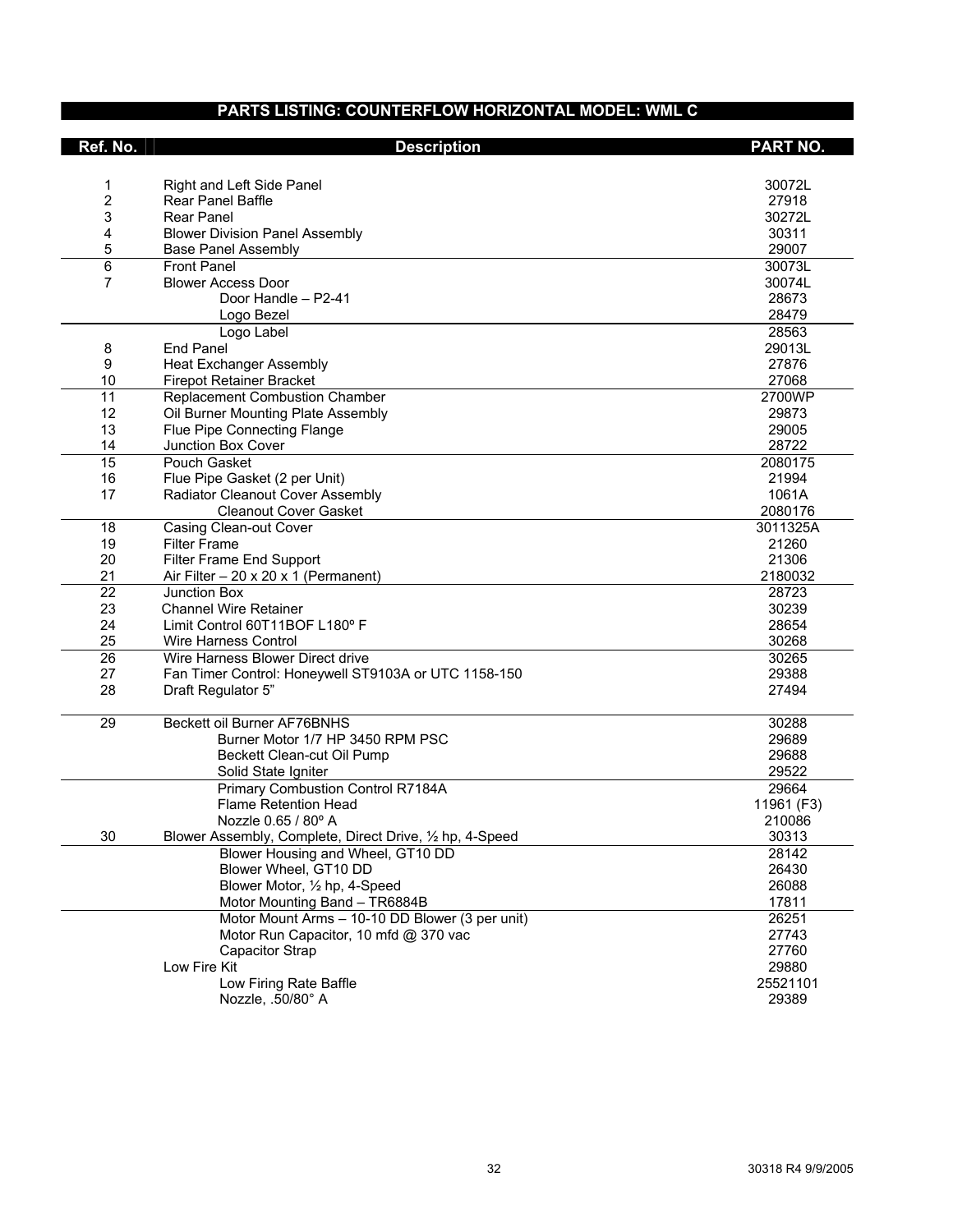## PARTS LISTING: COUNTERFLOW HORIZONTAL MODEL: WML C

| Ref. No. | Description | PART NO. |
|---|---|---|
| 1 | Right and Left Side Panel | 30072L |
| 2 | Rear Panel Baffle | 27918 |
| 3 | Rear Panel | 30272L |
| 4 | Blower Division Panel Assembly | 30311 |
| 5 | Base Panel Assembly | 29007 |
| 6 | Front Panel | 30073L |
| 7 | Blower Access Door | 30074L |
| | Door Handle – P2-41 | 28673 |
| | Logo Bezel | 28479 |
| | Logo Label | 28563 |
| 8 | End Panel | 29013L |
| 9 | Heat Exchanger Assembly | 27876 |
| 10 | Firepot Retainer Bracket | 27068 |
| 11 | Replacement Combustion Chamber | 2700WP |
| 12 | Oil Burner Mounting Plate Assembly | 29873 |
| 13 | Flue Pipe Connecting Flange | 29005 |
| 14 | Junction Box Cover | 28722 |
| 15 | Pouch Gasket | 2080175 |
| 16 | Flue Pipe Gasket (2 per Unit) | 21994 |
| 17 | Radiator Cleanout Cover Assembly | 1061A |
| | Cleanout Cover Gasket | 2080176 |
| 18 | Casing Clean-out Cover | 3011325A |
| 19 | Filter Frame | 21260 |
| 20 | Filter Frame End Support | 21306 |
| 21 | Air Filter – 20 x 20 x 1 (Permanent) | 2180032 |
| 22 | Junction Box | 28723 |
| 23 | Channel Wire Retainer | 30239 |
| 24 | Limit Control 60T11BOF L180º F | 28654 |
| 25 | Wire Harness Control | 30268 |
| 26 | Wire Harness Blower Direct drive | 30265 |
| 27 | Fan Timer Control: Honeywell ST9103A or UTC 1158-150 | 29388 |
| 28 | Draft Regulator 5” | 27494 |
| 29 | Beckett oil Burner AF76BNHS | 30288 |
| | Burner Motor 1/7 HP 3450 RPM PSC | 29689 |
| | Beckett Clean-cut Oil Pump | 29688 |
| | Solid State Igniter | 29522 |
| | Primary Combustion Control R7184A | 29664 |
| | Flame Retention Head | 11961 (F3) |
| | Nozzle 0.65 / 80º A | 210086 |
| 30 | Blower Assembly, Complete, Direct Drive, ½ hp, 4-Speed | 30313 |
| | Blower Housing and Wheel, GT10 DD | 28142 |
| | Blower Wheel, GT10 DD | 26430 |
| | Blower Motor, ½ hp, 4-Speed | 26088 |
| | Motor Mounting Band – TR6884B | 17811 |
| | Motor Mount Arms – 10-10 DD Blower (3 per unit) | 26251 |
| | Motor Run Capacitor, 10 mfd @ 370 vac | 27743 |
| | Capacitor Strap | 27760 |
| | Low Fire Kit | 29880 |
| | Low Firing Rate Baffle | 25521101 |
| | Nozzle, .50/80° A | 29389 |

30318 R4 9/9/2005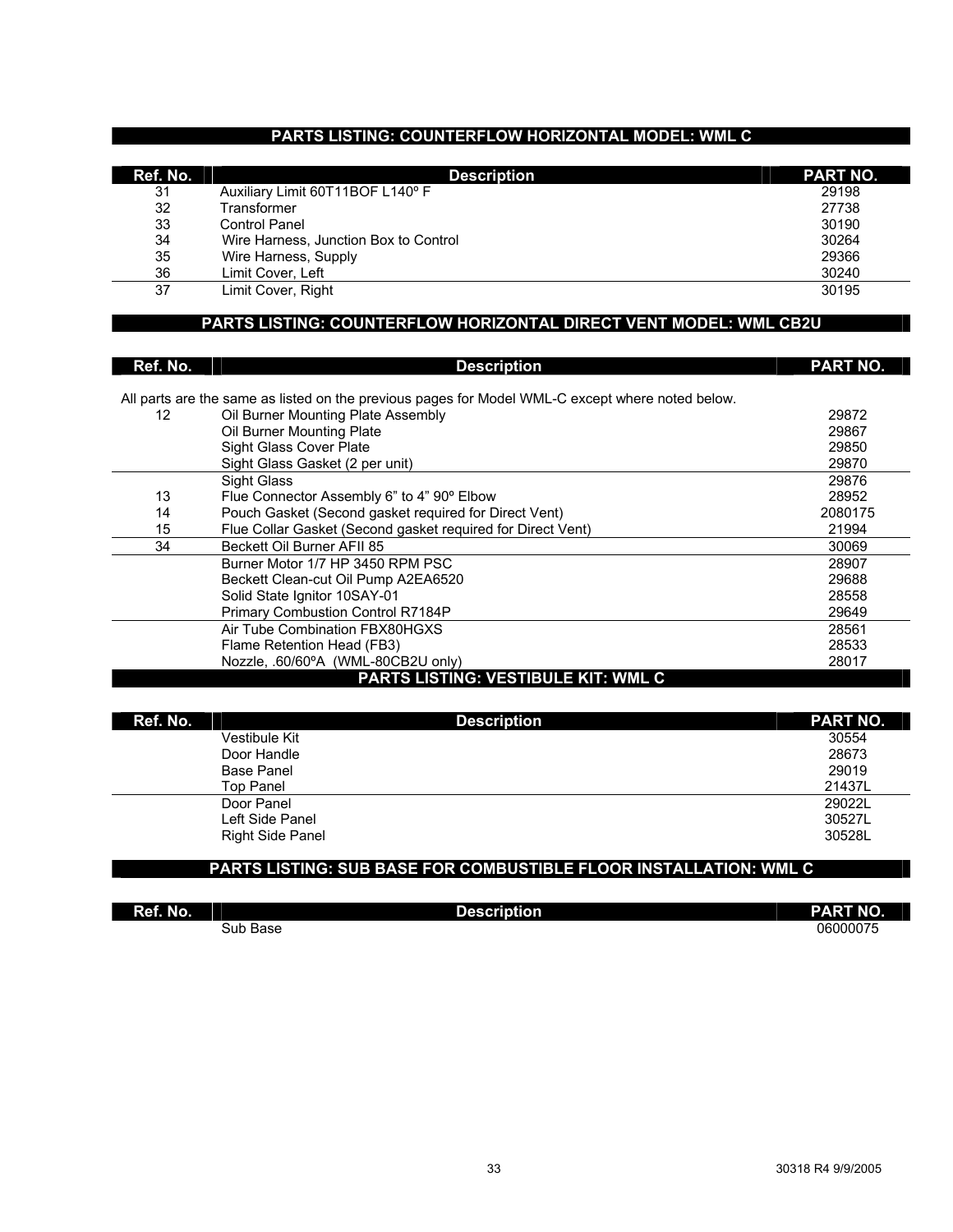## PARTS LISTING: COUNTERFLOW HORIZONTAL MODEL: WML C

| Ref. No. | Description | PART NO. |
|---|---|---|
| 31 | Auxiliary Limit 60T11BOF L140º F | 29198 |
| 32 | Transformer | 27738 |
| 33 | Control Panel | 30190 |
| 34 | Wire Harness, Junction Box to Control | 30264 |
| 35 | Wire Harness, Supply | 29366 |
| 36 | Limit Cover, Left | 30240 |
| 37 | Limit Cover, Right | 30195 |

## PARTS LISTING: COUNTERFLOW HORIZONTAL DIRECT VENT MODEL: WML CB2U

All parts are the same as listed on the previous pages for Model WML-C except where noted below.

| Ref. No. | Description | PART NO. |
|---|---|---|
| 12 | Oil Burner Mounting Plate Assembly | 29872 |
| | Oil Burner Mounting Plate | 29867 |
| | Sight Glass Cover Plate | 29850 |
| | Sight Glass Gasket (2 per unit) | 29870 |
| | Sight Glass | 29876 |
| 13 | Flue Connector Assembly 6" to 4" 90º Elbow | 28952 |
| 14 | Pouch Gasket (Second gasket required for Direct Vent) | 2080175 |
| 15 | Flue Collar Gasket (Second gasket required for Direct Vent) | 21994 |
| 34 | Beckett Oil Burner AFII 85 | 30069 |
| | Burner Motor 1/7 HP 3450 RPM PSC | 28907 |
| | Beckett Clean-cut Oil Pump A2EA6520 | 29688 |
| | Solid State Ignitor 10SAY-01 | 28558 |
| | Primary Combustion Control R7184P | 29649 |
| | Air Tube Combination FBX80HGXS | 28561 |
| | Flame Retention Head (FB3) | 28533 |
| | Nozzle, .60/60ºA (WML-80CB2U only) | 28017 |

## PARTS LISTING: VESTIBULE KIT: WML C

| Ref. No. | Description | PART NO. |
|---|---|---|
| | Vestibule Kit | 30554 |
| | Door Handle | 28673 |
| | Base Panel | 29019 |
| | Top Panel | 21437L |
| | Door Panel | 29022L |
| | Left Side Panel | 30527L |
| | Right Side Panel | 30528L |

## PARTS LISTING: SUB BASE FOR COMBUSTIBLE FLOOR INSTALLATION: WML C

| Ref. No. | Description | PART NO. |
|---|---|---|
| | Sub Base | 06000075 |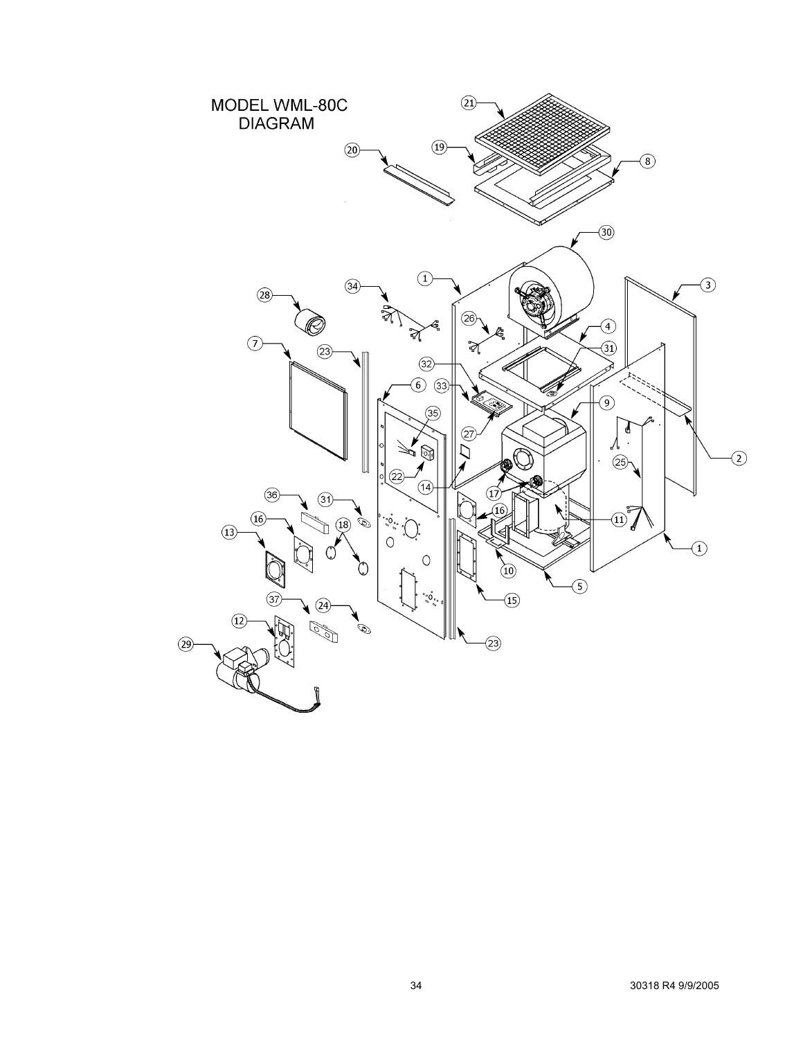# MODEL WML-80C DIAGRAM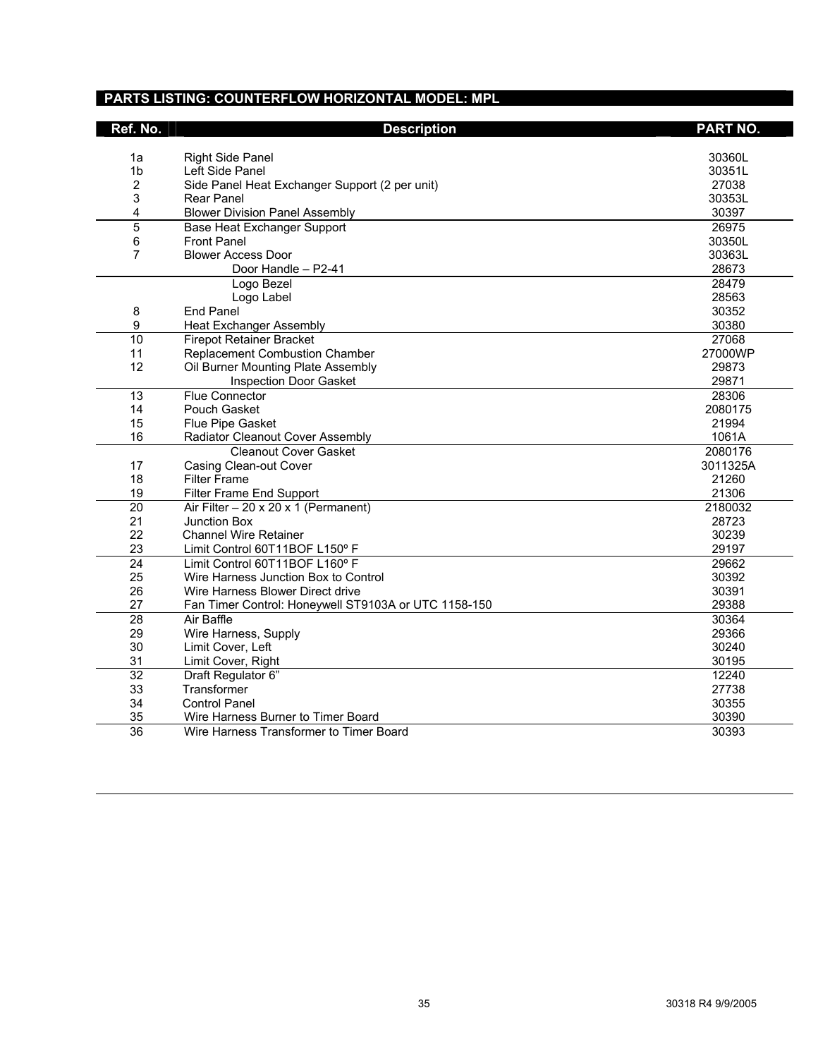## PARTS LISTING: COUNTERFLOW HORIZONTAL MODEL: MPL

| Ref. No. | Description | PART NO. |
|---|---|---|
| 1a | Right Side Panel | 30360L |
| 1b | Left Side Panel | 30351L |
| 2 | Side Panel Heat Exchanger Support (2 per unit) | 27038 |
| 3 | Rear Panel | 30353L |
| 4 | Blower Division Panel Assembly | 30397 |
| 5 | Base Heat Exchanger Support | 26975 |
| 6 | Front Panel | 30350L |
| 7 | Blower Access Door | 30363L |
| | Door Handle – P2-41 | 28673 |
| | Logo Bezel | 28479 |
| | Logo Label | 28563 |
| 8 | End Panel | 30352 |
| 9 | Heat Exchanger Assembly | 30380 |
| 10 | Firepot Retainer Bracket | 27068 |
| 11 | Replacement Combustion Chamber | 27000WP |
| 12 | Oil Burner Mounting Plate Assembly | 29873 |
| | Inspection Door Gasket | 29871 |
| 13 | Flue Connector | 28306 |
| 14 | Pouch Gasket | 2080175 |
| 15 | Flue Pipe Gasket | 21994 |
| 16 | Radiator Cleanout Cover Assembly | 1061A |
| | Cleanout Cover Gasket | 2080176 |
| 17 | Casing Clean-out Cover | 3011325A |
| 18 | Filter Frame | 21260 |
| 19 | Filter Frame End Support | 21306 |
| 20 | Air Filter – 20 x 20 x 1 (Permanent) | 2180032 |
| 21 | Junction Box | 28723 |
| 22 | Channel Wire Retainer | 30239 |
| 23 | Limit Control 60T11BOF L150º F | 29197 |
| 24 | Limit Control 60T11BOF L160º F | 29662 |
| 25 | Wire Harness Junction Box to Control | 30392 |
| 26 | Wire Harness Blower Direct drive | 30391 |
| 27 | Fan Timer Control: Honeywell ST9103A or UTC 1158-150 | 29388 |
| 28 | Air Baffle | 30364 |
| 29 | Wire Harness, Supply | 29366 |
| 30 | Limit Cover, Left | 30240 |
| 31 | Limit Cover, Right | 30195 |
| 32 | Draft Regulator 6" | 12240 |
| 33 | Transformer | 27738 |
| 34 | Control Panel | 30355 |
| 35 | Wire Harness Burner to Timer Board | 30390 |
| 36 | Wire Harness Transformer to Timer Board | 30393 |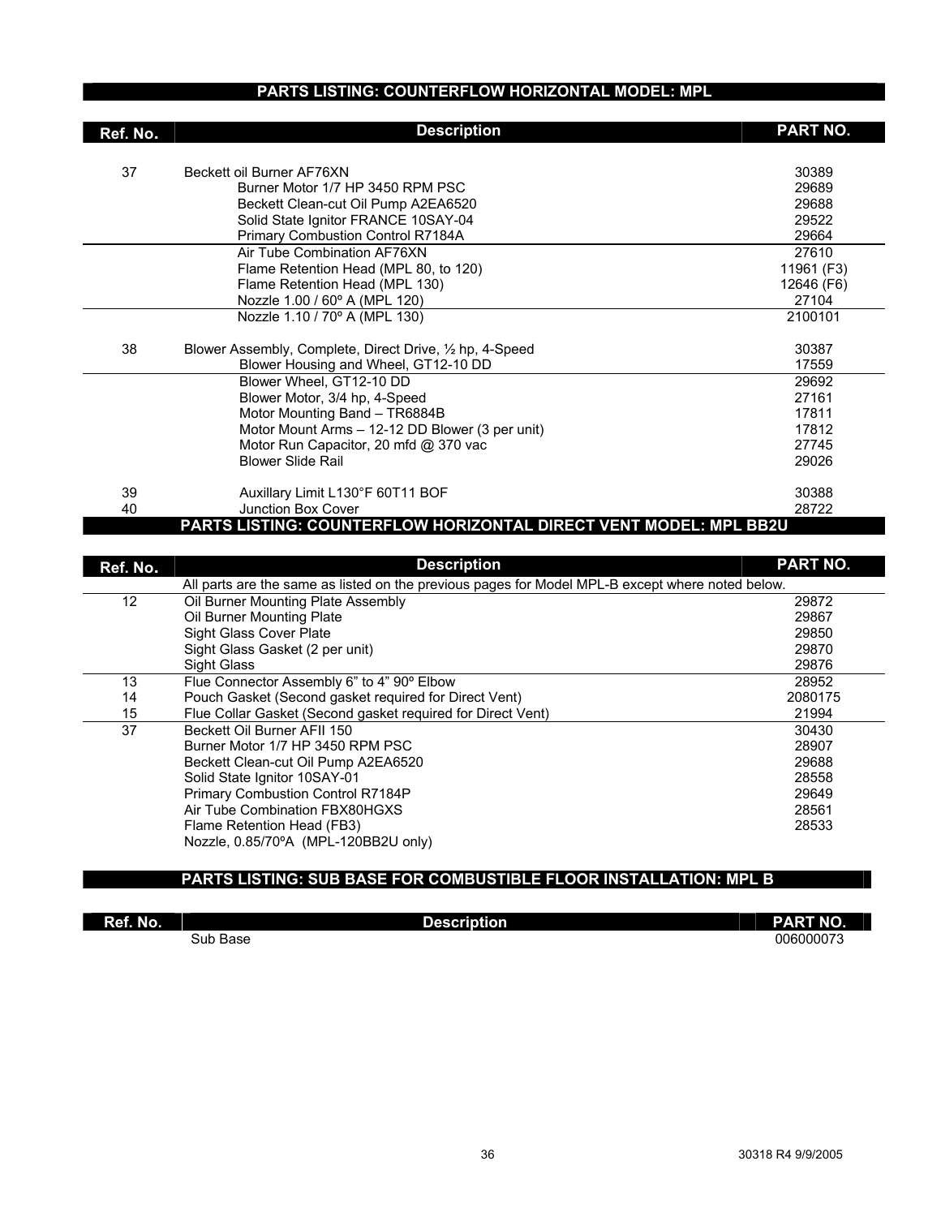## PARTS LISTING: COUNTERFLOW HORIZONTAL MODEL: MPL

| Ref. No. | Description | PART NO. |
|---|---|---|
| 37 | Beckett oil Burner AF76XN | 30389 |
| | Burner Motor 1/7 HP 3450 RPM PSC | 29689 |
| | Beckett Clean-cut Oil Pump A2EA6520 | 29688 |
| | Solid State Ignitor FRANCE 10SAY-04 | 29522 |
| | Primary Combustion Control R7184A | 29664 |
| | Air Tube Combination AF76XN | 27610 |
| | Flame Retention Head (MPL 80, to 120) | 11961 (F3) |
| | Flame Retention Head (MPL 130) | 12646 (F6) |
| | Nozzle 1.00 / 60º A (MPL 120) | 27104 |
| | Nozzle 1.10 / 70º A (MPL 130) | 2100101 |
| 38 | Blower Assembly, Complete, Direct Drive, ½ hp, 4-Speed | 30387 |
| | Blower Housing and Wheel, GT12-10 DD | 17559 |
| | Blower Wheel, GT12-10 DD | 29692 |
| | Blower Motor, 3/4 hp, 4-Speed | 27161 |
| | Motor Mounting Band – TR6884B | 17811 |
| | Motor Mount Arms – 12-12 DD Blower (3 per unit) | 17812 |
| | Motor Run Capacitor, 20 mfd @ 370 vac | 27745 |
| | Blower Slide Rail | 29026 |
| 39 | Auxillary Limit L130°F 60T11 BOF | 30388 |
| 40 | Junction Box Cover | 28722 |

## PARTS LISTING: COUNTERFLOW HORIZONTAL DIRECT VENT MODEL: MPL BB2U

| Ref. No. | Description | PART NO. |
|---|---|---|
| | All parts are the same as listed on the previous pages for Model MPL-B except where noted below. | |
| 12 | Oil Burner Mounting Plate Assembly | 29872 |
| | Oil Burner Mounting Plate | 29867 |
| | Sight Glass Cover Plate | 29850 |
| | Sight Glass Gasket (2 per unit) | 29870 |
| | Sight Glass | 29876 |
| 13 | Flue Connector Assembly 6" to 4" 90º Elbow | 28952 |
| 14 | Pouch Gasket (Second gasket required for Direct Vent) | 2080175 |
| 15 | Flue Collar Gasket (Second gasket required for Direct Vent) | 21994 |
| 37 | Beckett Oil Burner AFII 150 | 30430 |
| | Burner Motor 1/7 HP 3450 RPM PSC | 28907 |
| | Beckett Clean-cut Oil Pump A2EA6520 | 29688 |
| | Solid State Ignitor 10SAY-01 | 28558 |
| | Primary Combustion Control R7184P | 29649 |
| | Air Tube Combination FBX80HGXS | 28561 |
| | Flame Retention Head (FB3) | 28533 |
| | Nozzle, 0.85/70ºA (MPL-120BB2U only) | |

## PARTS LISTING: SUB BASE FOR COMBUSTIBLE FLOOR INSTALLATION: MPL B

| Ref. No. | Description | PART NO. |
|---|---|---|
| | Sub Base | 006000073 |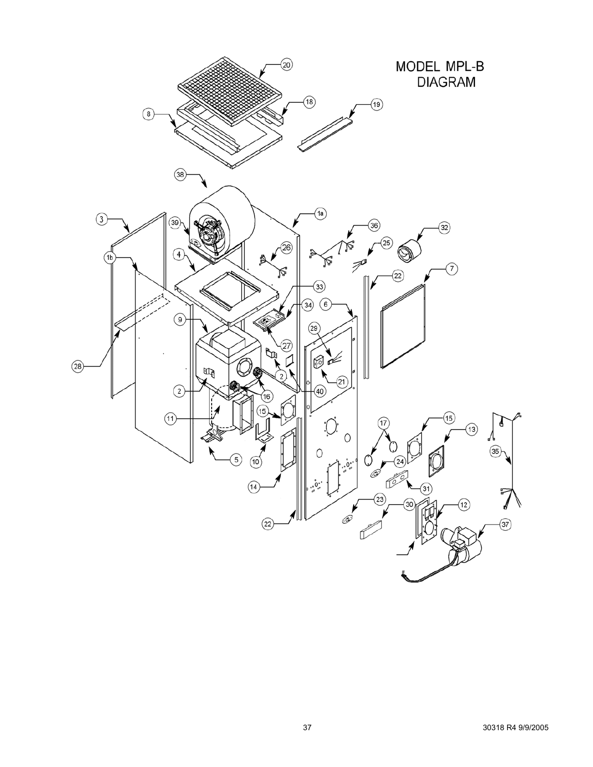# MODEL MPL-B DIAGRAM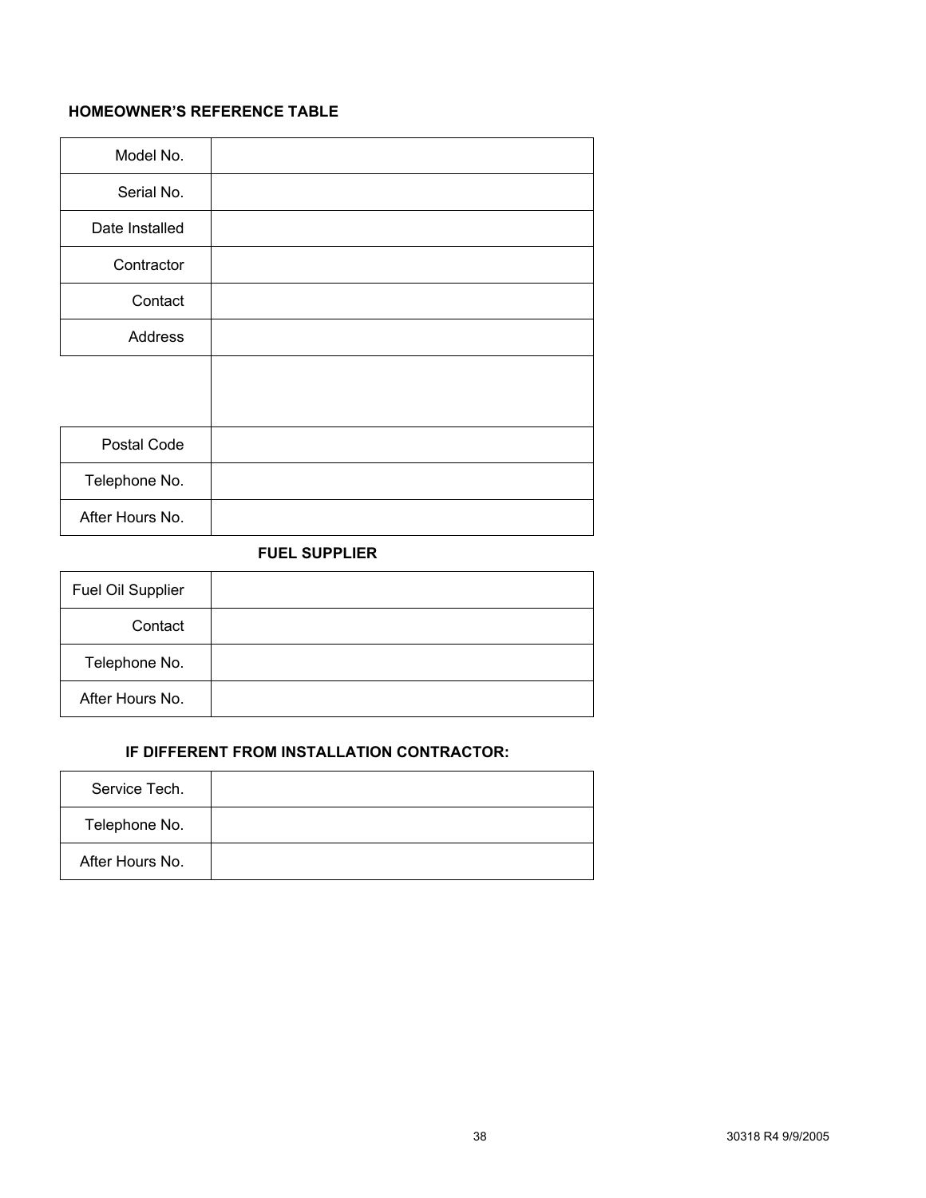**HOMEOWNER'S REFERENCE TABLE**

| | |
|---|---|
| Model No. | |
| Serial No. | |
| Date Installed | |
| Contractor | |
| Contact | |
| Address | |
| | |
| Postal Code | |
| Telephone No. | |
| After Hours No. | |

**FUEL SUPPLIER**

| | |
|---|---|
| Fuel Oil Supplier | |
| Contact | |
| Telephone No. | |
| After Hours No. | |

**IF DIFFERENT FROM INSTALLATION CONTRACTOR:**

| | |
|---|---|
| Service Tech. | |
| Telephone No. | |
| After Hours No. | |

30318 R4 9/9/2005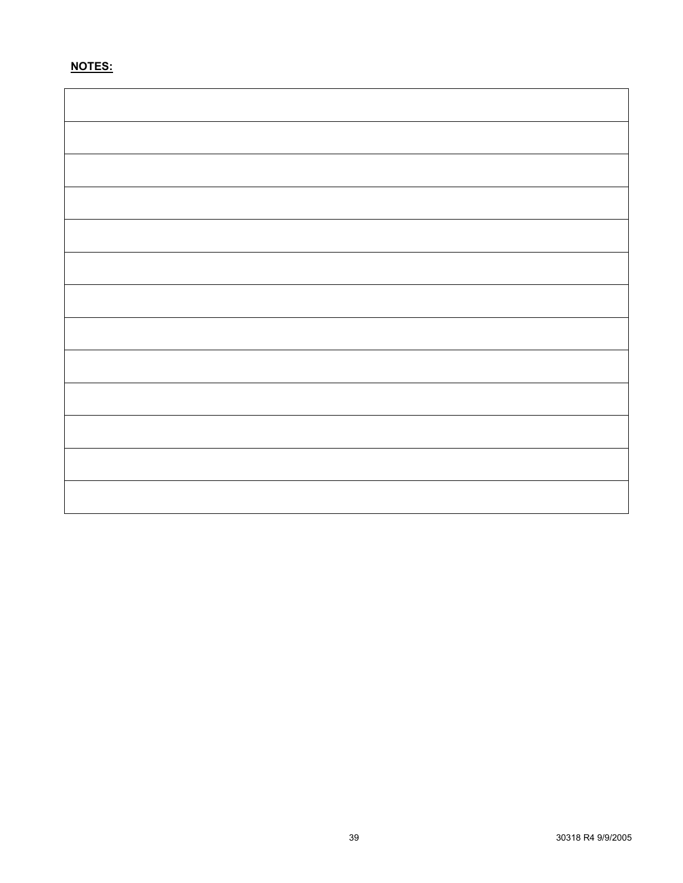**NOTES:**

| |
|---|
| |
| |
| |
| |
| |
| |
| |
| |
| |
| |
| |
| |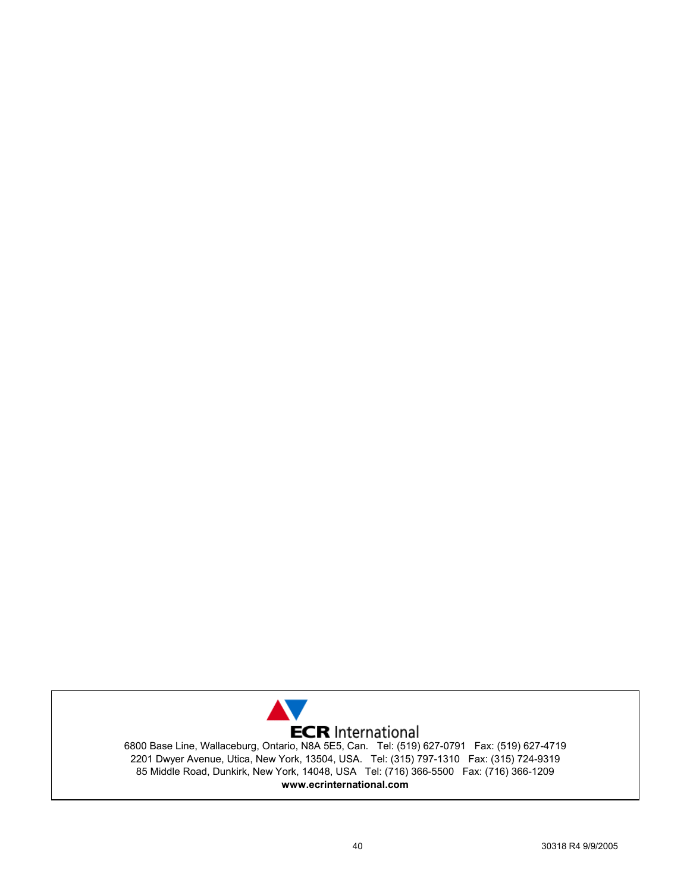ECR International

6800 Base Line, Wallaceburg, Ontario, N8A 5E5, Can. Tel: (519) 627-0791 Fax: (519) 627-4719
2201 Dwyer Avenue, Utica, New York, 13504, USA. Tel: (315) 797-1310 Fax: (315) 724-9319
85 Middle Road, Dunkirk, New York, 14048, USA Tel: (716) 366-5500 Fax: (716) 366-1209
**www.ecrinternational.com**

30318 R4 9/9/2005